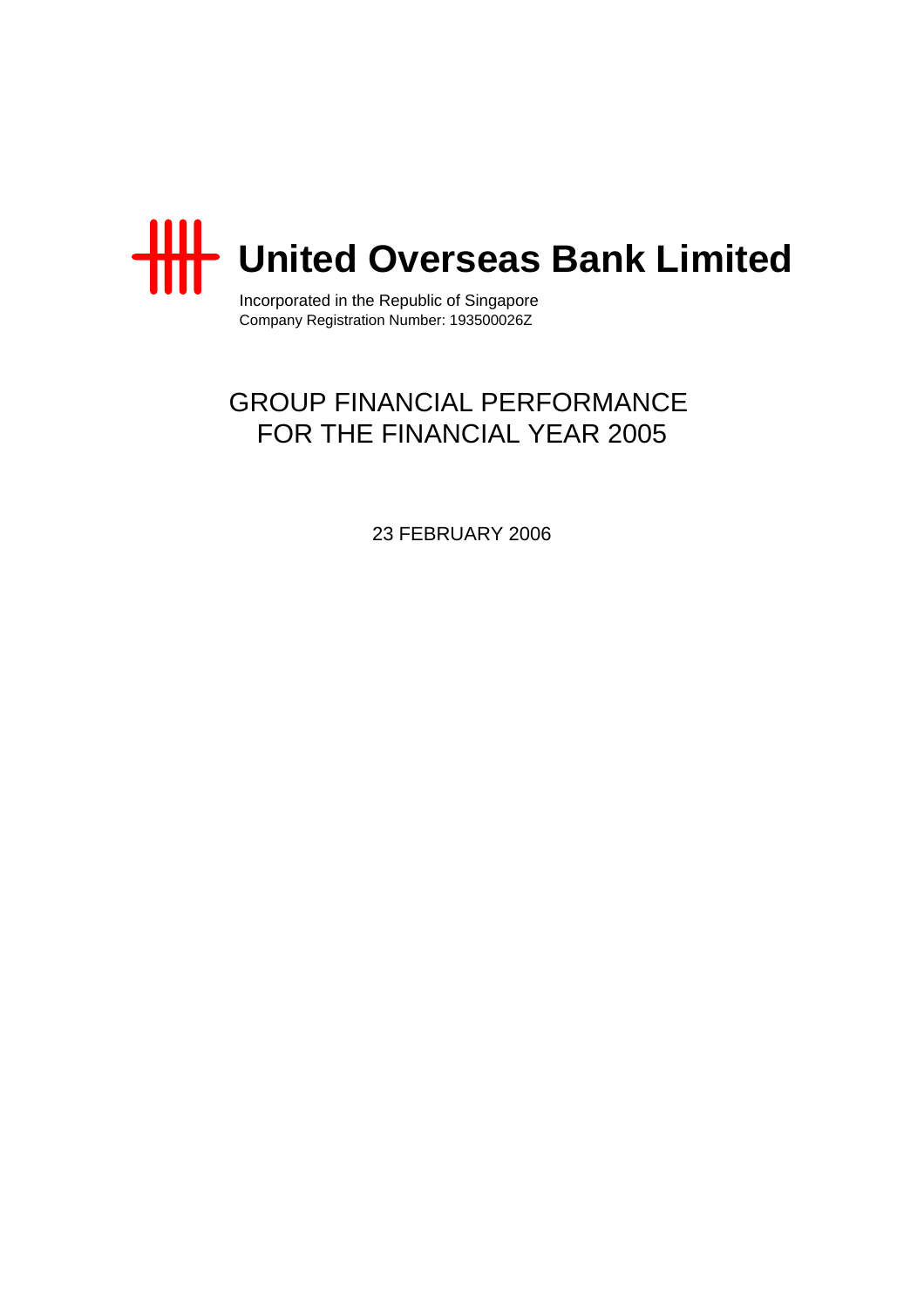# United Overseas Bank Limited

Incorporated in the Republic of Singapore
Company Registration Number: 193500026Z

## GROUP FINANCIAL PERFORMANCE FOR THE FINANCIAL YEAR 2005

23 FEBRUARY 2006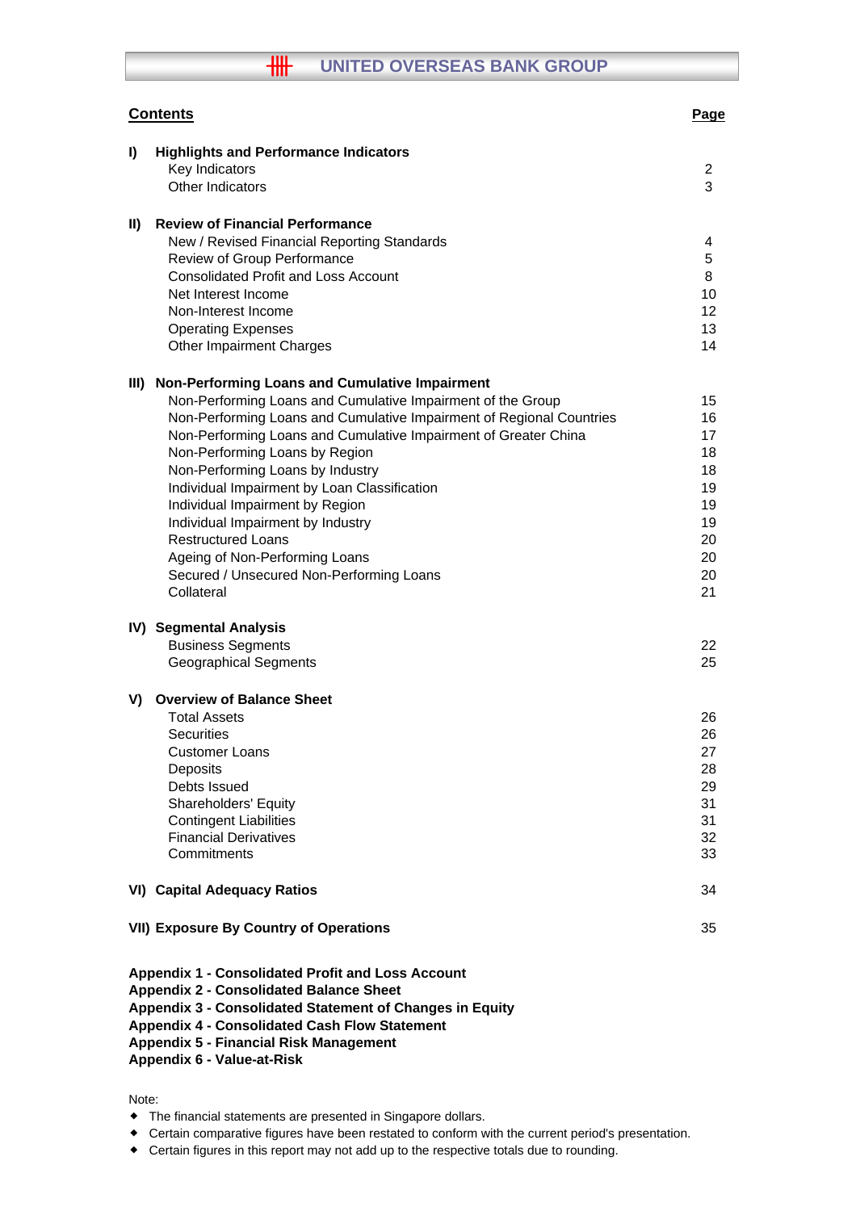# UNITED OVERSEAS BANK GROUP

| **Contents** | **Page** |
|---|---|
| **I) Highlights and Performance Indicators** | |
| Key Indicators | 2 |
| Other Indicators | 3 |
| **II) Review of Financial Performance** | |
| New / Revised Financial Reporting Standards | 4 |
| Review of Group Performance | 5 |
| Consolidated Profit and Loss Account | 8 |
| Net Interest Income | 10 |
| Non-Interest Income | 12 |
| Operating Expenses | 13 |
| Other Impairment Charges | 14 |
| **III) Non-Performing Loans and Cumulative Impairment** | |
| Non-Performing Loans and Cumulative Impairment of the Group | 15 |
| Non-Performing Loans and Cumulative Impairment of Regional Countries | 16 |
| Non-Performing Loans and Cumulative Impairment of Greater China | 17 |
| Non-Performing Loans by Region | 18 |
| Non-Performing Loans by Industry | 18 |
| Individual Impairment by Loan Classification | 19 |
| Individual Impairment by Region | 19 |
| Individual Impairment by Industry | 19 |
| Restructured Loans | 20 |
| Ageing of Non-Performing Loans | 20 |
| Secured / Unsecured Non-Performing Loans | 20 |
| Collateral | 21 |
| **IV) Segmental Analysis** | |
| Business Segments | 22 |
| Geographical Segments | 25 |
| **V) Overview of Balance Sheet** | |
| Total Assets | 26 |
| Securities | 26 |
| Customer Loans | 27 |
| Deposits | 28 |
| Debts Issued | 29 |
| Shareholders' Equity | 31 |
| Contingent Liabilities | 31 |
| Financial Derivatives | 32 |
| Commitments | 33 |
| **VI) Capital Adequacy Ratios** | 34 |
| **VII) Exposure By Country of Operations** | 35 |

**Appendix 1 - Consolidated Profit and Loss Account**
**Appendix 2 - Consolidated Balance Sheet**
**Appendix 3 - Consolidated Statement of Changes in Equity**
**Appendix 4 - Consolidated Cash Flow Statement**
**Appendix 5 - Financial Risk Management**
**Appendix 6 - Value-at-Risk**

Note:
- The financial statements are presented in Singapore dollars.
- Certain comparative figures have been restated to conform with the current period's presentation.
- Certain figures in this report may not add up to the respective totals due to rounding.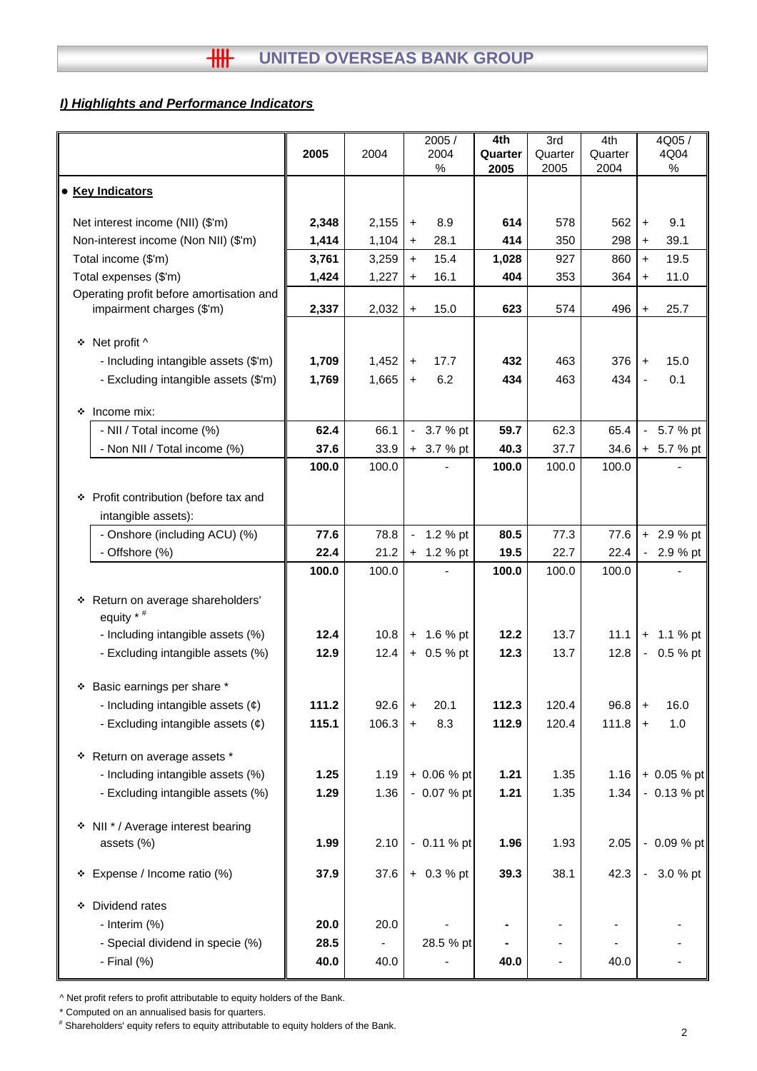## I) Highlights and Performance Indicators

| | 2005 | 2004 | 2005 / 2004 % | 4th Quarter 2005 | 3rd Quarter 2005 | 4th Quarter 2004 | 4Q05 / 4Q04 % |
|---|---|---|---|---|---|---|---|
| • **Key Indicators** | | | | | | | |
| Net interest income (NII) ($'m) | **2,348** | 2,155 | + 8.9 | **614** | 578 | 562 | + 9.1 |
| Non-interest income (Non NII) ($'m) | **1,414** | 1,104 | + 28.1 | **414** | 350 | 298 | + 39.1 |
| Total income ($'m) | **3,761** | 3,259 | + 15.4 | **1,028** | 927 | 860 | + 19.5 |
| Total expenses ($'m) | **1,424** | 1,227 | + 16.1 | **404** | 353 | 364 | + 11.0 |
| Operating profit before amortisation and impairment charges ($'m) | **2,337** | 2,032 | + 15.0 | **623** | 574 | 496 | + 25.7 |
| ❖ Net profit ^ | | | | | | | |
| - Including intangible assets ($'m) | **1,709** | 1,452 | + 17.7 | **432** | 463 | 376 | + 15.0 |
| - Excluding intangible assets ($'m) | **1,769** | 1,665 | + 6.2 | **434** | 463 | 434 | - 0.1 |
| ❖ Income mix: | | | | | | | |
| - NII / Total income (%) | **62.4** | 66.1 | - 3.7 % pt | **59.7** | 62.3 | 65.4 | - 5.7 % pt |
| - Non NII / Total income (%) | **37.6** | 33.9 | + 3.7 % pt | **40.3** | 37.7 | 34.6 | + 5.7 % pt |
| | **100.0** | 100.0 | - | **100.0** | 100.0 | 100.0 | - |
| ❖ Profit contribution (before tax and intangible assets): | | | | | | | |
| - Onshore (including ACU) (%) | **77.6** | 78.8 | - 1.2 % pt | **80.5** | 77.3 | 77.6 | + 2.9 % pt |
| - Offshore (%) | **22.4** | 21.2 | + 1.2 % pt | **19.5** | 22.7 | 22.4 | - 2.9 % pt |
| | **100.0** | 100.0 | - | **100.0** | 100.0 | 100.0 | - |
| ❖ Return on average shareholders' equity * # | | | | | | | |
| - Including intangible assets (%) | **12.4** | 10.8 | + 1.6 % pt | **12.2** | 13.7 | 11.1 | + 1.1 % pt |
| - Excluding intangible assets (%) | **12.9** | 12.4 | + 0.5 % pt | **12.3** | 13.7 | 12.8 | - 0.5 % pt |
| ❖ Basic earnings per share * | | | | | | | |
| - Including intangible assets (¢) | **111.2** | 92.6 | + 20.1 | **112.3** | 120.4 | 96.8 | + 16.0 |
| - Excluding intangible assets (¢) | **115.1** | 106.3 | + 8.3 | **112.9** | 120.4 | 111.8 | + 1.0 |
| ❖ Return on average assets * | | | | | | | |
| - Including intangible assets (%) | **1.25** | 1.19 | + 0.06 % pt | **1.21** | 1.35 | 1.16 | + 0.05 % pt |
| - Excluding intangible assets (%) | **1.29** | 1.36 | - 0.07 % pt | **1.21** | 1.35 | 1.34 | - 0.13 % pt |
| ❖ NII * / Average interest bearing assets (%) | **1.99** | 2.10 | - 0.11 % pt | **1.96** | 1.93 | 2.05 | - 0.09 % pt |
| ❖ Expense / Income ratio (%) | **37.9** | 37.6 | + 0.3 % pt | **39.3** | 38.1 | 42.3 | - 3.0 % pt |
| ❖ Dividend rates | | | | | | | |
| - Interim (%) | **20.0** | 20.0 | - | **-** | - | - | - |
| - Special dividend in specie (%) | **28.5** | - | 28.5 % pt | **-** | - | - | - |
| - Final (%) | **40.0** | 40.0 | - | **40.0** | - | 40.0 | - |

^ Net profit refers to profit attributable to equity holders of the Bank.

\* Computed on an annualised basis for quarters.

# Shareholders' equity refers to equity attributable to equity holders of the Bank.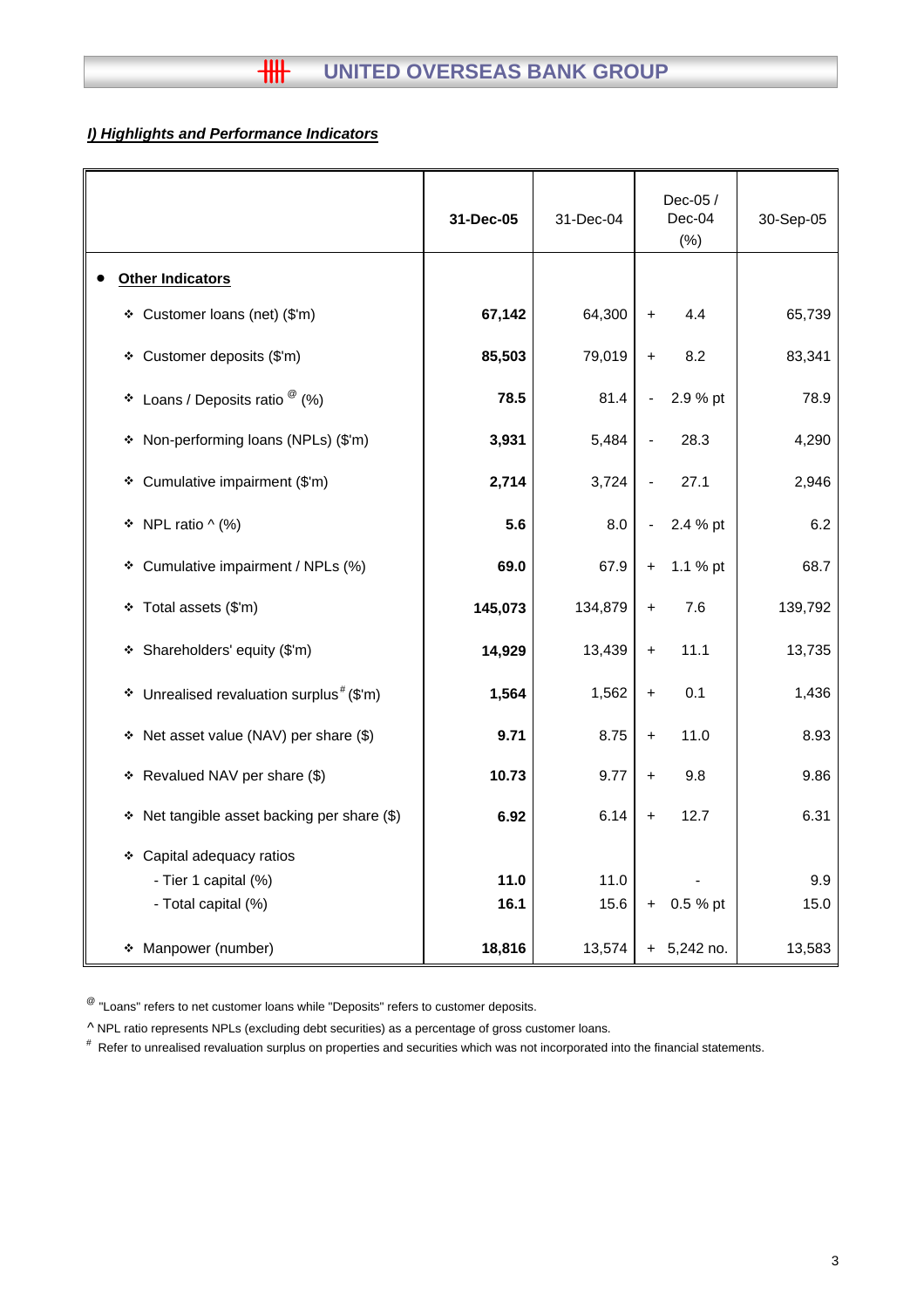## *I) Highlights and Performance Indicators*

| | **31-Dec-05** | 31-Dec-04 | Dec-05 / Dec-04 (%) | 30-Sep-05 |
|---|---|---|---|---|
| • **Other Indicators** | | | | |
| ❖ Customer loans (net) ($'m) | **67,142** | 64,300 | + 4.4 | 65,739 |
| ❖ Customer deposits ($'m) | **85,503** | 79,019 | + 8.2 | 83,341 |
| ❖ Loans / Deposits ratio @ (%) | **78.5** | 81.4 | - 2.9 % pt | 78.9 |
| ❖ Non-performing loans (NPLs) ($'m) | **3,931** | 5,484 | - 28.3 | 4,290 |
| ❖ Cumulative impairment ($'m) | **2,714** | 3,724 | - 27.1 | 2,946 |
| ❖ NPL ratio ^ (%) | **5.6** | 8.0 | - 2.4 % pt | 6.2 |
| ❖ Cumulative impairment / NPLs (%) | **69.0** | 67.9 | + 1.1 % pt | 68.7 |
| ❖ Total assets ($'m) | **145,073** | 134,879 | + 7.6 | 139,792 |
| ❖ Shareholders' equity ($'m) | **14,929** | 13,439 | + 11.1 | 13,735 |
| ❖ Unrealised revaluation surplus # ($'m) | **1,564** | 1,562 | + 0.1 | 1,436 |
| ❖ Net asset value (NAV) per share ($) | **9.71** | 8.75 | + 11.0 | 8.93 |
| ❖ Revalued NAV per share ($) | **10.73** | 9.77 | + 9.8 | 9.86 |
| ❖ Net tangible asset backing per share ($) | **6.92** | 6.14 | + 12.7 | 6.31 |
| ❖ Capital adequacy ratios | | | | |
| - Tier 1 capital (%) | **11.0** | 11.0 | - | 9.9 |
| - Total capital (%) | **16.1** | 15.6 | + 0.5 % pt | 15.0 |
| ❖ Manpower (number) | **18,816** | 13,574 | + 5,242 no. | 13,583 |

@ "Loans" refers to net customer loans while "Deposits" refers to customer deposits.

^ NPL ratio represents NPLs (excluding debt securities) as a percentage of gross customer loans.

# Refer to unrealised revaluation surplus on properties and securities which was not incorporated into the financial statements.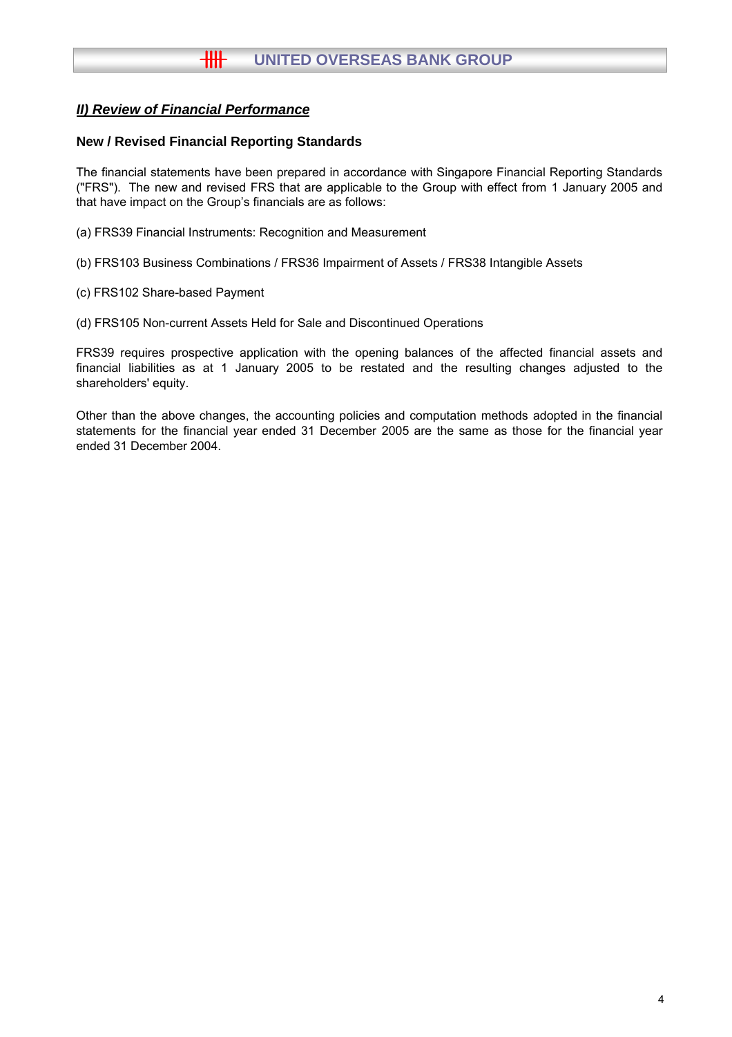## ***II) Review of Financial Performance***

### New / Revised Financial Reporting Standards

The financial statements have been prepared in accordance with Singapore Financial Reporting Standards ("FRS"). The new and revised FRS that are applicable to the Group with effect from 1 January 2005 and that have impact on the Group's financials are as follows:

(a) FRS39 Financial Instruments: Recognition and Measurement

(b) FRS103 Business Combinations / FRS36 Impairment of Assets / FRS38 Intangible Assets

(c) FRS102 Share-based Payment

(d) FRS105 Non-current Assets Held for Sale and Discontinued Operations

FRS39 requires prospective application with the opening balances of the affected financial assets and financial liabilities as at 1 January 2005 to be restated and the resulting changes adjusted to the shareholders' equity.

Other than the above changes, the accounting policies and computation methods adopted in the financial statements for the financial year ended 31 December 2005 are the same as those for the financial year ended 31 December 2004.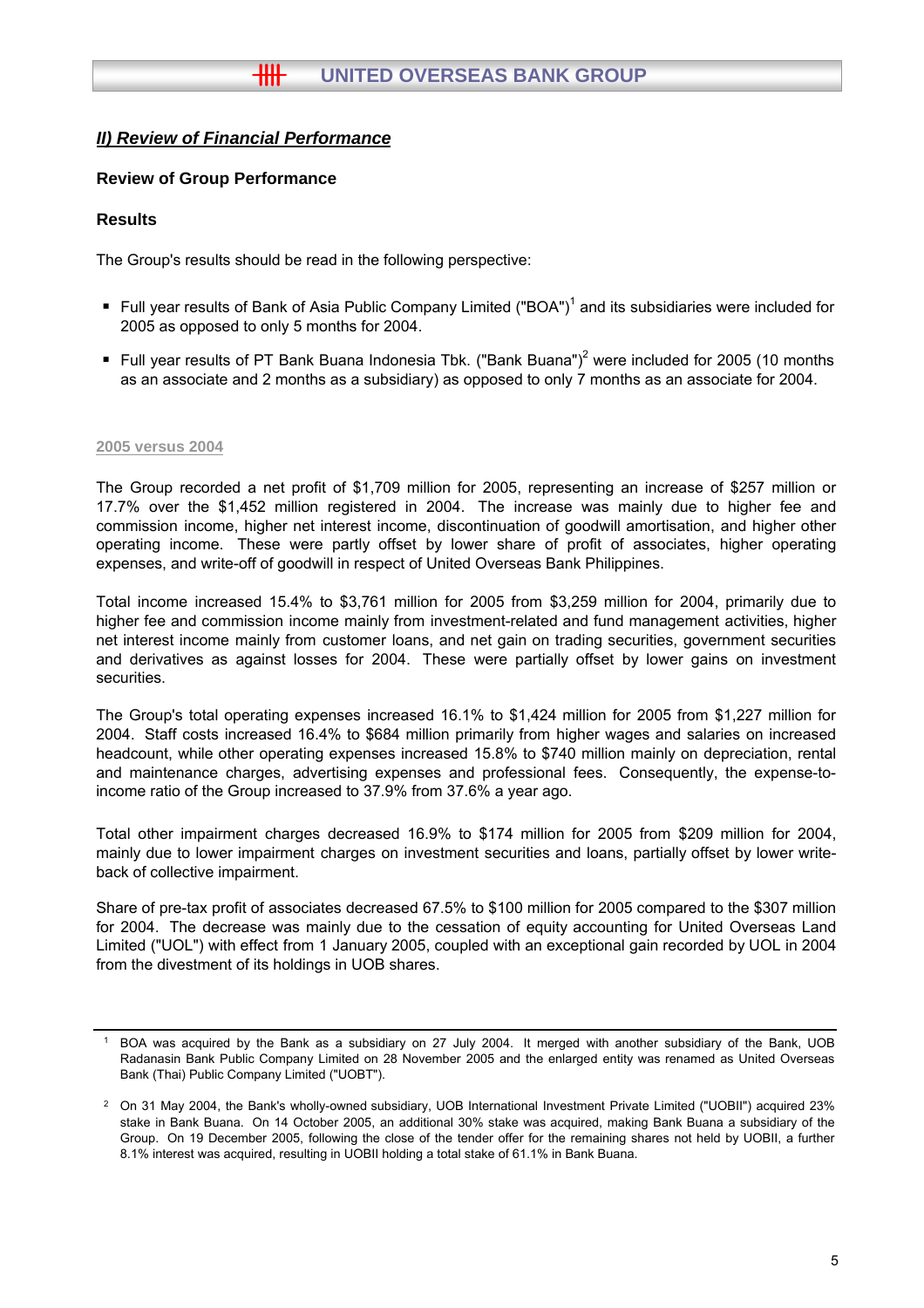## *II) Review of Financial Performance*

### Review of Group Performance

### Results

The Group's results should be read in the following perspective:

- Full year results of Bank of Asia Public Company Limited ("BOA")[1] and its subsidiaries were included for 2005 as opposed to only 5 months for 2004.
- Full year results of PT Bank Buana Indonesia Tbk. ("Bank Buana")[2] were included for 2005 (10 months as an associate and 2 months as a subsidiary) as opposed to only 7 months as an associate for 2004.

**2005 versus 2004**

The Group recorded a net profit of $1,709 million for 2005, representing an increase of $257 million or 17.7% over the $1,452 million registered in 2004. The increase was mainly due to higher fee and commission income, higher net interest income, discontinuation of goodwill amortisation, and higher other operating income. These were partly offset by lower share of profit of associates, higher operating expenses, and write-off of goodwill in respect of United Overseas Bank Philippines.

Total income increased 15.4% to $3,761 million for 2005 from $3,259 million for 2004, primarily due to higher fee and commission income mainly from investment-related and fund management activities, higher net interest income mainly from customer loans, and net gain on trading securities, government securities and derivatives as against losses for 2004. These were partially offset by lower gains on investment securities.

The Group's total operating expenses increased 16.1% to $1,424 million for 2005 from $1,227 million for 2004. Staff costs increased 16.4% to $684 million primarily from higher wages and salaries on increased headcount, while other operating expenses increased 15.8% to $740 million mainly on depreciation, rental and maintenance charges, advertising expenses and professional fees. Consequently, the expense-to-income ratio of the Group increased to 37.9% from 37.6% a year ago.

Total other impairment charges decreased 16.9% to $174 million for 2005 from $209 million for 2004, mainly due to lower impairment charges on investment securities and loans, partially offset by lower write-back of collective impairment.

Share of pre-tax profit of associates decreased 67.5% to $100 million for 2005 compared to the $307 million for 2004. The decrease was mainly due to the cessation of equity accounting for United Overseas Land Limited ("UOL") with effect from 1 January 2005, coupled with an exceptional gain recorded by UOL in 2004 from the divestment of its holdings in UOB shares.

---

[1] BOA was acquired by the Bank as a subsidiary on 27 July 2004. It merged with another subsidiary of the Bank, UOB Radanasin Bank Public Company Limited on 28 November 2005 and the enlarged entity was renamed as United Overseas Bank (Thai) Public Company Limited ("UOBT").

[2] On 31 May 2004, the Bank's wholly-owned subsidiary, UOB International Investment Private Limited ("UOBII") acquired 23% stake in Bank Buana. On 14 October 2005, an additional 30% stake was acquired, making Bank Buana a subsidiary of the Group. On 19 December 2005, following the close of the tender offer for the remaining shares not held by UOBII, a further 8.1% interest was acquired, resulting in UOBII holding a total stake of 61.1% in Bank Buana.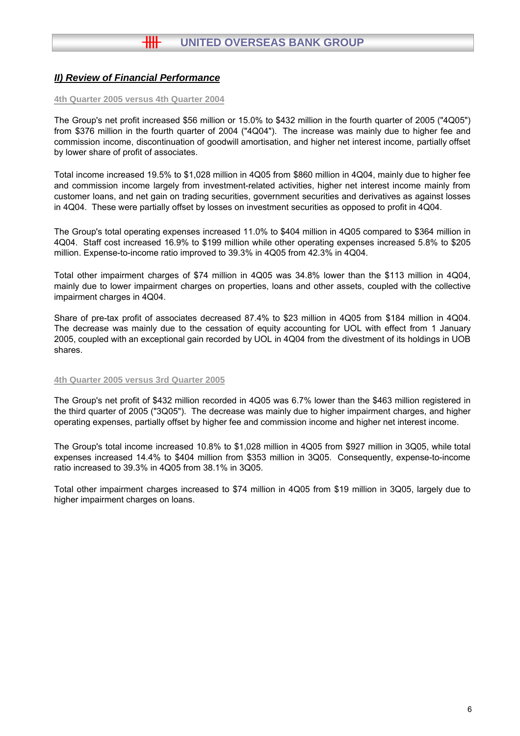## *II) Review of Financial Performance*

### 4th Quarter 2005 versus 4th Quarter 2004

The Group's net profit increased $56 million or 15.0% to $432 million in the fourth quarter of 2005 ("4Q05") from $376 million in the fourth quarter of 2004 ("4Q04"). The increase was mainly due to higher fee and commission income, discontinuation of goodwill amortisation, and higher net interest income, partially offset by lower share of profit of associates.

Total income increased 19.5% to $1,028 million in 4Q05 from $860 million in 4Q04, mainly due to higher fee and commission income largely from investment-related activities, higher net interest income mainly from customer loans, and net gain on trading securities, government securities and derivatives as against losses in 4Q04. These were partially offset by losses on investment securities as opposed to profit in 4Q04.

The Group's total operating expenses increased 11.0% to $404 million in 4Q05 compared to $364 million in 4Q04. Staff cost increased 16.9% to $199 million while other operating expenses increased 5.8% to $205 million. Expense-to-income ratio improved to 39.3% in 4Q05 from 42.3% in 4Q04.

Total other impairment charges of $74 million in 4Q05 was 34.8% lower than the $113 million in 4Q04, mainly due to lower impairment charges on properties, loans and other assets, coupled with the collective impairment charges in 4Q04.

Share of pre-tax profit of associates decreased 87.4% to $23 million in 4Q05 from $184 million in 4Q04. The decrease was mainly due to the cessation of equity accounting for UOL with effect from 1 January 2005, coupled with an exceptional gain recorded by UOL in 4Q04 from the divestment of its holdings in UOB shares.

### 4th Quarter 2005 versus 3rd Quarter 2005

The Group's net profit of $432 million recorded in 4Q05 was 6.7% lower than the $463 million registered in the third quarter of 2005 ("3Q05"). The decrease was mainly due to higher impairment charges, and higher operating expenses, partially offset by higher fee and commission income and higher net interest income.

The Group's total income increased 10.8% to $1,028 million in 4Q05 from $927 million in 3Q05, while total expenses increased 14.4% to $404 million from $353 million in 3Q05. Consequently, expense-to-income ratio increased to 39.3% in 4Q05 from 38.1% in 3Q05.

Total other impairment charges increased to $74 million in 4Q05 from $19 million in 3Q05, largely due to higher impairment charges on loans.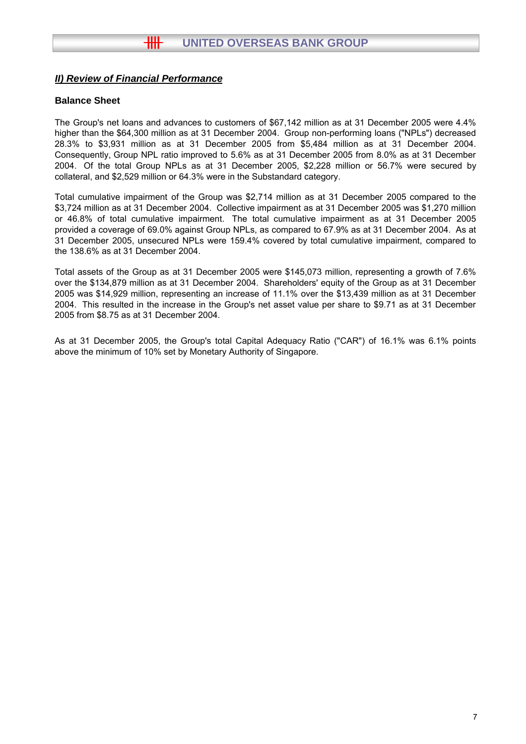## *II) Review of Financial Performance*

### Balance Sheet

The Group's net loans and advances to customers of $67,142 million as at 31 December 2005 were 4.4% higher than the $64,300 million as at 31 December 2004. Group non-performing loans ("NPLs") decreased 28.3% to $3,931 million as at 31 December 2005 from $5,484 million as at 31 December 2004. Consequently, Group NPL ratio improved to 5.6% as at 31 December 2005 from 8.0% as at 31 December 2004. Of the total Group NPLs as at 31 December 2005, $2,228 million or 56.7% were secured by collateral, and $2,529 million or 64.3% were in the Substandard category.

Total cumulative impairment of the Group was $2,714 million as at 31 December 2005 compared to the $3,724 million as at 31 December 2004. Collective impairment as at 31 December 2005 was $1,270 million or 46.8% of total cumulative impairment. The total cumulative impairment as at 31 December 2005 provided a coverage of 69.0% against Group NPLs, as compared to 67.9% as at 31 December 2004. As at 31 December 2005, unsecured NPLs were 159.4% covered by total cumulative impairment, compared to the 138.6% as at 31 December 2004.

Total assets of the Group as at 31 December 2005 were $145,073 million, representing a growth of 7.6% over the $134,879 million as at 31 December 2004. Shareholders' equity of the Group as at 31 December 2005 was $14,929 million, representing an increase of 11.1% over the $13,439 million as at 31 December 2004. This resulted in the increase in the Group's net asset value per share to $9.71 as at 31 December 2005 from $8.75 as at 31 December 2004.

As at 31 December 2005, the Group's total Capital Adequacy Ratio ("CAR") of 16.1% was 6.1% points above the minimum of 10% set by Monetary Authority of Singapore.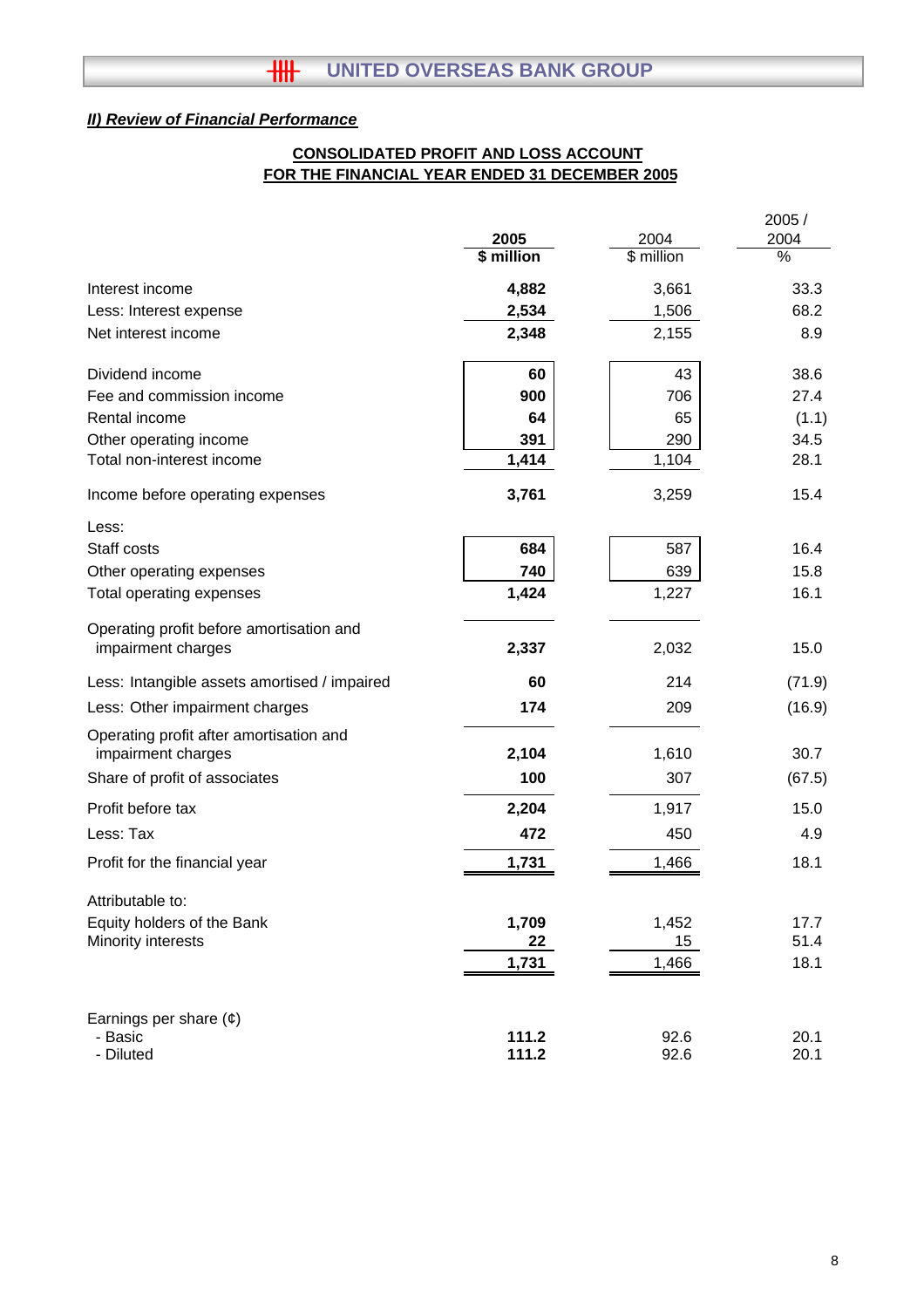## *II) Review of Financial Performance*

**CONSOLIDATED PROFIT AND LOSS ACCOUNT**
**FOR THE FINANCIAL YEAR ENDED 31 DECEMBER 2005**

| | **2005** | 2004 | 2005 / 2004 |
|---|---|---|---|
| | **$ million** | $ million | % |
| Interest income | **4,882** | 3,661 | 33.3 |
| Less: Interest expense | **2,534** | 1,506 | 68.2 |
| Net interest income | **2,348** | 2,155 | 8.9 |
| | | | |
| Dividend income | **60** | 43 | 38.6 |
| Fee and commission income | **900** | 706 | 27.4 |
| Rental income | **64** | 65 | (1.1) |
| Other operating income | **391** | 290 | 34.5 |
| Total non-interest income | **1,414** | 1,104 | 28.1 |
| | | | |
| Income before operating expenses | **3,761** | 3,259 | 15.4 |
| | | | |
| Less: | | | |
| Staff costs | **684** | 587 | 16.4 |
| Other operating expenses | **740** | 639 | 15.8 |
| Total operating expenses | **1,424** | 1,227 | 16.1 |
| | | | |
| Operating profit before amortisation and impairment charges | **2,337** | 2,032 | 15.0 |
| | | | |
| Less: Intangible assets amortised / impaired | **60** | 214 | (71.9) |
| Less: Other impairment charges | **174** | 209 | (16.9) |
| | | | |
| Operating profit after amortisation and impairment charges | **2,104** | 1,610 | 30.7 |
| Share of profit of associates | **100** | 307 | (67.5) |
| | | | |
| Profit before tax | **2,204** | 1,917 | 15.0 |
| Less: Tax | **472** | 450 | 4.9 |
| | | | |
| Profit for the financial year | **1,731** | 1,466 | 18.1 |
| | | | |
| Attributable to: | | | |
| Equity holders of the Bank | **1,709** | 1,452 | 17.7 |
| Minority interests | **22** | 15 | 51.4 |
| | **1,731** | 1,466 | 18.1 |
| | | | |
| Earnings per share (¢) | | | |
| - Basic | **111.2** | 92.6 | 20.1 |
| - Diluted | **111.2** | 92.6 | 20.1 |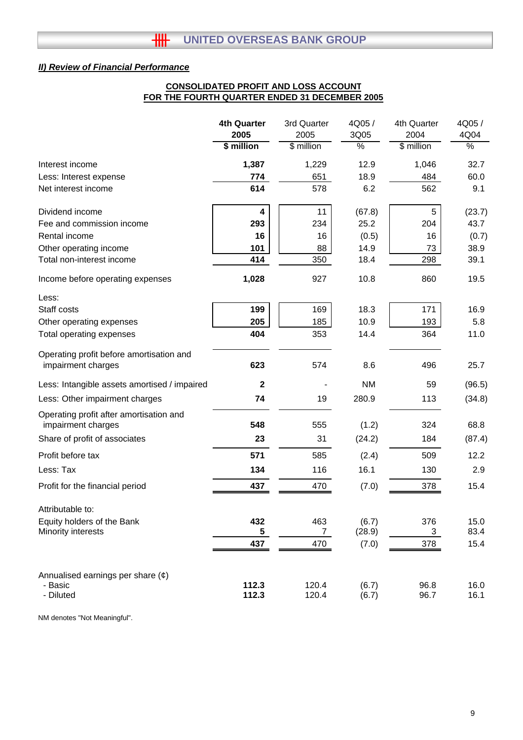## *II) Review of Financial Performance*

**CONSOLIDATED PROFIT AND LOSS ACCOUNT**
**FOR THE FOURTH QUARTER ENDED 31 DECEMBER 2005**

| | **4th Quarter 2005** | 3rd Quarter 2005 | 4Q05 / 3Q05 | 4th Quarter 2004 | 4Q05 / 4Q04 |
|---|---|---|---|---|---|
| | **$ million** | $ million | % | $ million | % |
| Interest income | **1,387** | 1,229 | 12.9 | 1,046 | 32.7 |
| Less: Interest expense | **774** | 651 | 18.9 | 484 | 60.0 |
| Net interest income | **614** | 578 | 6.2 | 562 | 9.1 |
| Dividend income | **4** | 11 | (67.8) | 5 | (23.7) |
| Fee and commission income | **293** | 234 | 25.2 | 204 | 43.7 |
| Rental income | **16** | 16 | (0.5) | 16 | (0.7) |
| Other operating income | **101** | 88 | 14.9 | 73 | 38.9 |
| Total non-interest income | **414** | 350 | 18.4 | 298 | 39.1 |
| Income before operating expenses | **1,028** | 927 | 10.8 | 860 | 19.5 |
| Less: | | | | | |
| Staff costs | **199** | 169 | 18.3 | 171 | 16.9 |
| Other operating expenses | **205** | 185 | 10.9 | 193 | 5.8 |
| Total operating expenses | **404** | 353 | 14.4 | 364 | 11.0 |
| Operating profit before amortisation and impairment charges | **623** | 574 | 8.6 | 496 | 25.7 |
| Less: Intangible assets amortised / impaired | **2** | - | NM | 59 | (96.5) |
| Less: Other impairment charges | **74** | 19 | 280.9 | 113 | (34.8) |
| Operating profit after amortisation and impairment charges | **548** | 555 | (1.2) | 324 | 68.8 |
| Share of profit of associates | **23** | 31 | (24.2) | 184 | (87.4) |
| Profit before tax | **571** | 585 | (2.4) | 509 | 12.2 |
| Less: Tax | **134** | 116 | 16.1 | 130 | 2.9 |
| Profit for the financial period | **437** | 470 | (7.0) | 378 | 15.4 |
| Attributable to: | | | | | |
| Equity holders of the Bank | **432** | 463 | (6.7) | 376 | 15.0 |
| Minority interests | **5** | 7 | (28.9) | 3 | 83.4 |
| | **437** | 470 | (7.0) | 378 | 15.4 |
| Annualised earnings per share (¢) | | | | | |
| - Basic | **112.3** | 120.4 | (6.7) | 96.8 | 16.0 |
| - Diluted | **112.3** | 120.4 | (6.7) | 96.7 | 16.1 |

NM denotes "Not Meaningful".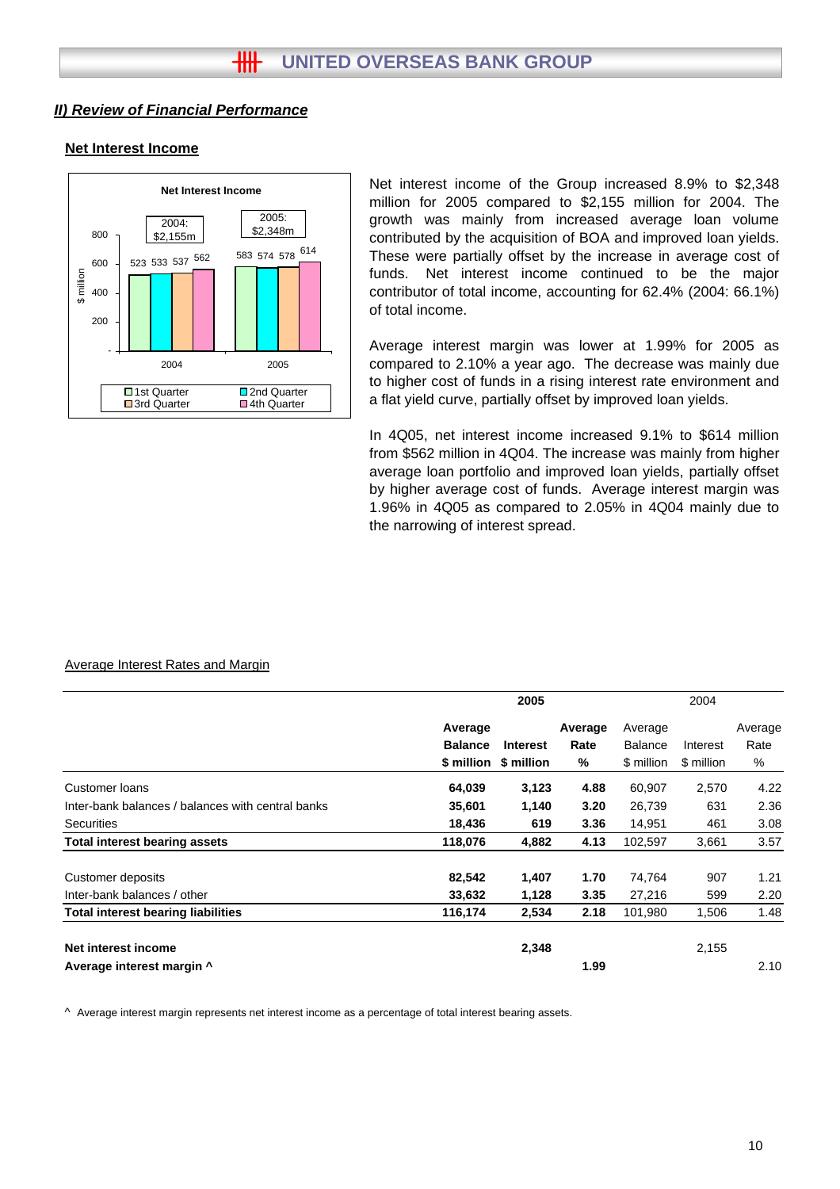## II) Review of Financial Performance

### Net Interest Income

Net interest income of the Group increased 8.9% to $2,348 million for 2005 compared to $2,155 million for 2004. The growth was mainly from increased average loan volume contributed by the acquisition of BOA and improved loan yields. These were partially offset by the increase in average cost of funds. Net interest income continued to be the major contributor of total income, accounting for 62.4% (2004: 66.1%) of total income.

Average interest margin was lower at 1.99% for 2005 as compared to 2.10% a year ago. The decrease was mainly due to higher cost of funds in a rising interest rate environment and a flat yield curve, partially offset by improved loan yields.

In 4Q05, net interest income increased 9.1% to $614 million from $562 million in 4Q04. The increase was mainly from higher average loan portfolio and improved loan yields, partially offset by higher average cost of funds. Average interest margin was 1.96% in 4Q05 as compared to 2.05% in 4Q04 mainly due to the narrowing of interest spread.

Net Interest Income ($ million)

| | 1st Quarter | 2nd Quarter | 3rd Quarter | 4th Quarter | Total |
|---|---|---|---|---|---|
| 2004 | 523 | 533 | 537 | 562 | $2,155m |
| 2005 | 583 | 574 | 578 | 614 | $2,348m |

Average Interest Rates and Margin

| | **2005** | | | 2004 | | |
|---|---|---|---|---|---|---|
| | **Average Balance $ million** | **Interest $ million** | **Average Rate %** | Average Balance $ million | Interest $ million | Average Rate % |
| Customer loans | **64,039** | **3,123** | **4.88** | 60,907 | 2,570 | 4.22 |
| Inter-bank balances / balances with central banks | **35,601** | **1,140** | **3.20** | 26,739 | 631 | 2.36 |
| Securities | **18,436** | **619** | **3.36** | 14,951 | 461 | 3.08 |
| **Total interest bearing assets** | **118,076** | **4,882** | **4.13** | 102,597 | 3,661 | 3.57 |
| Customer deposits | **82,542** | **1,407** | **1.70** | 74,764 | 907 | 1.21 |
| Inter-bank balances / other | **33,632** | **1,128** | **3.35** | 27,216 | 599 | 2.20 |
| **Total interest bearing liabilities** | **116,174** | **2,534** | **2.18** | 101,980 | 1,506 | 1.48 |
| **Net interest income** | | **2,348** | | | 2,155 | |
| **Average interest margin ^** | | | **1.99** | | | 2.10 |

^ Average interest margin represents net interest income as a percentage of total interest bearing assets.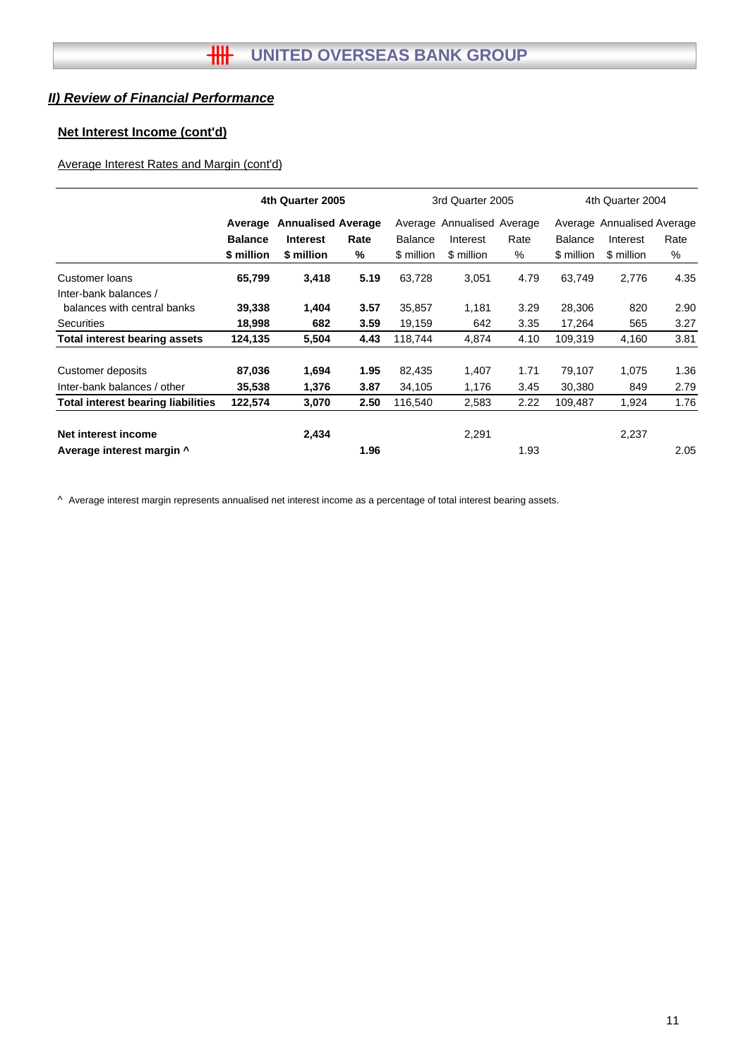## II) Review of Financial Performance

### Net Interest Income (cont'd)

Average Interest Rates and Margin (cont'd)

| | 4th Quarter 2005 | | | 3rd Quarter 2005 | | | 4th Quarter 2004 | | |
|---|---|---|---|---|---|---|---|---|---|
| | **Average Balance $ million** | **Annualised Interest $ million** | **Average Rate %** | Average Balance $ million | Annualised Interest $ million | Average Rate % | Average Balance $ million | Annualised Interest $ million | Average Rate % |
| Customer loans | **65,799** | **3,418** | **5.19** | 63,728 | 3,051 | 4.79 | 63,749 | 2,776 | 4.35 |
| Inter-bank balances / balances with central banks | **39,338** | **1,404** | **3.57** | 35,857 | 1,181 | 3.29 | 28,306 | 820 | 2.90 |
| Securities | **18,998** | **682** | **3.59** | 19,159 | 642 | 3.35 | 17,264 | 565 | 3.27 |
| **Total interest bearing assets** | **124,135** | **5,504** | **4.43** | 118,744 | 4,874 | 4.10 | 109,319 | 4,160 | 3.81 |
| | | | | | | | | | |
| Customer deposits | **87,036** | **1,694** | **1.95** | 82,435 | 1,407 | 1.71 | 79,107 | 1,075 | 1.36 |
| Inter-bank balances / other | **35,538** | **1,376** | **3.87** | 34,105 | 1,176 | 3.45 | 30,380 | 849 | 2.79 |
| **Total interest bearing liabilities** | **122,574** | **3,070** | **2.50** | 116,540 | 2,583 | 2.22 | 109,487 | 1,924 | 1.76 |
| | | | | | | | | | |
| **Net interest income** | | **2,434** | | | 2,291 | | | 2,237 | |
| **Average interest margin ^** | | | **1.96** | | | 1.93 | | | 2.05 |

^ Average interest margin represents annualised net interest income as a percentage of total interest bearing assets.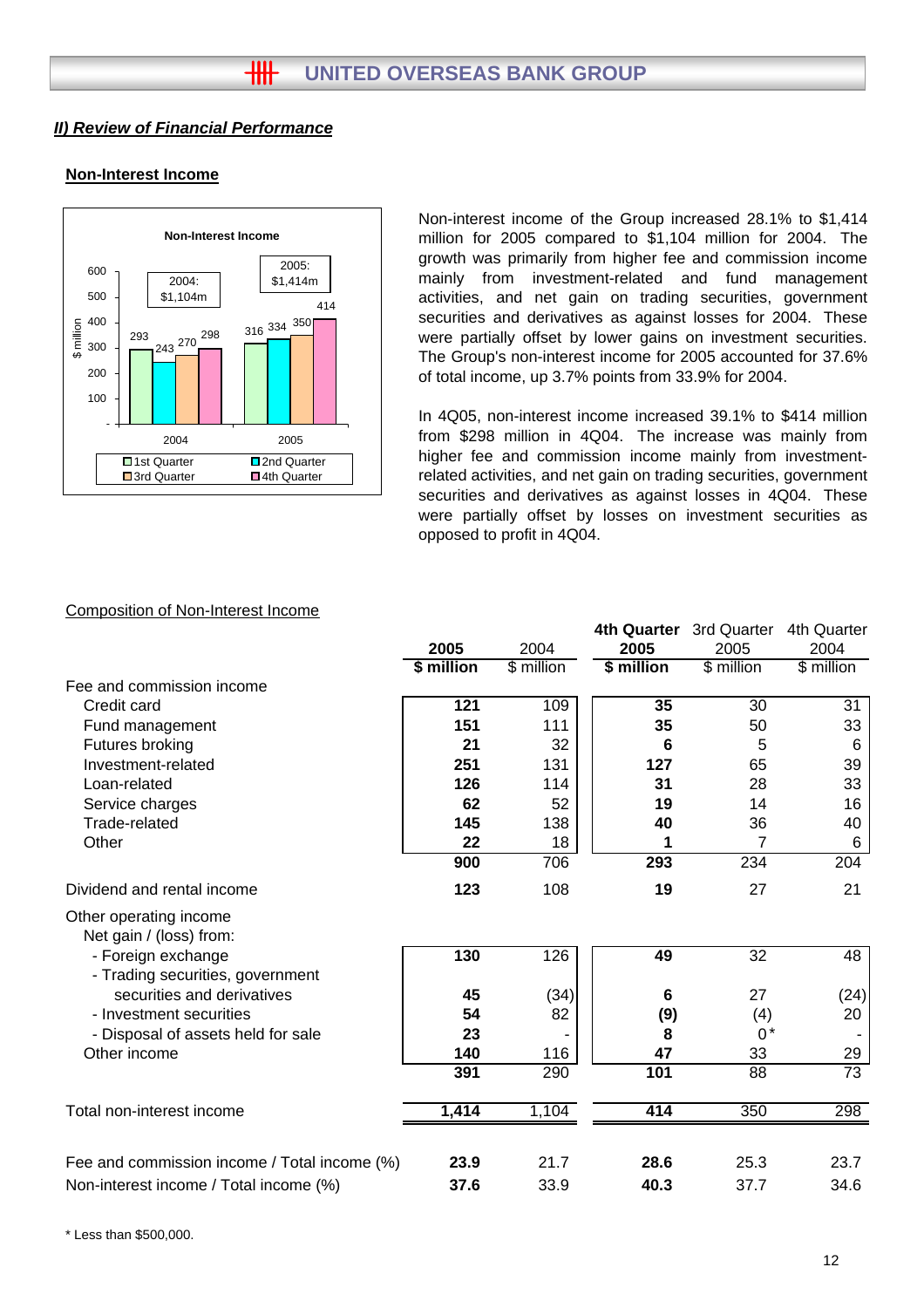## II) Review of Financial Performance

### Non-Interest Income

Non-Interest Income

| $ million | 1st Quarter | 2nd Quarter | 3rd Quarter | 4th Quarter |
|---|---|---|---|---|
| 2004 (2004: $1,104m) | 293 | 243 | 270 | 298 |
| 2005 (2005: $1,414m) | 316 | 334 | 350 | 414 |

Non-interest income of the Group increased 28.1% to $1,414 million for 2005 compared to $1,104 million for 2004. The growth was primarily from higher fee and commission income mainly from investment-related and fund management activities, and net gain on trading securities, government securities and derivatives as against losses for 2004. These were partially offset by lower gains on investment securities. The Group's non-interest income for 2005 accounted for 37.6% of total income, up 3.7% points from 33.9% for 2004.

In 4Q05, non-interest income increased 39.1% to $414 million from $298 million in 4Q04. The increase was mainly from higher fee and commission income mainly from investment-related activities, and net gain on trading securities, government securities and derivatives as against losses in 4Q04. These were partially offset by losses on investment securities as opposed to profit in 4Q04.

Composition of Non-Interest Income

| | **2005** | 2004 | **4th Quarter 2005** | 3rd Quarter 2005 | 4th Quarter 2004 |
|---|---|---|---|---|---|
| | **$ million** | $ million | **$ million** | $ million | $ million |
| Fee and commission income | | | | | |
| Credit card | **121** | 109 | **35** | 30 | 31 |
| Fund management | **151** | 111 | **35** | 50 | 33 |
| Futures broking | **21** | 32 | **6** | 5 | 6 |
| Investment-related | **251** | 131 | **127** | 65 | 39 |
| Loan-related | **126** | 114 | **31** | 28 | 33 |
| Service charges | **62** | 52 | **19** | 14 | 16 |
| Trade-related | **145** | 138 | **40** | 36 | 40 |
| Other | **22** | 18 | **1** | 7 | 6 |
| | **900** | 706 | **293** | 234 | 204 |
| Dividend and rental income | **123** | 108 | **19** | 27 | 21 |
| Other operating income | | | | | |
| Net gain / (loss) from: | | | | | |
| - Foreign exchange | **130** | 126 | **49** | 32 | 48 |
| - Trading securities, government securities and derivatives | **45** | (34) | **6** | 27 | (24) |
| - Investment securities | **54** | 82 | **(9)** | (4) | 20 |
| - Disposal of assets held for sale | **23** | - | **8** | 0* | - |
| Other income | **140** | 116 | **47** | 33 | 29 |
| | **391** | 290 | **101** | 88 | 73 |
| Total non-interest income | **1,414** | 1,104 | **414** | 350 | 298 |
| Fee and commission income / Total income (%) | **23.9** | 21.7 | **28.6** | 25.3 | 23.7 |
| Non-interest income / Total income (%) | **37.6** | 33.9 | **40.3** | 37.7 | 34.6 |

\* Less than $500,000.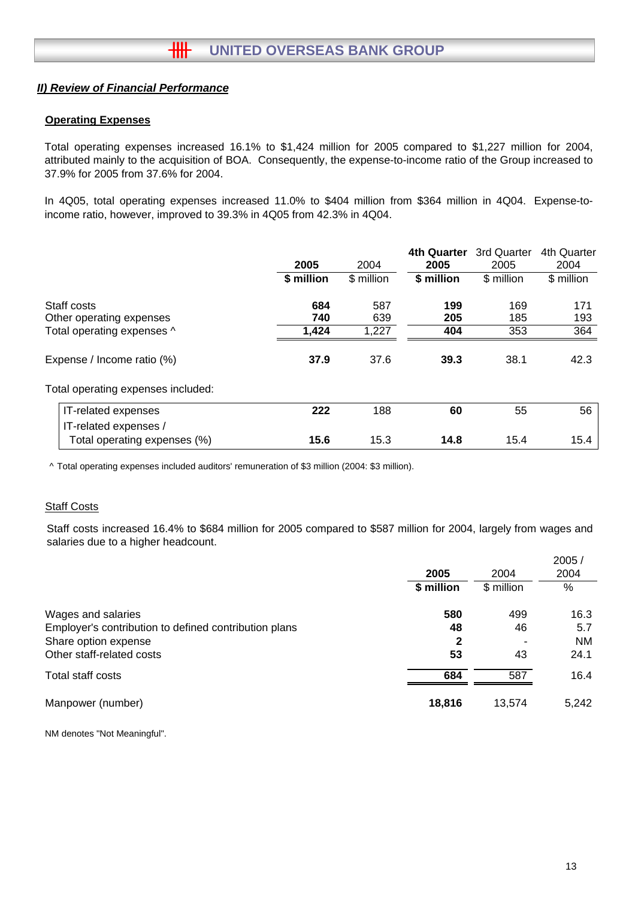## *II) Review of Financial Performance*

### Operating Expenses

Total operating expenses increased 16.1% to $1,424 million for 2005 compared to $1,227 million for 2004, attributed mainly to the acquisition of BOA. Consequently, the expense-to-income ratio of the Group increased to 37.9% for 2005 from 37.6% for 2004.

In 4Q05, total operating expenses increased 11.0% to $404 million from $364 million in 4Q04. Expense-to-income ratio, however, improved to 39.3% in 4Q05 from 42.3% in 4Q04.

| | **2005** | 2004 | **4th Quarter 2005** | 3rd Quarter 2005 | 4th Quarter 2004 |
|---|---|---|---|---|---|
| | **$ million** | $ million | **$ million** | $ million | $ million |
| Staff costs | **684** | 587 | **199** | 169 | 171 |
| Other operating expenses | **740** | 639 | **205** | 185 | 193 |
| Total operating expenses ^ | **1,424** | 1,227 | **404** | 353 | 364 |
| Expense / Income ratio (%) | **37.9** | 37.6 | **39.3** | 38.1 | 42.3 |
| Total operating expenses included: | | | | | |
| IT-related expenses | **222** | 188 | **60** | 55 | 56 |
| IT-related expenses / Total operating expenses (%) | **15.6** | 15.3 | **14.8** | 15.4 | 15.4 |

^ Total operating expenses included auditors' remuneration of $3 million (2004: $3 million).

### Staff Costs

Staff costs increased 16.4% to $684 million for 2005 compared to $587 million for 2004, largely from wages and salaries due to a higher headcount.

| | **2005** | 2004 | 2005 / 2004 |
|---|---|---|---|
| | **$ million** | $ million | % |
| Wages and salaries | **580** | 499 | 16.3 |
| Employer's contribution to defined contribution plans | **48** | 46 | 5.7 |
| Share option expense | **2** | - | NM |
| Other staff-related costs | **53** | 43 | 24.1 |
| Total staff costs | **684** | 587 | 16.4 |
| Manpower (number) | **18,816** | 13,574 | 5,242 |

NM denotes "Not Meaningful".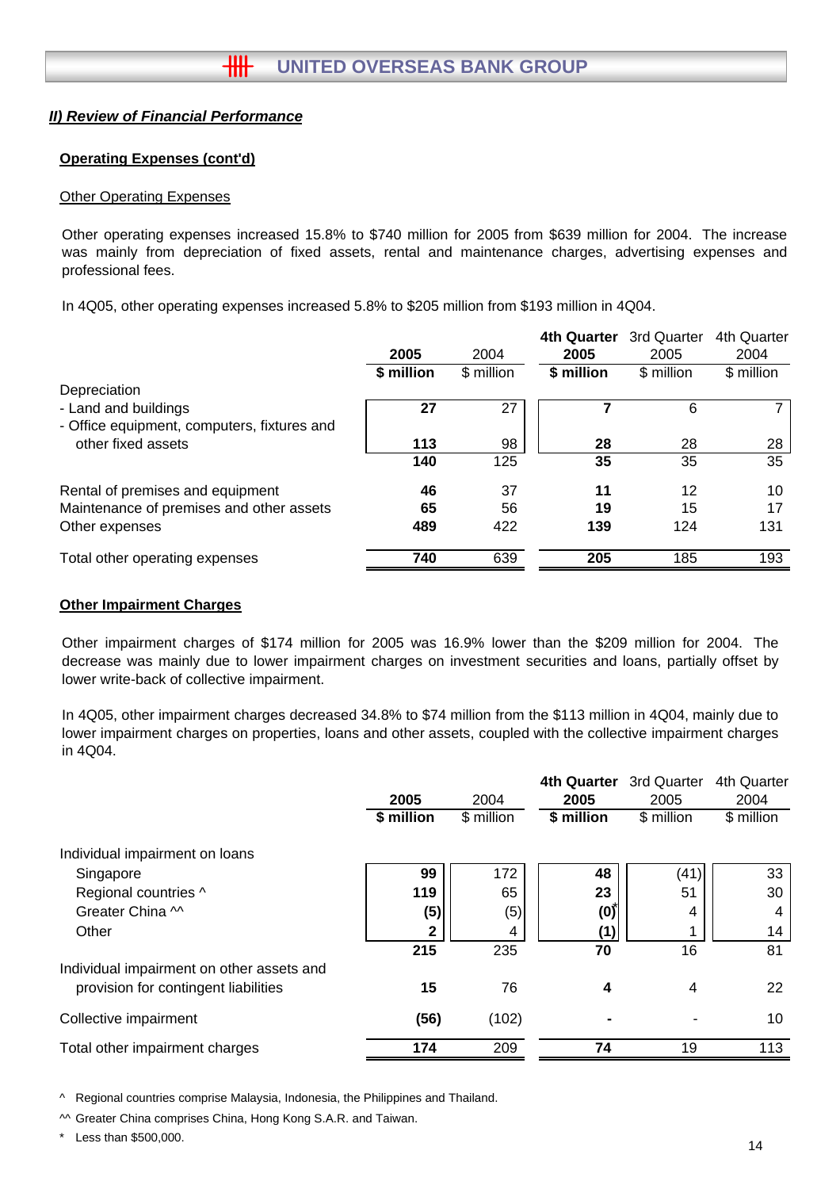## II) Review of Financial Performance

### Operating Expenses (cont'd)

#### Other Operating Expenses

Other operating expenses increased 15.8% to $740 million for 2005 from $639 million for 2004. The increase was mainly from depreciation of fixed assets, rental and maintenance charges, advertising expenses and professional fees.

In 4Q05, other operating expenses increased 5.8% to $205 million from $193 million in 4Q04.

| | **2005** | 2004 | **4th Quarter 2005** | 3rd Quarter 2005 | 4th Quarter 2004 |
|---|---|---|---|---|---|
| | **$ million** | $ million | **$ million** | $ million | $ million |
| Depreciation | | | | | |
| - Land and buildings | **27** | 27 | **7** | 6 | 7 |
| - Office equipment, computers, fixtures and other fixed assets | **113** | 98 | **28** | 28 | 28 |
| | **140** | 125 | **35** | 35 | 35 |
| Rental of premises and equipment | **46** | 37 | **11** | 12 | 10 |
| Maintenance of premises and other assets | **65** | 56 | **19** | 15 | 17 |
| Other expenses | **489** | 422 | **139** | 124 | 131 |
| Total other operating expenses | **740** | 639 | **205** | 185 | 193 |

### Other Impairment Charges

Other impairment charges of $174 million for 2005 was 16.9% lower than the $209 million for 2004. The decrease was mainly due to lower impairment charges on investment securities and loans, partially offset by lower write-back of collective impairment.

In 4Q05, other impairment charges decreased 34.8% to $74 million from the $113 million in 4Q04, mainly due to lower impairment charges on properties, loans and other assets, coupled with the collective impairment charges in 4Q04.

| | **2005** | 2004 | **4th Quarter 2005** | 3rd Quarter 2005 | 4th Quarter 2004 |
|---|---|---|---|---|---|
| | **$ million** | $ million | **$ million** | $ million | $ million |
| Individual impairment on loans | | | | | |
| Singapore | **99** | 172 | **48** | (41) | 33 |
| Regional countries ^ | **119** | 65 | **23** | 51 | 30 |
| Greater China ^^ | **(5)** | (5) | **(0)*** | 4 | 4 |
| Other | **2** | 4 | **(1)** | 1 | 14 |
| | **215** | 235 | **70** | 16 | 81 |
| Individual impairment on other assets and provision for contingent liabilities | **15** | 76 | **4** | 4 | 22 |
| Collective impairment | **(56)** | (102) | **-** | - | 10 |
| Total other impairment charges | **174** | 209 | **74** | 19 | 113 |

^ Regional countries comprise Malaysia, Indonesia, the Philippines and Thailand.

^^ Greater China comprises China, Hong Kong S.A.R. and Taiwan.

\* Less than $500,000.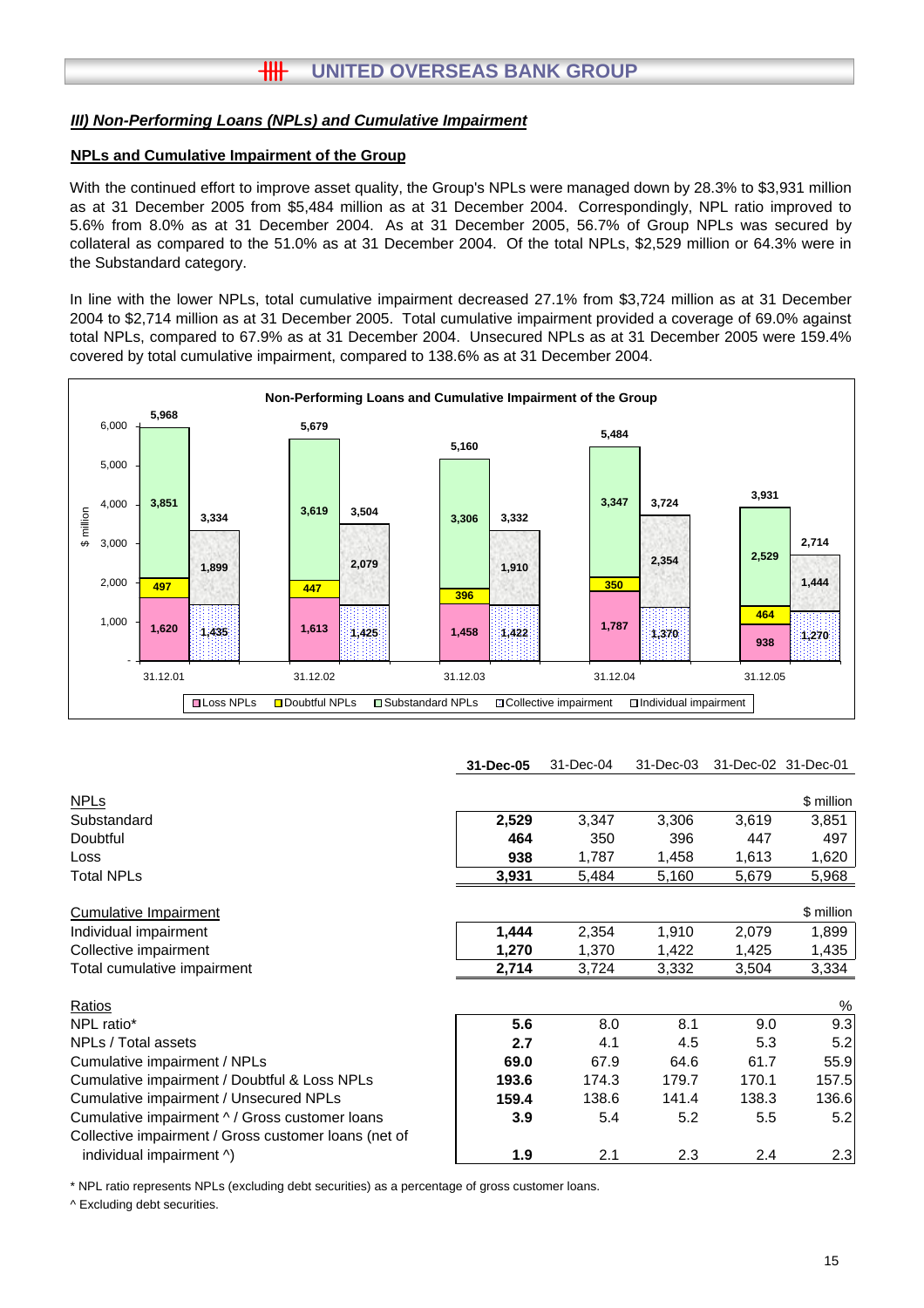### III) Non-Performing Loans (NPLs) and Cumulative Impairment

#### NPLs and Cumulative Impairment of the Group

With the continued effort to improve asset quality, the Group's NPLs were managed down by 28.3% to $3,931 million as at 31 December 2005 from $5,484 million as at 31 December 2004. Correspondingly, NPL ratio improved to 5.6% from 8.0% as at 31 December 2004. As at 31 December 2005, 56.7% of Group NPLs was secured by collateral as compared to the 51.0% as at 31 December 2004. Of the total NPLs, $2,529 million or 64.3% were in the Substandard category.

In line with the lower NPLs, total cumulative impairment decreased 27.1% from $3,724 million as at 31 December 2004 to $2,714 million as at 31 December 2005. Total cumulative impairment provided a coverage of 69.0% against total NPLs, compared to 67.9% as at 31 December 2004. Unsecured NPLs as at 31 December 2005 were 159.4% covered by total cumulative impairment, compared to 138.6% as at 31 December 2004.

**Non-Performing Loans and Cumulative Impairment of the Group**

| ($ million) | 31.12.01 | 31.12.02 | 31.12.03 | 31.12.04 | 31.12.05 |
|---|---|---|---|---|---|
| Loss NPLs | 1,620 | 1,613 | 1,458 | 1,787 | 938 |
| Doubtful NPLs | 497 | 447 | 396 | 350 | 464 |
| Substandard NPLs | 3,851 | 3,619 | 3,306 | 3,347 | 2,529 |
| Total NPLs | 5,968 | 5,679 | 5,160 | 5,484 | 3,931 |
| Collective impairment | 1,435 | 1,425 | 1,422 | 1,370 | 1,270 |
| Individual impairment | 1,899 | 2,079 | 1,910 | 2,354 | 1,444 |
| Total cumulative impairment | 3,334 | 3,504 | 3,332 | 3,724 | 2,714 |

| | **31-Dec-05** | 31-Dec-04 | 31-Dec-03 | 31-Dec-02 | 31-Dec-01 |
|---|---|---|---|---|---|
| NPLs | | | | | $ million |
| Substandard | **2,529** | 3,347 | 3,306 | 3,619 | 3,851 |
| Doubtful | **464** | 350 | 396 | 447 | 497 |
| Loss | **938** | 1,787 | 1,458 | 1,613 | 1,620 |
| Total NPLs | **3,931** | 5,484 | 5,160 | 5,679 | 5,968 |
| Cumulative Impairment | | | | | $ million |
| Individual impairment | **1,444** | 2,354 | 1,910 | 2,079 | 1,899 |
| Collective impairment | **1,270** | 1,370 | 1,422 | 1,425 | 1,435 |
| Total cumulative impairment | **2,714** | 3,724 | 3,332 | 3,504 | 3,334 |
| Ratios | | | | | % |
| NPL ratio* | **5.6** | 8.0 | 8.1 | 9.0 | 9.3 |
| NPLs / Total assets | **2.7** | 4.1 | 4.5 | 5.3 | 5.2 |
| Cumulative impairment / NPLs | **69.0** | 67.9 | 64.6 | 61.7 | 55.9 |
| Cumulative impairment / Doubtful & Loss NPLs | **193.6** | 174.3 | 179.7 | 170.1 | 157.5 |
| Cumulative impairment / Unsecured NPLs | **159.4** | 138.6 | 141.4 | 138.3 | 136.6 |
| Cumulative impairment ^ / Gross customer loans | **3.9** | 5.4 | 5.2 | 5.5 | 5.2 |
| Collective impairment / Gross customer loans (net of individual impairment ^) | **1.9** | 2.1 | 2.3 | 2.4 | 2.3 |

\* NPL ratio represents NPLs (excluding debt securities) as a percentage of gross customer loans.

^ Excluding debt securities.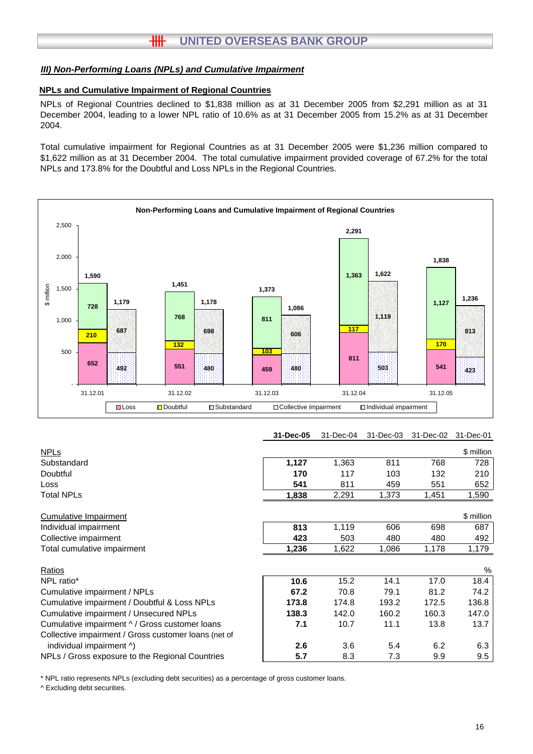## III) Non-Performing Loans (NPLs) and Cumulative Impairment

### NPLs and Cumulative Impairment of Regional Countries

NPLs of Regional Countries declined to $1,838 million as at 31 December 2005 from $2,291 million as at 31 December 2004, leading to a lower NPL ratio of 10.6% as at 31 December 2005 from 15.2% as at 31 December 2004.

Total cumulative impairment for Regional Countries as at 31 December 2005 were $1,236 million compared to $1,622 million as at 31 December 2004. The total cumulative impairment provided coverage of 67.2% for the total NPLs and 173.8% for the Doubtful and Loss NPLs in the Regional Countries.

**Non-Performing Loans and Cumulative Impairment of Regional Countries**

| ($ million) | 31.12.01 | 31.12.02 | 31.12.03 | 31.12.04 | 31.12.05 |
|---|---|---|---|---|---|
| Loss | 652 | 551 | 459 | 811 | 541 |
| Doubtful | 210 | 132 | 103 | 117 | 170 |
| Substandard | 728 | 768 | 811 | 1,363 | 1,127 |
| Total NPLs | 1,590 | 1,451 | 1,373 | 2,291 | 1,838 |
| Collective impairment | 492 | 480 | 480 | 503 | 423 |
| Individual impairment | 687 | 698 | 606 | 1,119 | 813 |
| Total cumulative impairment | 1,179 | 1,178 | 1,086 | 1,622 | 1,236 |

| | 31-Dec-05 | 31-Dec-04 | 31-Dec-03 | 31-Dec-02 | 31-Dec-01 |
|---|---|---|---|---|---|
| NPLs | | | | | $ million |
| Substandard | **1,127** | 1,363 | 811 | 768 | 728 |
| Doubtful | **170** | 117 | 103 | 132 | 210 |
| Loss | **541** | 811 | 459 | 551 | 652 |
| Total NPLs | **1,838** | 2,291 | 1,373 | 1,451 | 1,590 |
| Cumulative Impairment | | | | | $ million |
| Individual impairment | **813** | 1,119 | 606 | 698 | 687 |
| Collective impairment | **423** | 503 | 480 | 480 | 492 |
| Total cumulative impairment | **1,236** | 1,622 | 1,086 | 1,178 | 1,179 |
| Ratios | | | | | % |
| NPL ratio* | **10.6** | 15.2 | 14.1 | 17.0 | 18.4 |
| Cumulative impairment / NPLs | **67.2** | 70.8 | 79.1 | 81.2 | 74.2 |
| Cumulative impairment / Doubtful & Loss NPLs | **173.8** | 174.8 | 193.2 | 172.5 | 136.8 |
| Cumulative impairment / Unsecured NPLs | **138.3** | 142.0 | 160.2 | 160.3 | 147.0 |
| Cumulative impairment ^ / Gross customer loans | **7.1** | 10.7 | 11.1 | 13.8 | 13.7 |
| Collective impairment / Gross customer loans (net of individual impairment ^) | **2.6** | 3.6 | 5.4 | 6.2 | 6.3 |
| NPLs / Gross exposure to the Regional Countries | **5.7** | 8.3 | 7.3 | 9.9 | 9.5 |

* NPL ratio represents NPLs (excluding debt securities) as a percentage of gross customer loans.

^ Excluding debt securities.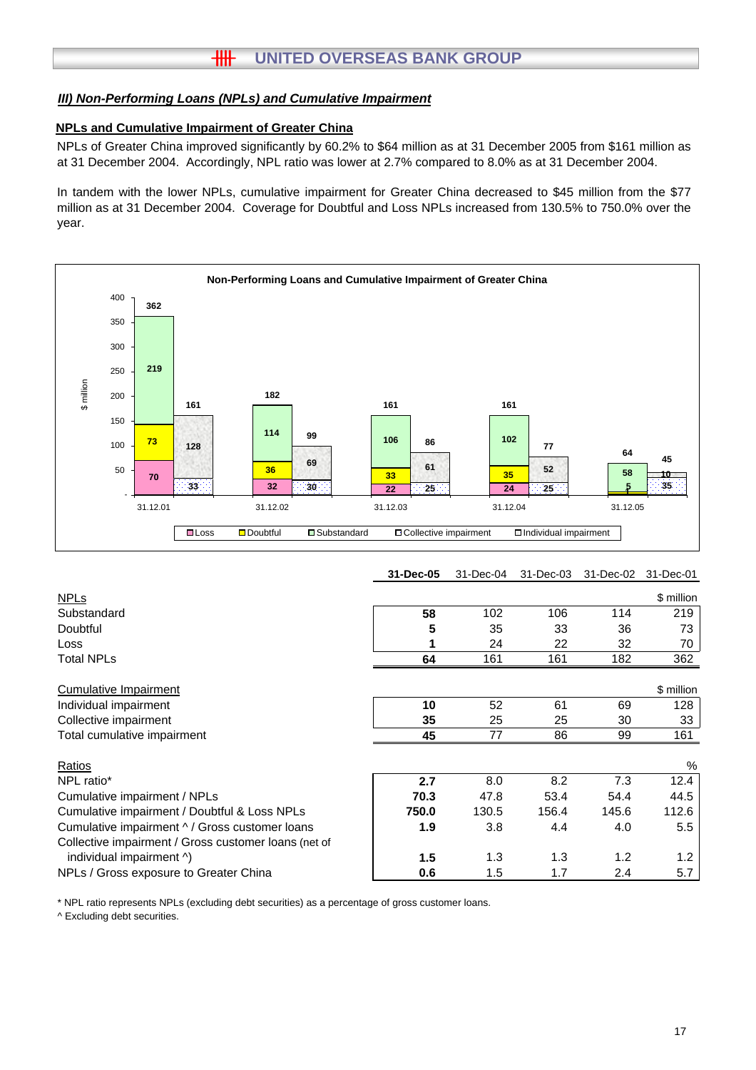### III) Non-Performing Loans (NPLs) and Cumulative Impairment

#### NPLs and Cumulative Impairment of Greater China

NPLs of Greater China improved significantly by 60.2% to $64 million as at 31 December 2005 from $161 million as at 31 December 2004. Accordingly, NPL ratio was lower at 2.7% compared to 8.0% as at 31 December 2004.

In tandem with the lower NPLs, cumulative impairment for Greater China decreased to $45 million from the $77 million as at 31 December 2004. Coverage for Doubtful and Loss NPLs increased from 130.5% to 750.0% over the year.

**Non-Performing Loans and Cumulative Impairment of Greater China**

| $ million | 31.12.01 | 31.12.02 | 31.12.03 | 31.12.04 | 31.12.05 |
|---|---|---|---|---|---|
| Loss | 70 | 32 | 22 | 24 | 1 |
| Doubtful | 73 | 36 | 33 | 35 | 5 |
| Substandard | 219 | 114 | 106 | 102 | 58 |
| Total NPLs | 362 | 182 | 161 | 161 | 64 |
| Collective impairment | 33 | 30 | 25 | 25 | 35 |
| Individual impairment | 128 | 69 | 61 | 52 | 10 |
| Total cumulative impairment | 161 | 99 | 86 | 77 | 45 |

| | 31-Dec-05 | 31-Dec-04 | 31-Dec-03 | 31-Dec-02 | 31-Dec-01 |
|---|---|---|---|---|---|
| NPLs | | | | | $ million |
| Substandard | **58** | 102 | 106 | 114 | 219 |
| Doubtful | **5** | 35 | 33 | 36 | 73 |
| Loss | **1** | 24 | 22 | 32 | 70 |
| Total NPLs | **64** | 161 | 161 | 182 | 362 |
| Cumulative Impairment | | | | | $ million |
| Individual impairment | **10** | 52 | 61 | 69 | 128 |
| Collective impairment | **35** | 25 | 25 | 30 | 33 |
| Total cumulative impairment | **45** | 77 | 86 | 99 | 161 |
| Ratios | | | | | % |
| NPL ratio* | **2.7** | 8.0 | 8.2 | 7.3 | 12.4 |
| Cumulative impairment / NPLs | **70.3** | 47.8 | 53.4 | 54.4 | 44.5 |
| Cumulative impairment / Doubtful & Loss NPLs | **750.0** | 130.5 | 156.4 | 145.6 | 112.6 |
| Cumulative impairment ^ / Gross customer loans | **1.9** | 3.8 | 4.4 | 4.0 | 5.5 |
| Collective impairment / Gross customer loans (net of individual impairment ^) | **1.5** | 1.3 | 1.3 | 1.2 | 1.2 |
| NPLs / Gross exposure to Greater China | **0.6** | 1.5 | 1.7 | 2.4 | 5.7 |

\* NPL ratio represents NPLs (excluding debt securities) as a percentage of gross customer loans.

^ Excluding debt securities.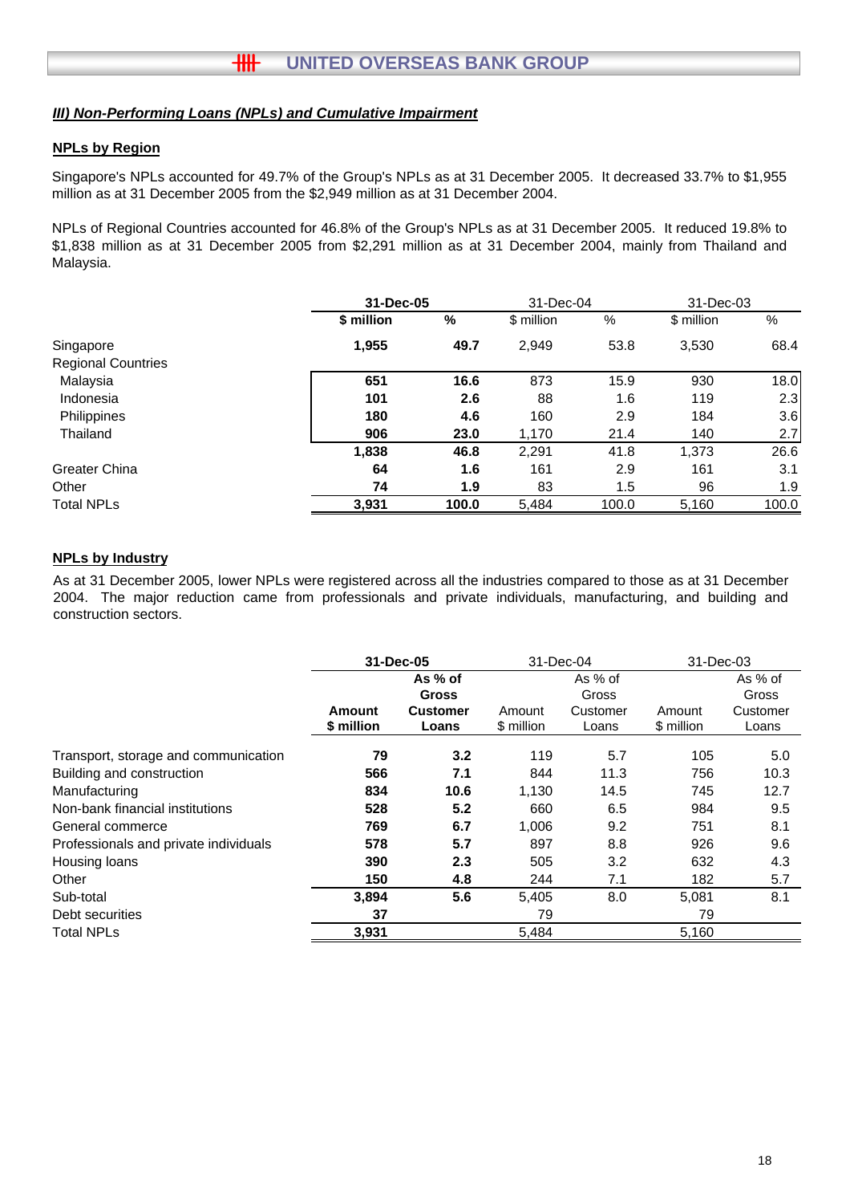## *III) Non-Performing Loans (NPLs) and Cumulative Impairment*

### NPLs by Region

Singapore's NPLs accounted for 49.7% of the Group's NPLs as at 31 December 2005. It decreased 33.7% to $1,955 million as at 31 December 2005 from the $2,949 million as at 31 December 2004.

NPLs of Regional Countries accounted for 46.8% of the Group's NPLs as at 31 December 2005. It reduced 19.8% to $1,838 million as at 31 December 2005 from $2,291 million as at 31 December 2004, mainly from Thailand and Malaysia.

| | **31-Dec-05** | | 31-Dec-04 | | 31-Dec-03 | |
|---|---|---|---|---|---|---|
| | **$ million** | **%** | $ million | % | $ million | % |
| Singapore | **1,955** | **49.7** | 2,949 | 53.8 | 3,530 | 68.4 |
| Regional Countries | | | | | | |
| Malaysia | **651** | **16.6** | 873 | 15.9 | 930 | 18.0 |
| Indonesia | **101** | **2.6** | 88 | 1.6 | 119 | 2.3 |
| Philippines | **180** | **4.6** | 160 | 2.9 | 184 | 3.6 |
| Thailand | **906** | **23.0** | 1,170 | 21.4 | 140 | 2.7 |
| | **1,838** | **46.8** | 2,291 | 41.8 | 1,373 | 26.6 |
| Greater China | **64** | **1.6** | 161 | 2.9 | 161 | 3.1 |
| Other | **74** | **1.9** | 83 | 1.5 | 96 | 1.9 |
| Total NPLs | **3,931** | **100.0** | 5,484 | 100.0 | 5,160 | 100.0 |

### NPLs by Industry

As at 31 December 2005, lower NPLs were registered across all the industries compared to those as at 31 December 2004. The major reduction came from professionals and private individuals, manufacturing, and building and construction sectors.

| | **31-Dec-05** | | 31-Dec-04 | | 31-Dec-03 | |
|---|---|---|---|---|---|---|
| | **Amount $ million** | **As % of Gross Customer Loans** | Amount $ million | As % of Gross Customer Loans | Amount $ million | As % of Gross Customer Loans |
| Transport, storage and communication | **79** | **3.2** | 119 | 5.7 | 105 | 5.0 |
| Building and construction | **566** | **7.1** | 844 | 11.3 | 756 | 10.3 |
| Manufacturing | **834** | **10.6** | 1,130 | 14.5 | 745 | 12.7 |
| Non-bank financial institutions | **528** | **5.2** | 660 | 6.5 | 984 | 9.5 |
| General commerce | **769** | **6.7** | 1,006 | 9.2 | 751 | 8.1 |
| Professionals and private individuals | **578** | **5.7** | 897 | 8.8 | 926 | 9.6 |
| Housing loans | **390** | **2.3** | 505 | 3.2 | 632 | 4.3 |
| Other | **150** | **4.8** | 244 | 7.1 | 182 | 5.7 |
| Sub-total | **3,894** | **5.6** | 5,405 | 8.0 | 5,081 | 8.1 |
| Debt securities | **37** | | 79 | | 79 | |
| Total NPLs | **3,931** | | 5,484 | | 5,160 | |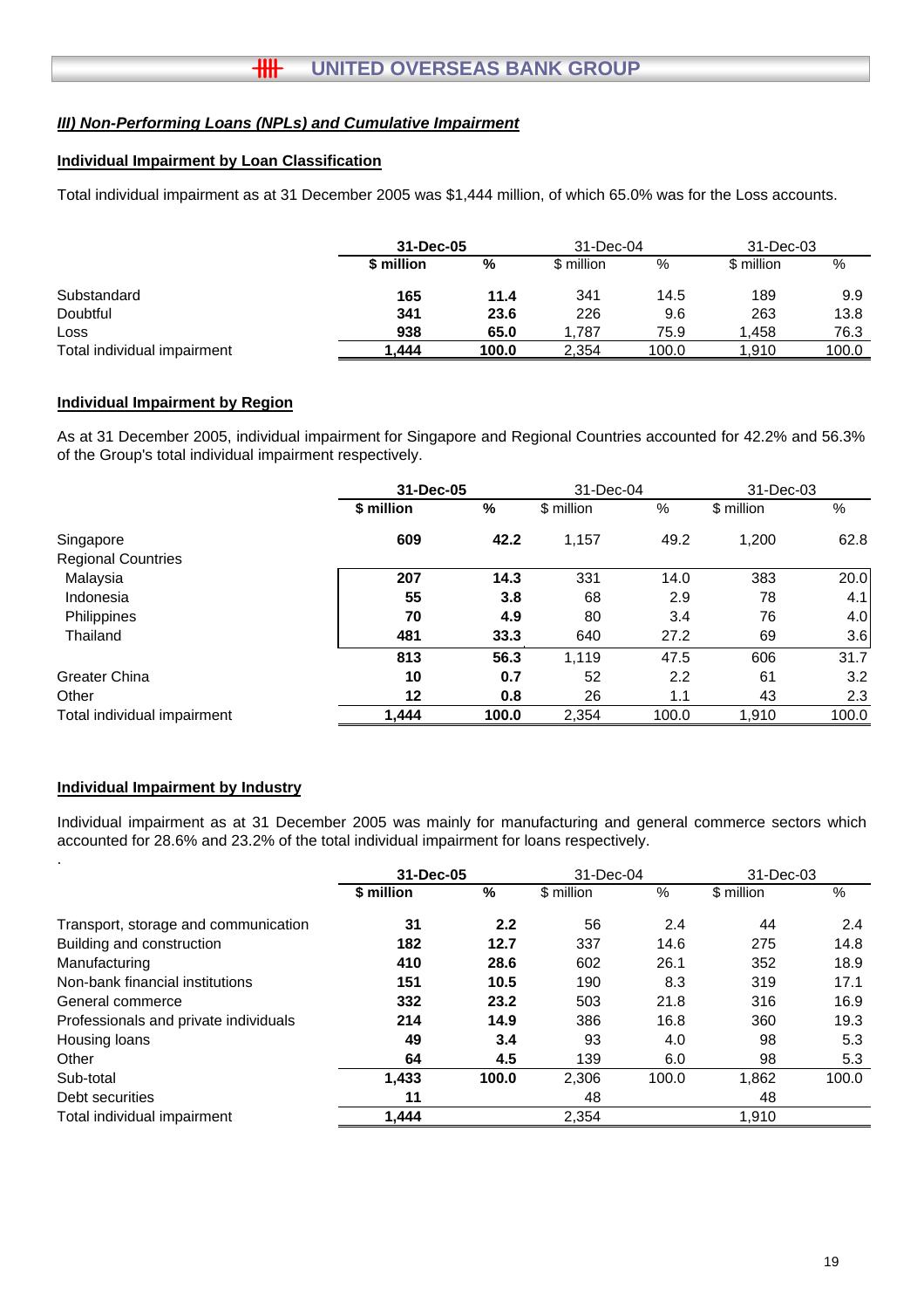### *III) Non-Performing Loans (NPLs) and Cumulative Impairment*

#### Individual Impairment by Loan Classification

Total individual impairment as at 31 December 2005 was $1,444 million, of which 65.0% was for the Loss accounts.

| | **31-Dec-05** | | 31-Dec-04 | | 31-Dec-03 | |
|---|---|---|---|---|---|---|
| | **$ million** | **%** | $ million | % | $ million | % |
| Substandard | **165** | **11.4** | 341 | 14.5 | 189 | 9.9 |
| Doubtful | **341** | **23.6** | 226 | 9.6 | 263 | 13.8 |
| Loss | **938** | **65.0** | 1,787 | 75.9 | 1,458 | 76.3 |
| Total individual impairment | **1,444** | **100.0** | 2,354 | 100.0 | 1,910 | 100.0 |

#### Individual Impairment by Region

As at 31 December 2005, individual impairment for Singapore and Regional Countries accounted for 42.2% and 56.3% of the Group's total individual impairment respectively.

| | **31-Dec-05** | | 31-Dec-04 | | 31-Dec-03 | |
|---|---|---|---|---|---|---|
| | **$ million** | **%** | $ million | % | $ million | % |
| Singapore | **609** | **42.2** | 1,157 | 49.2 | 1,200 | 62.8 |
| Regional Countries | | | | | | |
| Malaysia | **207** | **14.3** | 331 | 14.0 | 383 | 20.0 |
| Indonesia | **55** | **3.8** | 68 | 2.9 | 78 | 4.1 |
| Philippines | **70** | **4.9** | 80 | 3.4 | 76 | 4.0 |
| Thailand | **481** | **33.3** | 640 | 27.2 | 69 | 3.6 |
| | **813** | **56.3** | 1,119 | 47.5 | 606 | 31.7 |
| Greater China | **10** | **0.7** | 52 | 2.2 | 61 | 3.2 |
| Other | **12** | **0.8** | 26 | 1.1 | 43 | 2.3 |
| Total individual impairment | **1,444** | **100.0** | 2,354 | 100.0 | 1,910 | 100.0 |

#### Individual Impairment by Industry

Individual impairment as at 31 December 2005 was mainly for manufacturing and general commerce sectors which accounted for 28.6% and 23.2% of the total individual impairment for loans respectively.

.

| | **31-Dec-05** | | 31-Dec-04 | | 31-Dec-03 | |
|---|---|---|---|---|---|---|
| | **$ million** | **%** | $ million | % | $ million | % |
| Transport, storage and communication | **31** | **2.2** | 56 | 2.4 | 44 | 2.4 |
| Building and construction | **182** | **12.7** | 337 | 14.6 | 275 | 14.8 |
| Manufacturing | **410** | **28.6** | 602 | 26.1 | 352 | 18.9 |
| Non-bank financial institutions | **151** | **10.5** | 190 | 8.3 | 319 | 17.1 |
| General commerce | **332** | **23.2** | 503 | 21.8 | 316 | 16.9 |
| Professionals and private individuals | **214** | **14.9** | 386 | 16.8 | 360 | 19.3 |
| Housing loans | **49** | **3.4** | 93 | 4.0 | 98 | 5.3 |
| Other | **64** | **4.5** | 139 | 6.0 | 98 | 5.3 |
| Sub-total | **1,433** | **100.0** | 2,306 | 100.0 | 1,862 | 100.0 |
| Debt securities | **11** | | 48 | | 48 | |
| Total individual impairment | **1,444** | | 2,354 | | 1,910 | |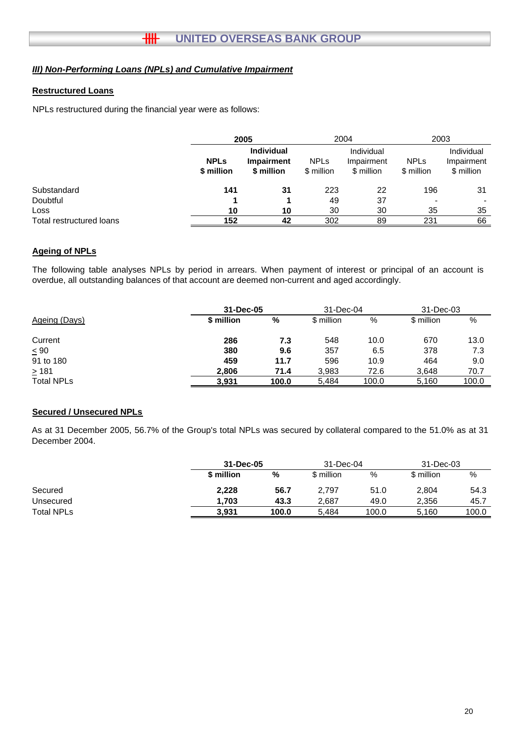## *III) Non-Performing Loans (NPLs) and Cumulative Impairment*

### Restructured Loans

NPLs restructured during the financial year were as follows:

| | **2005** | | 2004 | | 2003 | |
|---|---|---|---|---|---|---|
| | **NPLs $ million** | **Individual Impairment $ million** | NPLs $ million | Individual Impairment $ million | NPLs $ million | Individual Impairment $ million |
| Substandard | **141** | **31** | 223 | 22 | 196 | 31 |
| Doubtful | **1** | **1** | 49 | 37 | - | - |
| Loss | **10** | **10** | 30 | 30 | 35 | 35 |
| Total restructured loans | **152** | **42** | 302 | 89 | 231 | 66 |

### Ageing of NPLs

The following table analyses NPLs by period in arrears. When payment of interest or principal of an account is overdue, all outstanding balances of that account are deemed non-current and aged accordingly.

| | **31-Dec-05** | | 31-Dec-04 | | 31-Dec-03 | |
|---|---|---|---|---|---|---|
| Ageing (Days) | **$ million** | **%** | $ million | % | $ million | % |
| Current | **286** | **7.3** | 548 | 10.0 | 670 | 13.0 |
| ≤ 90 | **380** | **9.6** | 357 | 6.5 | 378 | 7.3 |
| 91 to 180 | **459** | **11.7** | 596 | 10.9 | 464 | 9.0 |
| ≥ 181 | **2,806** | **71.4** | 3,983 | 72.6 | 3,648 | 70.7 |
| Total NPLs | **3,931** | **100.0** | 5,484 | 100.0 | 5,160 | 100.0 |

### Secured / Unsecured NPLs

As at 31 December 2005, 56.7% of the Group's total NPLs was secured by collateral compared to the 51.0% as at 31 December 2004.

| | **31-Dec-05** | | 31-Dec-04 | | 31-Dec-03 | |
|---|---|---|---|---|---|---|
| | **$ million** | **%** | $ million | % | $ million | % |
| Secured | **2,228** | **56.7** | 2,797 | 51.0 | 2,804 | 54.3 |
| Unsecured | **1,703** | **43.3** | 2,687 | 49.0 | 2,356 | 45.7 |
| Total NPLs | **3,931** | **100.0** | 5,484 | 100.0 | 5,160 | 100.0 |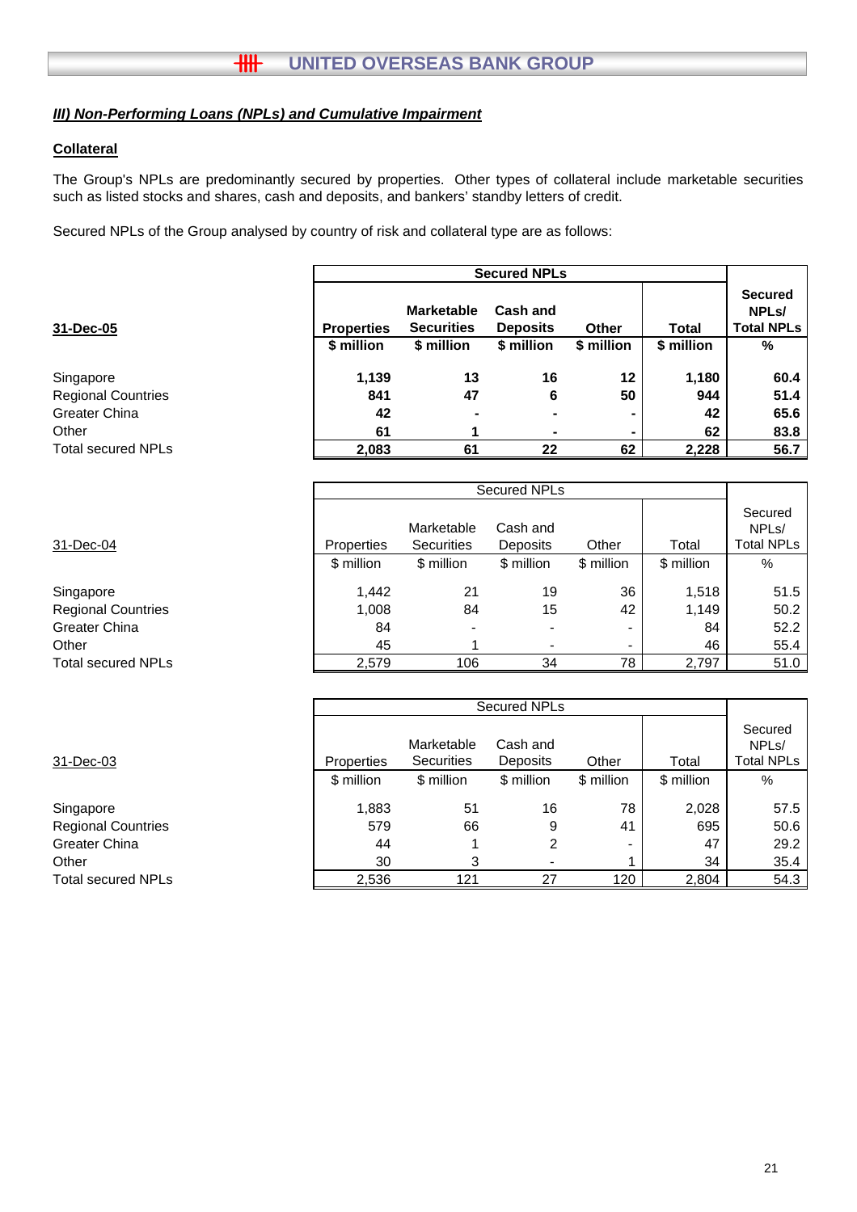***III) Non-Performing Loans (NPLs) and Cumulative Impairment***

**Collateral**

The Group's NPLs are predominantly secured by properties. Other types of collateral include marketable securities such as listed stocks and shares, cash and deposits, and bankers' standby letters of credit.

Secured NPLs of the Group analysed by country of risk and collateral type are as follows:

| **31-Dec-05** | **Secured NPLs** | | | | | |
|---|---|---|---|---|---|---|
| | **Properties** | **Marketable Securities** | **Cash and Deposits** | **Other** | **Total** | **Secured NPLs/ Total NPLs** |
| | **$ million** | **$ million** | **$ million** | **$ million** | **$ million** | **%** |
| Singapore | **1,139** | **13** | **16** | **12** | **1,180** | **60.4** |
| Regional Countries | **841** | **47** | **6** | **50** | **944** | **51.4** |
| Greater China | **42** | **-** | **-** | **-** | **42** | **65.6** |
| Other | **61** | **1** | **-** | **-** | **62** | **83.8** |
| Total secured NPLs | **2,083** | **61** | **22** | **62** | **2,228** | **56.7** |

| 31-Dec-04 | Secured NPLs | | | | | |
|---|---|---|---|---|---|---|
| | Properties | Marketable Securities | Cash and Deposits | Other | Total | Secured NPLs/ Total NPLs |
| | $ million | $ million | $ million | $ million | $ million | % |
| Singapore | 1,442 | 21 | 19 | 36 | 1,518 | 51.5 |
| Regional Countries | 1,008 | 84 | 15 | 42 | 1,149 | 50.2 |
| Greater China | 84 | - | - | - | 84 | 52.2 |
| Other | 45 | 1 | - | - | 46 | 55.4 |
| Total secured NPLs | 2,579 | 106 | 34 | 78 | 2,797 | 51.0 |

| 31-Dec-03 | Secured NPLs | | | | | |
|---|---|---|---|---|---|---|
| | Properties | Marketable Securities | Cash and Deposits | Other | Total | Secured NPLs/ Total NPLs |
| | $ million | $ million | $ million | $ million | $ million | % |
| Singapore | 1,883 | 51 | 16 | 78 | 2,028 | 57.5 |
| Regional Countries | 579 | 66 | 9 | 41 | 695 | 50.6 |
| Greater China | 44 | 1 | 2 | - | 47 | 29.2 |
| Other | 30 | 3 | - | 1 | 34 | 35.4 |
| Total secured NPLs | 2,536 | 121 | 27 | 120 | 2,804 | 54.3 |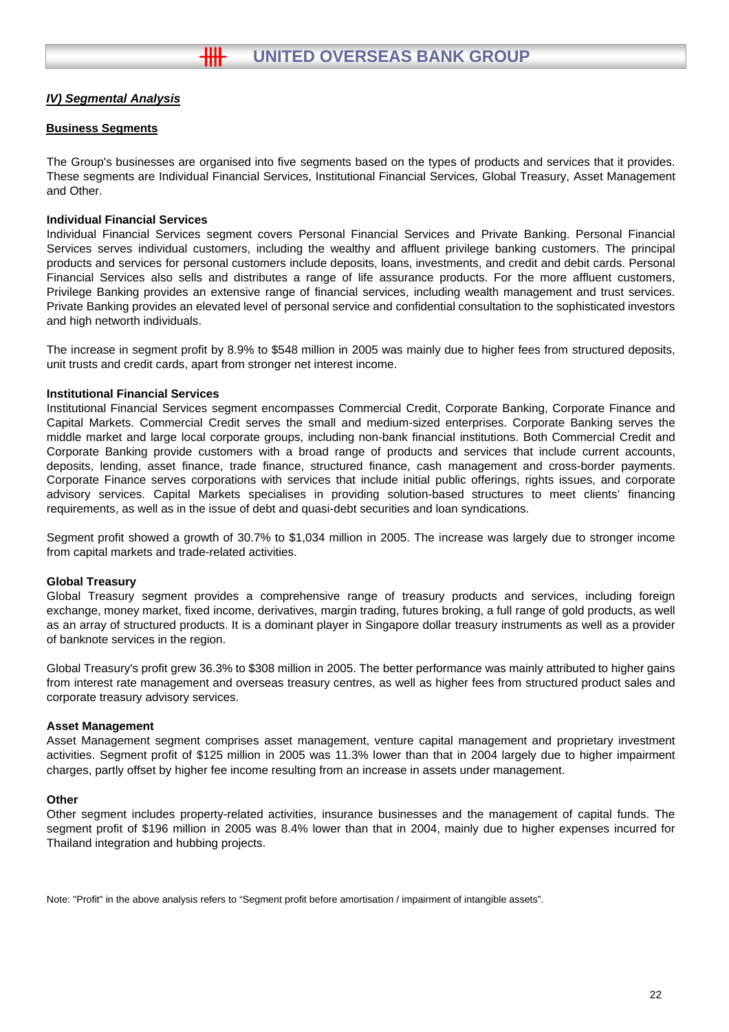## *IV) Segmental Analysis*

### Business Segments

The Group's businesses are organised into five segments based on the types of products and services that it provides. These segments are Individual Financial Services, Institutional Financial Services, Global Treasury, Asset Management and Other.

**Individual Financial Services**

Individual Financial Services segment covers Personal Financial Services and Private Banking. Personal Financial Services serves individual customers, including the wealthy and affluent privilege banking customers. The principal products and services for personal customers include deposits, loans, investments, and credit and debit cards. Personal Financial Services also sells and distributes a range of life assurance products. For the more affluent customers, Privilege Banking provides an extensive range of financial services, including wealth management and trust services. Private Banking provides an elevated level of personal service and confidential consultation to the sophisticated investors and high networth individuals.

The increase in segment profit by 8.9% to $548 million in 2005 was mainly due to higher fees from structured deposits, unit trusts and credit cards, apart from stronger net interest income.

**Institutional Financial Services**

Institutional Financial Services segment encompasses Commercial Credit, Corporate Banking, Corporate Finance and Capital Markets. Commercial Credit serves the small and medium-sized enterprises. Corporate Banking serves the middle market and large local corporate groups, including non-bank financial institutions. Both Commercial Credit and Corporate Banking provide customers with a broad range of products and services that include current accounts, deposits, lending, asset finance, trade finance, structured finance, cash management and cross-border payments. Corporate Finance serves corporations with services that include initial public offerings, rights issues, and corporate advisory services. Capital Markets specialises in providing solution-based structures to meet clients' financing requirements, as well as in the issue of debt and quasi-debt securities and loan syndications.

Segment profit showed a growth of 30.7% to $1,034 million in 2005. The increase was largely due to stronger income from capital markets and trade-related activities.

**Global Treasury**

Global Treasury segment provides a comprehensive range of treasury products and services, including foreign exchange, money market, fixed income, derivatives, margin trading, futures broking, a full range of gold products, as well as an array of structured products. It is a dominant player in Singapore dollar treasury instruments as well as a provider of banknote services in the region.

Global Treasury's profit grew 36.3% to $308 million in 2005. The better performance was mainly attributed to higher gains from interest rate management and overseas treasury centres, as well as higher fees from structured product sales and corporate treasury advisory services.

**Asset Management**

Asset Management segment comprises asset management, venture capital management and proprietary investment activities. Segment profit of $125 million in 2005 was 11.3% lower than that in 2004 largely due to higher impairment charges, partly offset by higher fee income resulting from an increase in assets under management.

**Other**

Other segment includes property-related activities, insurance businesses and the management of capital funds. The segment profit of $196 million in 2005 was 8.4% lower than that in 2004, mainly due to higher expenses incurred for Thailand integration and hubbing projects.

Note: "Profit" in the above analysis refers to "Segment profit before amortisation / impairment of intangible assets".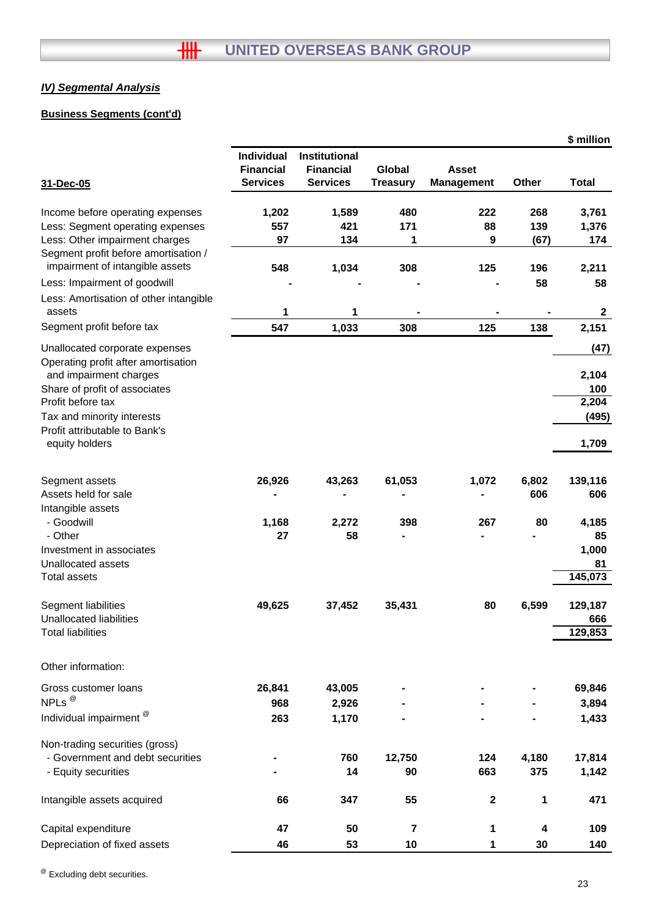## IV) Segmental Analysis

### Business Segments (cont'd)

$ million

| 31-Dec-05 | Individual Financial Services | Institutional Financial Services | Global Treasury | Asset Management | Other | Total |
|---|---|---|---|---|---|---|
| Income before operating expenses | 1,202 | 1,589 | 480 | 222 | 268 | 3,761 |
| Less: Segment operating expenses | 557 | 421 | 171 | 88 | 139 | 1,376 |
| Less: Other impairment charges | 97 | 134 | 1 | 9 | (67) | 174 |
| Segment profit before amortisation / impairment of intangible assets | 548 | 1,034 | 308 | 125 | 196 | 2,211 |
| Less: Impairment of goodwill | - | - | - | - | 58 | 58 |
| Less: Amortisation of other intangible assets | 1 | 1 | - | - | - | 2 |
| Segment profit before tax | 547 | 1,033 | 308 | 125 | 138 | 2,151 |
| Unallocated corporate expenses | | | | | | (47) |
| Operating profit after amortisation and impairment charges | | | | | | 2,104 |
| Share of profit of associates | | | | | | 100 |
| Profit before tax | | | | | | 2,204 |
| Tax and minority interests | | | | | | (495) |
| Profit attributable to Bank's equity holders | | | | | | 1,709 |
| | | | | | | |
| Segment assets | 26,926 | 43,263 | 61,053 | 1,072 | 6,802 | 139,116 |
| Assets held for sale | - | - | - | - | 606 | 606 |
| Intangible assets | | | | | | |
| - Goodwill | 1,168 | 2,272 | 398 | 267 | 80 | 4,185 |
| - Other | 27 | 58 | - | - | - | 85 |
| Investment in associates | | | | | | 1,000 |
| Unallocated assets | | | | | | 81 |
| Total assets | | | | | | 145,073 |
| | | | | | | |
| Segment liabilities | 49,625 | 37,452 | 35,431 | 80 | 6,599 | 129,187 |
| Unallocated liabilities | | | | | | 666 |
| Total liabilities | | | | | | 129,853 |
| | | | | | | |
| Other information: | | | | | | |
| Gross customer loans | 26,841 | 43,005 | - | - | - | 69,846 |
| NPLs @ | 968 | 2,926 | - | - | - | 3,894 |
| Individual impairment @ | 263 | 1,170 | - | - | - | 1,433 |
| | | | | | | |
| Non-trading securities (gross) | | | | | | |
| - Government and debt securities | - | 760 | 12,750 | 124 | 4,180 | 17,814 |
| - Equity securities | - | 14 | 90 | 663 | 375 | 1,142 |
| | | | | | | |
| Intangible assets acquired | 66 | 347 | 55 | 2 | 1 | 471 |
| | | | | | | |
| Capital expenditure | 47 | 50 | 7 | 1 | 4 | 109 |
| Depreciation of fixed assets | 46 | 53 | 10 | 1 | 30 | 140 |

@ Excluding debt securities.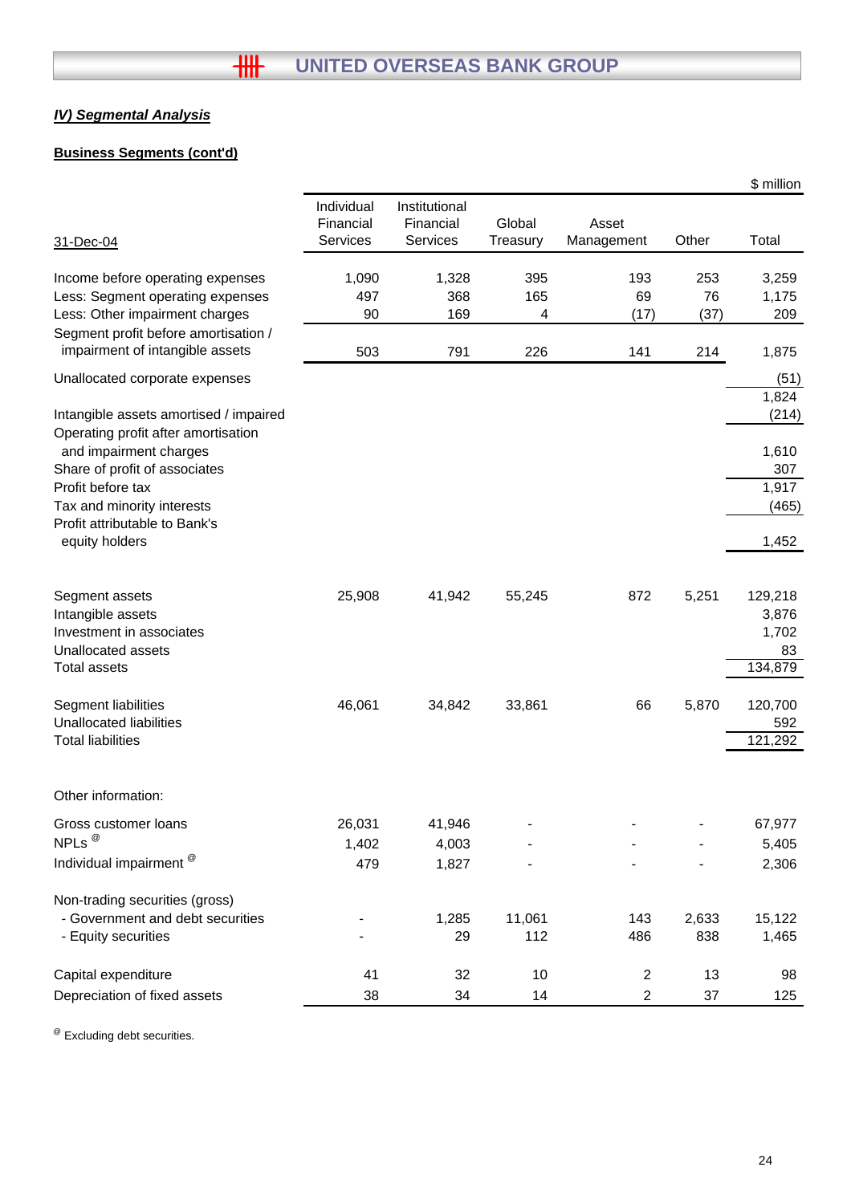## IV) Segmental Analysis

### Business Segments (cont'd)

$ million

| 31-Dec-04 | Individual Financial Services | Institutional Financial Services | Global Treasury | Asset Management | Other | Total |
|---|---|---|---|---|---|---|
| Income before operating expenses | 1,090 | 1,328 | 395 | 193 | 253 | 3,259 |
| Less: Segment operating expenses | 497 | 368 | 165 | 69 | 76 | 1,175 |
| Less: Other impairment charges | 90 | 169 | 4 | (17) | (37) | 209 |
| Segment profit before amortisation / impairment of intangible assets | 503 | 791 | 226 | 141 | 214 | 1,875 |
| Unallocated corporate expenses | | | | | | (51) |
| | | | | | | 1,824 |
| Intangible assets amortised / impaired | | | | | | (214) |
| Operating profit after amortisation and impairment charges | | | | | | 1,610 |
| Share of profit of associates | | | | | | 307 |
| Profit before tax | | | | | | 1,917 |
| Tax and minority interests | | | | | | (465) |
| Profit attributable to Bank's equity holders | | | | | | 1,452 |
| | | | | | | |
| Segment assets | 25,908 | 41,942 | 55,245 | 872 | 5,251 | 129,218 |
| Intangible assets | | | | | | 3,876 |
| Investment in associates | | | | | | 1,702 |
| Unallocated assets | | | | | | 83 |
| Total assets | | | | | | 134,879 |
| | | | | | | |
| Segment liabilities | 46,061 | 34,842 | 33,861 | 66 | 5,870 | 120,700 |
| Unallocated liabilities | | | | | | 592 |
| Total liabilities | | | | | | 121,292 |
| | | | | | | |
| Other information: | | | | | | |
| Gross customer loans | 26,031 | 41,946 | - | - | - | 67,977 |
| NPLs @ | 1,402 | 4,003 | - | - | - | 5,405 |
| Individual impairment @ | 479 | 1,827 | - | - | - | 2,306 |
| | | | | | | |
| Non-trading securities (gross) | | | | | | |
| - Government and debt securities | - | 1,285 | 11,061 | 143 | 2,633 | 15,122 |
| - Equity securities | - | 29 | 112 | 486 | 838 | 1,465 |
| | | | | | | |
| Capital expenditure | 41 | 32 | 10 | 2 | 13 | 98 |
| Depreciation of fixed assets | 38 | 34 | 14 | 2 | 37 | 125 |

@ Excluding debt securities.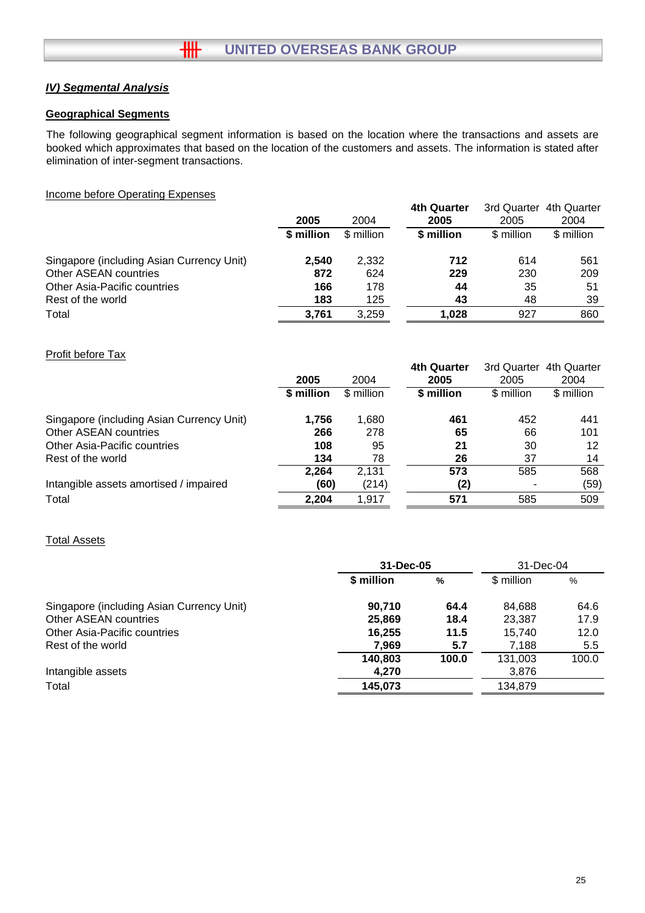## *IV) Segmental Analysis*

### Geographical Segments

The following geographical segment information is based on the location where the transactions and assets are booked which approximates that based on the location of the customers and assets. The information is stated after elimination of inter-segment transactions.

Income before Operating Expenses

| | 2005 | 2004 | 4th Quarter 2005 | 3rd Quarter 2005 | 4th Quarter 2004 |
|---|---|---|---|---|---|
| | **$ million** | $ million | **$ million** | $ million | $ million |
| Singapore (including Asian Currency Unit) | **2,540** | 2,332 | **712** | 614 | 561 |
| Other ASEAN countries | **872** | 624 | **229** | 230 | 209 |
| Other Asia-Pacific countries | **166** | 178 | **44** | 35 | 51 |
| Rest of the world | **183** | 125 | **43** | 48 | 39 |
| Total | **3,761** | 3,259 | **1,028** | 927 | 860 |

Profit before Tax

| | 2005 | 2004 | 4th Quarter 2005 | 3rd Quarter 2005 | 4th Quarter 2004 |
|---|---|---|---|---|---|
| | **$ million** | $ million | **$ million** | $ million | $ million |
| Singapore (including Asian Currency Unit) | **1,756** | 1,680 | **461** | 452 | 441 |
| Other ASEAN countries | **266** | 278 | **65** | 66 | 101 |
| Other Asia-Pacific countries | **108** | 95 | **21** | 30 | 12 |
| Rest of the world | **134** | 78 | **26** | 37 | 14 |
| | **2,264** | 2,131 | **573** | 585 | 568 |
| Intangible assets amortised / impaired | **(60)** | (214) | **(2)** | - | (59) |
| Total | **2,204** | 1,917 | **571** | 585 | 509 |

Total Assets

| | 31-Dec-05 | | 31-Dec-04 | |
|---|---|---|---|---|
| | **$ million** | **%** | $ million | % |
| Singapore (including Asian Currency Unit) | **90,710** | **64.4** | 84,688 | 64.6 |
| Other ASEAN countries | **25,869** | **18.4** | 23,387 | 17.9 |
| Other Asia-Pacific countries | **16,255** | **11.5** | 15,740 | 12.0 |
| Rest of the world | **7,969** | **5.7** | 7,188 | 5.5 |
| | **140,803** | **100.0** | 131,003 | 100.0 |
| Intangible assets | **4,270** | | 3,876 | |
| Total | **145,073** | | 134,879 | |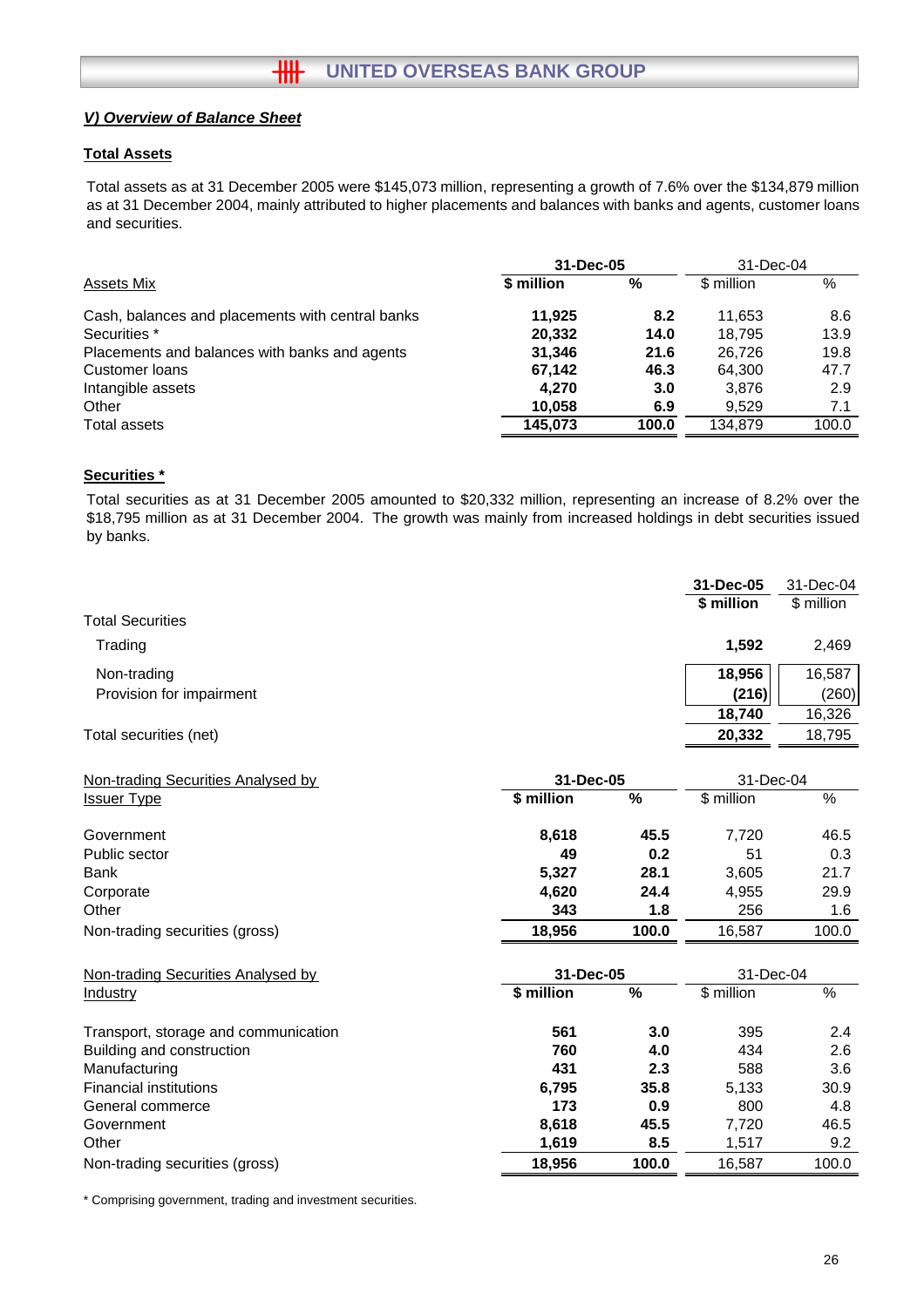## *V) Overview of Balance Sheet*

### Total Assets

Total assets as at 31 December 2005 were $145,073 million, representing a growth of 7.6% over the $134,879 million as at 31 December 2004, mainly attributed to higher placements and balances with banks and agents, customer loans and securities.

| | 31-Dec-05 | | 31-Dec-04 | |
|---|---|---|---|---|
| Assets Mix | $ million | % | $ million | % |
| Cash, balances and placements with central banks | **11,925** | **8.2** | 11,653 | 8.6 |
| Securities * | **20,332** | **14.0** | 18,795 | 13.9 |
| Placements and balances with banks and agents | **31,346** | **21.6** | 26,726 | 19.8 |
| Customer loans | **67,142** | **46.3** | 64,300 | 47.7 |
| Intangible assets | **4,270** | **3.0** | 3,876 | 2.9 |
| Other | **10,058** | **6.9** | 9,529 | 7.1 |
| Total assets | **145,073** | **100.0** | 134,879 | 100.0 |

### Securities *

Total securities as at 31 December 2005 amounted to $20,332 million, representing an increase of 8.2% over the $18,795 million as at 31 December 2004. The growth was mainly from increased holdings in debt securities issued by banks.

| | 31-Dec-05 | 31-Dec-04 |
|---|---|---|
| | $ million | $ million |
| Total Securities | | |
| Trading | **1,592** | 2,469 |
| Non-trading | **18,956** | 16,587 |
| Provision for impairment | **(216)** | (260) |
| | **18,740** | 16,326 |
| Total securities (net) | **20,332** | 18,795 |

| Non-trading Securities Analysed by Issuer Type | 31-Dec-05 | | 31-Dec-04 | |
|---|---|---|---|---|
| | $ million | % | $ million | % |
| Government | **8,618** | **45.5** | 7,720 | 46.5 |
| Public sector | **49** | **0.2** | 51 | 0.3 |
| Bank | **5,327** | **28.1** | 3,605 | 21.7 |
| Corporate | **4,620** | **24.4** | 4,955 | 29.9 |
| Other | **343** | **1.8** | 256 | 1.6 |
| Non-trading securities (gross) | **18,956** | **100.0** | 16,587 | 100.0 |

| Non-trading Securities Analysed by Industry | 31-Dec-05 | | 31-Dec-04 | |
|---|---|---|---|---|
| | $ million | % | $ million | % |
| Transport, storage and communication | **561** | **3.0** | 395 | 2.4 |
| Building and construction | **760** | **4.0** | 434 | 2.6 |
| Manufacturing | **431** | **2.3** | 588 | 3.6 |
| Financial institutions | **6,795** | **35.8** | 5,133 | 30.9 |
| General commerce | **173** | **0.9** | 800 | 4.8 |
| Government | **8,618** | **45.5** | 7,720 | 46.5 |
| Other | **1,619** | **8.5** | 1,517 | 9.2 |
| Non-trading securities (gross) | **18,956** | **100.0** | 16,587 | 100.0 |

* Comprising government, trading and investment securities.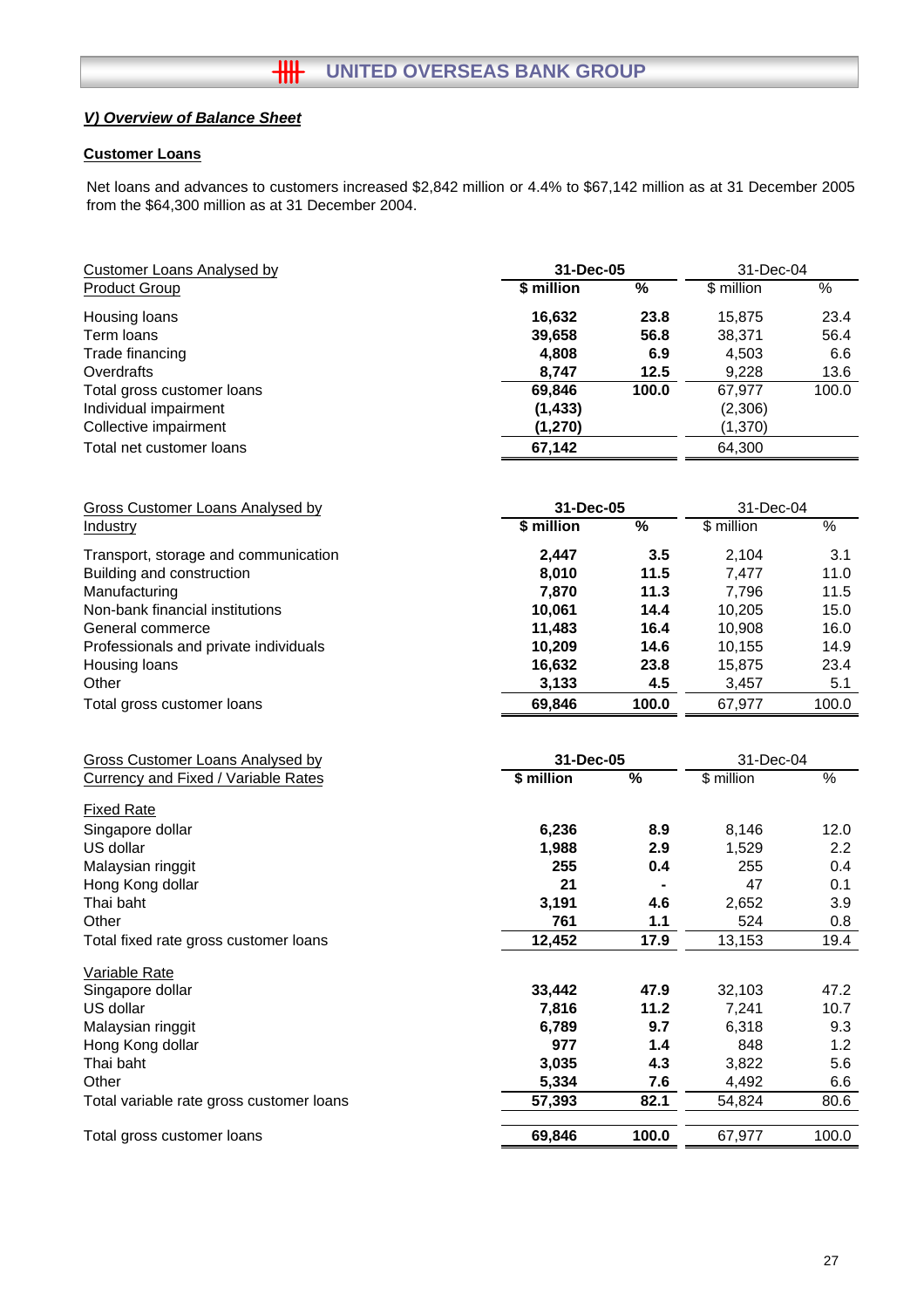## V) Overview of Balance Sheet

### Customer Loans

Net loans and advances to customers increased $2,842 million or 4.4% to $67,142 million as at 31 December 2005 from the $64,300 million as at 31 December 2004.

| Customer Loans Analysed by Product Group | 31-Dec-05 | | 31-Dec-04 | |
|---|---|---|---|---|
| | **$ million** | **%** | $ million | % |
| Housing loans | **16,632** | **23.8** | 15,875 | 23.4 |
| Term loans | **39,658** | **56.8** | 38,371 | 56.4 |
| Trade financing | **4,808** | **6.9** | 4,503 | 6.6 |
| Overdrafts | **8,747** | **12.5** | 9,228 | 13.6 |
| Total gross customer loans | **69,846** | **100.0** | 67,977 | 100.0 |
| Individual impairment | **(1,433)** | | (2,306) | |
| Collective impairment | **(1,270)** | | (1,370) | |
| Total net customer loans | **67,142** | | 64,300 | |

| Gross Customer Loans Analysed by Industry | 31-Dec-05 | | 31-Dec-04 | |
|---|---|---|---|---|
| | **$ million** | **%** | $ million | % |
| Transport, storage and communication | **2,447** | **3.5** | 2,104 | 3.1 |
| Building and construction | **8,010** | **11.5** | 7,477 | 11.0 |
| Manufacturing | **7,870** | **11.3** | 7,796 | 11.5 |
| Non-bank financial institutions | **10,061** | **14.4** | 10,205 | 15.0 |
| General commerce | **11,483** | **16.4** | 10,908 | 16.0 |
| Professionals and private individuals | **10,209** | **14.6** | 10,155 | 14.9 |
| Housing loans | **16,632** | **23.8** | 15,875 | 23.4 |
| Other | **3,133** | **4.5** | 3,457 | 5.1 |
| Total gross customer loans | **69,846** | **100.0** | 67,977 | 100.0 |

| Gross Customer Loans Analysed by Currency and Fixed / Variable Rates | 31-Dec-05 | | 31-Dec-04 | |
|---|---|---|---|---|
| | **$ million** | **%** | $ million | % |
| Fixed Rate | | | | |
| Singapore dollar | **6,236** | **8.9** | 8,146 | 12.0 |
| US dollar | **1,988** | **2.9** | 1,529 | 2.2 |
| Malaysian ringgit | **255** | **0.4** | 255 | 0.4 |
| Hong Kong dollar | **21** | **-** | 47 | 0.1 |
| Thai baht | **3,191** | **4.6** | 2,652 | 3.9 |
| Other | **761** | **1.1** | 524 | 0.8 |
| Total fixed rate gross customer loans | **12,452** | **17.9** | 13,153 | 19.4 |
| Variable Rate | | | | |
| Singapore dollar | **33,442** | **47.9** | 32,103 | 47.2 |
| US dollar | **7,816** | **11.2** | 7,241 | 10.7 |
| Malaysian ringgit | **6,789** | **9.7** | 6,318 | 9.3 |
| Hong Kong dollar | **977** | **1.4** | 848 | 1.2 |
| Thai baht | **3,035** | **4.3** | 3,822 | 5.6 |
| Other | **5,334** | **7.6** | 4,492 | 6.6 |
| Total variable rate gross customer loans | **57,393** | **82.1** | 54,824 | 80.6 |
| Total gross customer loans | **69,846** | **100.0** | 67,977 | 100.0 |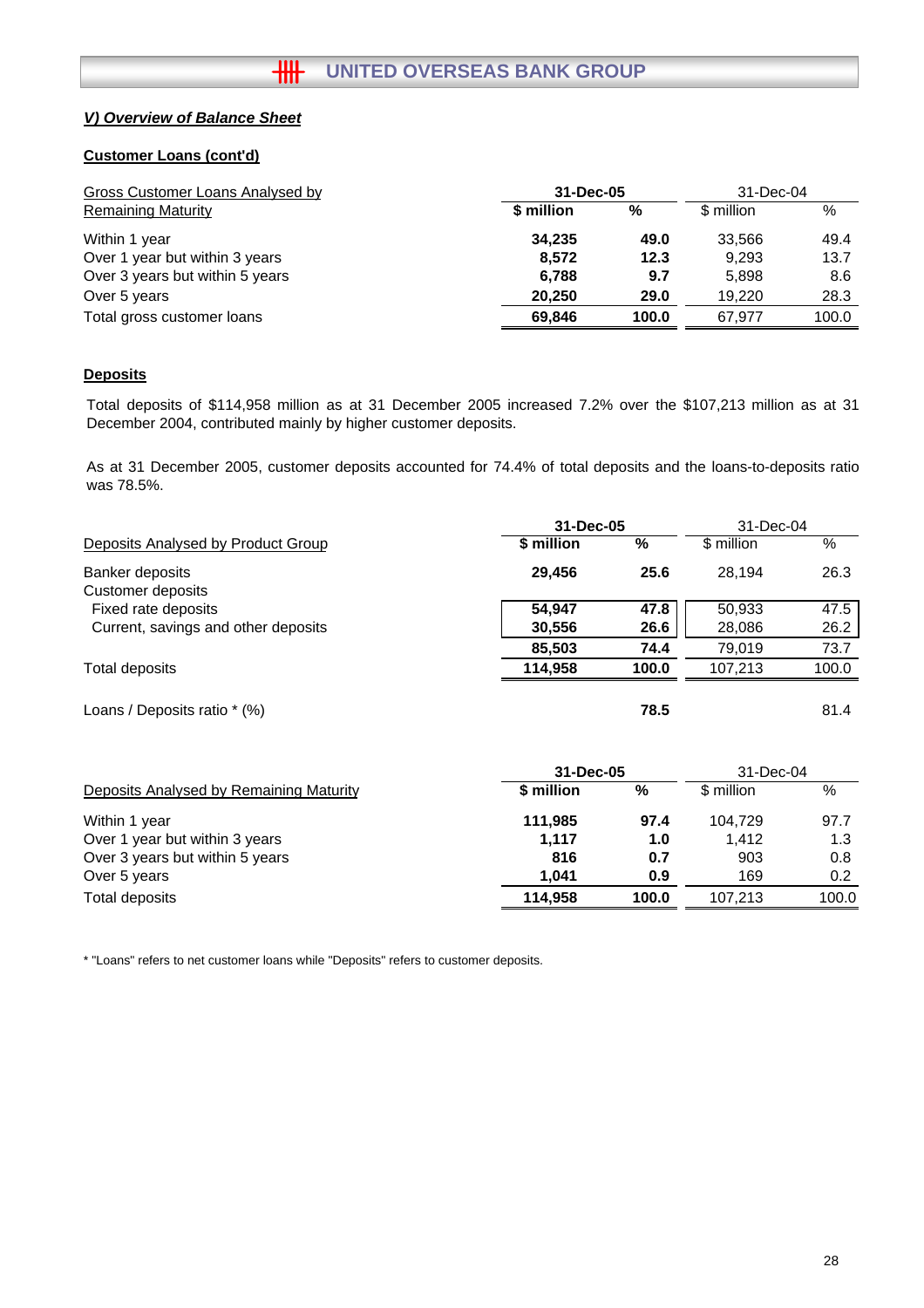## V) Overview of Balance Sheet

### Customer Loans (cont'd)

| Gross Customer Loans Analysed by Remaining Maturity | 31-Dec-05 | | 31-Dec-04 | |
|---|---|---|---|---|
| | **$ million** | **%** | $ million | % |
| Within 1 year | **34,235** | **49.0** | 33,566 | 49.4 |
| Over 1 year but within 3 years | **8,572** | **12.3** | 9,293 | 13.7 |
| Over 3 years but within 5 years | **6,788** | **9.7** | 5,898 | 8.6 |
| Over 5 years | **20,250** | **29.0** | 19,220 | 28.3 |
| Total gross customer loans | **69,846** | **100.0** | 67,977 | 100.0 |

### Deposits

Total deposits of $114,958 million as at 31 December 2005 increased 7.2% over the $107,213 million as at 31 December 2004, contributed mainly by higher customer deposits.

As at 31 December 2005, customer deposits accounted for 74.4% of total deposits and the loans-to-deposits ratio was 78.5%.

| Deposits Analysed by Product Group | 31-Dec-05 | | 31-Dec-04 | |
|---|---|---|---|---|
| | **$ million** | **%** | $ million | % |
| Banker deposits | **29,456** | **25.6** | 28,194 | 26.3 |
| Customer deposits | | | | |
| Fixed rate deposits | **54,947** | **47.8** | 50,933 | 47.5 |
| Current, savings and other deposits | **30,556** | **26.6** | 28,086 | 26.2 |
| | **85,503** | **74.4** | 79,019 | 73.7 |
| Total deposits | **114,958** | **100.0** | 107,213 | 100.0 |
| Loans / Deposits ratio * (%) | | **78.5** | | 81.4 |

| Deposits Analysed by Remaining Maturity | 31-Dec-05 | | 31-Dec-04 | |
|---|---|---|---|---|
| | **$ million** | **%** | $ million | % |
| Within 1 year | **111,985** | **97.4** | 104,729 | 97.7 |
| Over 1 year but within 3 years | **1,117** | **1.0** | 1,412 | 1.3 |
| Over 3 years but within 5 years | **816** | **0.7** | 903 | 0.8 |
| Over 5 years | **1,041** | **0.9** | 169 | 0.2 |
| Total deposits | **114,958** | **100.0** | 107,213 | 100.0 |

* "Loans" refers to net customer loans while "Deposits" refers to customer deposits.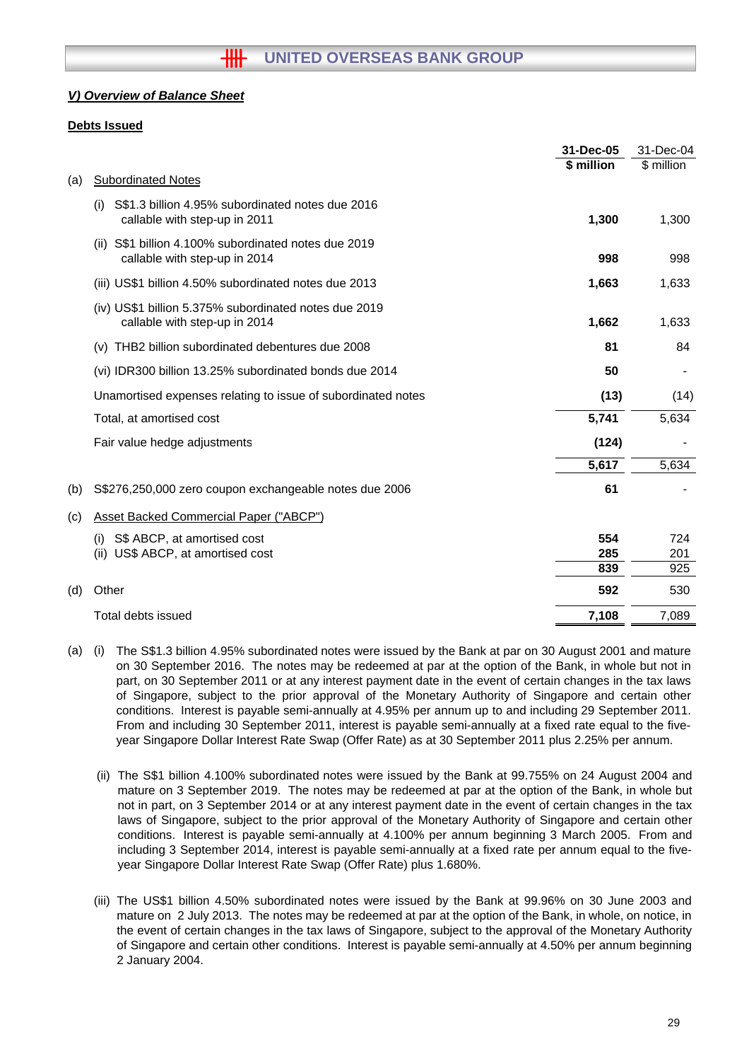## *V) Overview of Balance Sheet*

**Debts Issued**

| | | **31-Dec-05** | 31-Dec-04 |
|---|---|---|---|
| | | **$ million** | $ million |
| (a) | Subordinated Notes | | |
| | (i) S$1.3 billion 4.95% subordinated notes due 2016 callable with step-up in 2011 | **1,300** | 1,300 |
| | (ii) S$1 billion 4.100% subordinated notes due 2019 callable with step-up in 2014 | **998** | 998 |
| | (iii) US$1 billion 4.50% subordinated notes due 2013 | **1,663** | 1,633 |
| | (iv) US$1 billion 5.375% subordinated notes due 2019 callable with step-up in 2014 | **1,662** | 1,633 |
| | (v) THB2 billion subordinated debentures due 2008 | **81** | 84 |
| | (vi) IDR300 billion 13.25% subordinated bonds due 2014 | **50** | - |
| | Unamortised expenses relating to issue of subordinated notes | **(13)** | (14) |
| | Total, at amortised cost | **5,741** | 5,634 |
| | Fair value hedge adjustments | **(124)** | - |
| | | **5,617** | 5,634 |
| (b) | S$276,250,000 zero coupon exchangeable notes due 2006 | **61** | - |
| (c) | Asset Backed Commercial Paper ("ABCP") | | |
| | (i) S$ ABCP, at amortised cost | **554** | 724 |
| | (ii) US$ ABCP, at amortised cost | **285** | 201 |
| | | **839** | 925 |
| (d) | Other | **592** | 530 |
| | Total debts issued | **7,108** | 7,089 |

(a) (i) The S$1.3 billion 4.95% subordinated notes were issued by the Bank at par on 30 August 2001 and mature on 30 September 2016. The notes may be redeemed at par at the option of the Bank, in whole but not in part, on 30 September 2011 or at any interest payment date in the event of certain changes in the tax laws of Singapore, subject to the prior approval of the Monetary Authority of Singapore and certain other conditions. Interest is payable semi-annually at 4.95% per annum up to and including 29 September 2011. From and including 30 September 2011, interest is payable semi-annually at a fixed rate equal to the five-year Singapore Dollar Interest Rate Swap (Offer Rate) as at 30 September 2011 plus 2.25% per annum.

(ii) The S$1 billion 4.100% subordinated notes were issued by the Bank at 99.755% on 24 August 2004 and mature on 3 September 2019. The notes may be redeemed at par at the option of the Bank, in whole but not in part, on 3 September 2014 or at any interest payment date in the event of certain changes in the tax laws of Singapore, subject to the prior approval of the Monetary Authority of Singapore and certain other conditions. Interest is payable semi-annually at 4.100% per annum beginning 3 March 2005. From and including 3 September 2014, interest is payable semi-annually at a fixed rate per annum equal to the five-year Singapore Dollar Interest Rate Swap (Offer Rate) plus 1.680%.

(iii) The US$1 billion 4.50% subordinated notes were issued by the Bank at 99.96% on 30 June 2003 and mature on 2 July 2013. The notes may be redeemed at par at the option of the Bank, in whole, on notice, in the event of certain changes in the tax laws of Singapore, subject to the approval of the Monetary Authority of Singapore and certain other conditions. Interest is payable semi-annually at 4.50% per annum beginning 2 January 2004.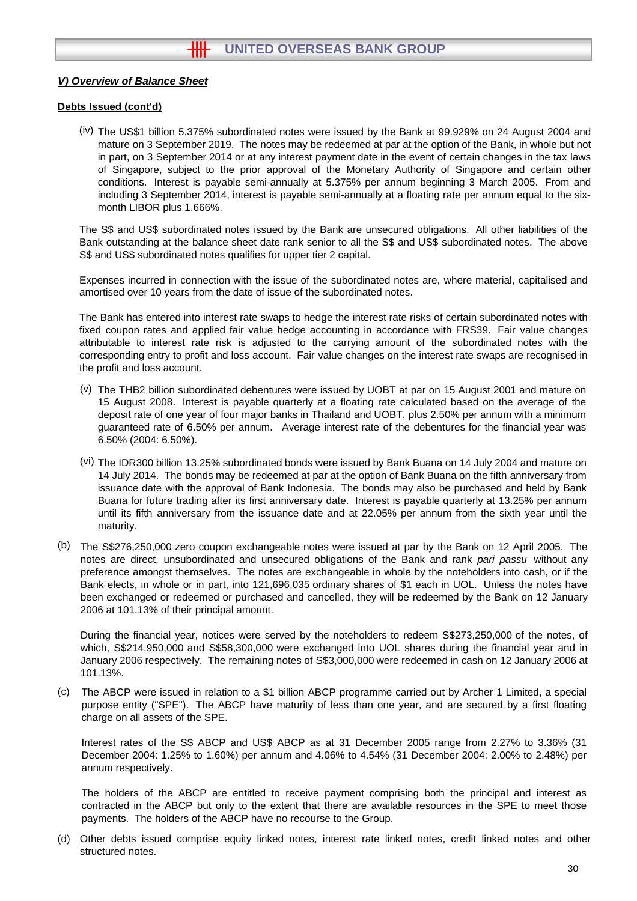## *V) Overview of Balance Sheet*

**Debts Issued (cont'd)**

(iv) The US$1 billion 5.375% subordinated notes were issued by the Bank at 99.929% on 24 August 2004 and mature on 3 September 2019. The notes may be redeemed at par at the option of the Bank, in whole but not in part, on 3 September 2014 or at any interest payment date in the event of certain changes in the tax laws of Singapore, subject to the prior approval of the Monetary Authority of Singapore and certain other conditions. Interest is payable semi-annually at 5.375% per annum beginning 3 March 2005. From and including 3 September 2014, interest is payable semi-annually at a floating rate per annum equal to the six-month LIBOR plus 1.666%.

The S$ and US$ subordinated notes issued by the Bank are unsecured obligations. All other liabilities of the Bank outstanding at the balance sheet date rank senior to all the S$ and US$ subordinated notes. The above S$ and US$ subordinated notes qualifies for upper tier 2 capital.

Expenses incurred in connection with the issue of the subordinated notes are, where material, capitalised and amortised over 10 years from the date of issue of the subordinated notes.

The Bank has entered into interest rate swaps to hedge the interest rate risks of certain subordinated notes with fixed coupon rates and applied fair value hedge accounting in accordance with FRS39. Fair value changes attributable to interest rate risk is adjusted to the carrying amount of the subordinated notes with the corresponding entry to profit and loss account. Fair value changes on the interest rate swaps are recognised in the profit and loss account.

(v) The THB2 billion subordinated debentures were issued by UOBT at par on 15 August 2001 and mature on 15 August 2008. Interest is payable quarterly at a floating rate calculated based on the average of the deposit rate of one year of four major banks in Thailand and UOBT, plus 2.50% per annum with a minimum guaranteed rate of 6.50% per annum. Average interest rate of the debentures for the financial year was 6.50% (2004: 6.50%).

(vi) The IDR300 billion 13.25% subordinated bonds were issued by Bank Buana on 14 July 2004 and mature on 14 July 2014. The bonds may be redeemed at par at the option of Bank Buana on the fifth anniversary from issuance date with the approval of Bank Indonesia. The bonds may also be purchased and held by Bank Buana for future trading after its first anniversary date. Interest is payable quarterly at 13.25% per annum until its fifth anniversary from the issuance date and at 22.05% per annum from the sixth year until the maturity.

(b) The S$276,250,000 zero coupon exchangeable notes were issued at par by the Bank on 12 April 2005. The notes are direct, unsubordinated and unsecured obligations of the Bank and rank *pari passu* without any preference amongst themselves. The notes are exchangeable in whole by the noteholders into cash, or if the Bank elects, in whole or in part, into 121,696,035 ordinary shares of $1 each in UOL. Unless the notes have been exchanged or redeemed or purchased and cancelled, they will be redeemed by the Bank on 12 January 2006 at 101.13% of their principal amount.

During the financial year, notices were served by the noteholders to redeem S$273,250,000 of the notes, of which, S$214,950,000 and S$58,300,000 were exchanged into UOL shares during the financial year and in January 2006 respectively. The remaining notes of S$3,000,000 were redeemed in cash on 12 January 2006 at 101.13%.

(c) The ABCP were issued in relation to a $1 billion ABCP programme carried out by Archer 1 Limited, a special purpose entity ("SPE"). The ABCP have maturity of less than one year, and are secured by a first floating charge on all assets of the SPE.

Interest rates of the S$ ABCP and US$ ABCP as at 31 December 2005 range from 2.27% to 3.36% (31 December 2004: 1.25% to 1.60%) per annum and 4.06% to 4.54% (31 December 2004: 2.00% to 2.48%) per annum respectively.

The holders of the ABCP are entitled to receive payment comprising both the principal and interest as contracted in the ABCP but only to the extent that there are available resources in the SPE to meet those payments. The holders of the ABCP have no recourse to the Group.

(d) Other debts issued comprise equity linked notes, interest rate linked notes, credit linked notes and other structured notes.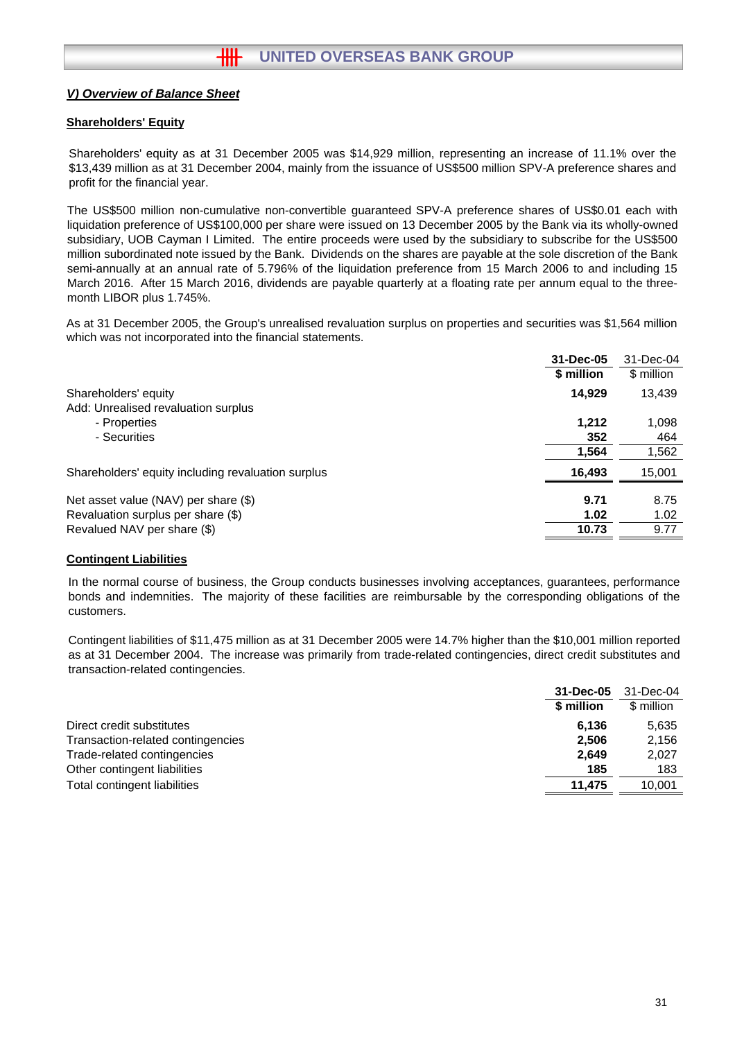## *V) Overview of Balance Sheet*

### Shareholders' Equity

Shareholders' equity as at 31 December 2005 was $14,929 million, representing an increase of 11.1% over the $13,439 million as at 31 December 2004, mainly from the issuance of US$500 million SPV-A preference shares and profit for the financial year.

The US$500 million non-cumulative non-convertible guaranteed SPV-A preference shares of US$0.01 each with liquidation preference of US$100,000 per share were issued on 13 December 2005 by the Bank via its wholly-owned subsidiary, UOB Cayman I Limited. The entire proceeds were used by the subsidiary to subscribe for the US$500 million subordinated note issued by the Bank. Dividends on the shares are payable at the sole discretion of the Bank semi-annually at an annual rate of 5.796% of the liquidation preference from 15 March 2006 to and including 15 March 2016. After 15 March 2016, dividends are payable quarterly at a floating rate per annum equal to the three-month LIBOR plus 1.745%.

As at 31 December 2005, the Group's unrealised revaluation surplus on properties and securities was $1,564 million which was not incorporated into the financial statements.

| | **31-Dec-05** | 31-Dec-04 |
|---|---|---|
| | **$ million** | $ million |
| Shareholders' equity | **14,929** | 13,439 |
| Add: Unrealised revaluation surplus | | |
| - Properties | **1,212** | 1,098 |
| - Securities | **352** | 464 |
| | **1,564** | 1,562 |
| Shareholders' equity including revaluation surplus | **16,493** | 15,001 |
| Net asset value (NAV) per share ($) | **9.71** | 8.75 |
| Revaluation surplus per share ($) | **1.02** | 1.02 |
| Revalued NAV per share ($) | **10.73** | 9.77 |

### Contingent Liabilities

In the normal course of business, the Group conducts businesses involving acceptances, guarantees, performance bonds and indemnities. The majority of these facilities are reimbursable by the corresponding obligations of the customers.

Contingent liabilities of $11,475 million as at 31 December 2005 were 14.7% higher than the $10,001 million reported as at 31 December 2004. The increase was primarily from trade-related contingencies, direct credit substitutes and transaction-related contingencies.

| | **31-Dec-05** | 31-Dec-04 |
|---|---|---|
| | **$ million** | $ million |
| Direct credit substitutes | **6,136** | 5,635 |
| Transaction-related contingencies | **2,506** | 2,156 |
| Trade-related contingencies | **2,649** | 2,027 |
| Other contingent liabilities | **185** | 183 |
| Total contingent liabilities | **11,475** | 10,001 |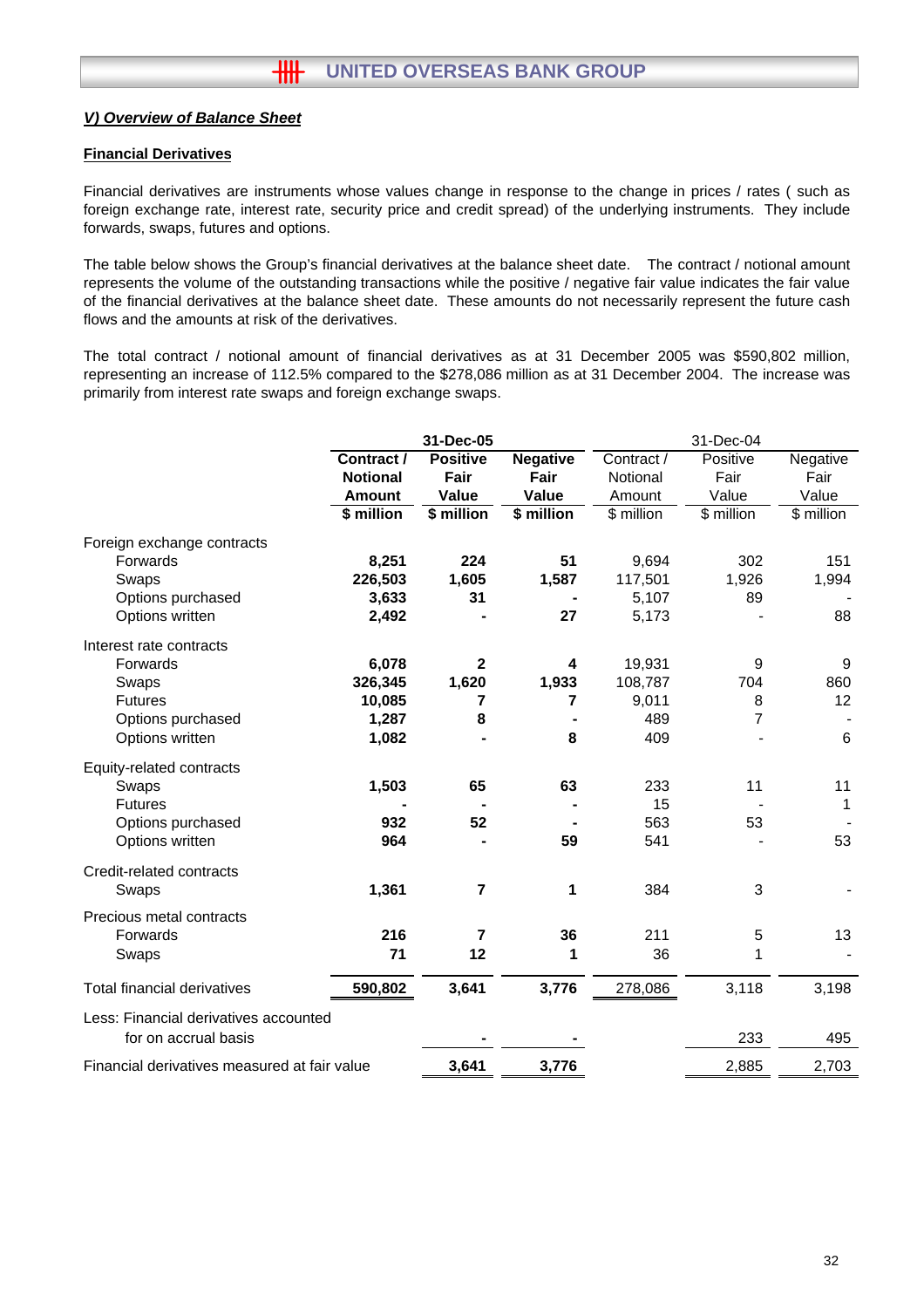## *V) Overview of Balance Sheet*

### Financial Derivatives

Financial derivatives are instruments whose values change in response to the change in prices / rates ( such as foreign exchange rate, interest rate, security price and credit spread) of the underlying instruments. They include forwards, swaps, futures and options.

The table below shows the Group's financial derivatives at the balance sheet date. The contract / notional amount represents the volume of the outstanding transactions while the positive / negative fair value indicates the fair value of the financial derivatives at the balance sheet date. These amounts do not necessarily represent the future cash flows and the amounts at risk of the derivatives.

The total contract / notional amount of financial derivatives as at 31 December 2005 was $590,802 million, representing an increase of 112.5% compared to the $278,086 million as at 31 December 2004. The increase was primarily from interest rate swaps and foreign exchange swaps.

| | **31-Dec-05** | | | 31-Dec-04 | | |
|---|---|---|---|---|---|---|
| | **Contract / Notional Amount** | **Positive Fair Value** | **Negative Fair Value** | Contract / Notional Amount | Positive Fair Value | Negative Fair Value |
| | **$ million** | **$ million** | **$ million** | $ million | $ million | $ million |
| Foreign exchange contracts | | | | | | |
| Forwards | **8,251** | **224** | **51** | 9,694 | 302 | 151 |
| Swaps | **226,503** | **1,605** | **1,587** | 117,501 | 1,926 | 1,994 |
| Options purchased | **3,633** | **31** | **-** | 5,107 | 89 | - |
| Options written | **2,492** | **-** | **27** | 5,173 | - | 88 |
| Interest rate contracts | | | | | | |
| Forwards | **6,078** | **2** | **4** | 19,931 | 9 | 9 |
| Swaps | **326,345** | **1,620** | **1,933** | 108,787 | 704 | 860 |
| Futures | **10,085** | **7** | **7** | 9,011 | 8 | 12 |
| Options purchased | **1,287** | **8** | **-** | 489 | 7 | - |
| Options written | **1,082** | **-** | **8** | 409 | - | 6 |
| Equity-related contracts | | | | | | |
| Swaps | **1,503** | **65** | **63** | 233 | 11 | 11 |
| Futures | **-** | **-** | **-** | 15 | - | 1 |
| Options purchased | **932** | **52** | **-** | 563 | 53 | - |
| Options written | **964** | **-** | **59** | 541 | - | 53 |
| Credit-related contracts | | | | | | |
| Swaps | **1,361** | **7** | **1** | 384 | 3 | - |
| Precious metal contracts | | | | | | |
| Forwards | **216** | **7** | **36** | 211 | 5 | 13 |
| Swaps | **71** | **12** | **1** | 36 | 1 | - |
| Total financial derivatives | **590,802** | **3,641** | **3,776** | 278,086 | 3,118 | 3,198 |
| Less: Financial derivatives accounted for on accrual basis | | **-** | **-** | | 233 | 495 |
| Financial derivatives measured at fair value | | **3,641** | **3,776** | | 2,885 | 2,703 |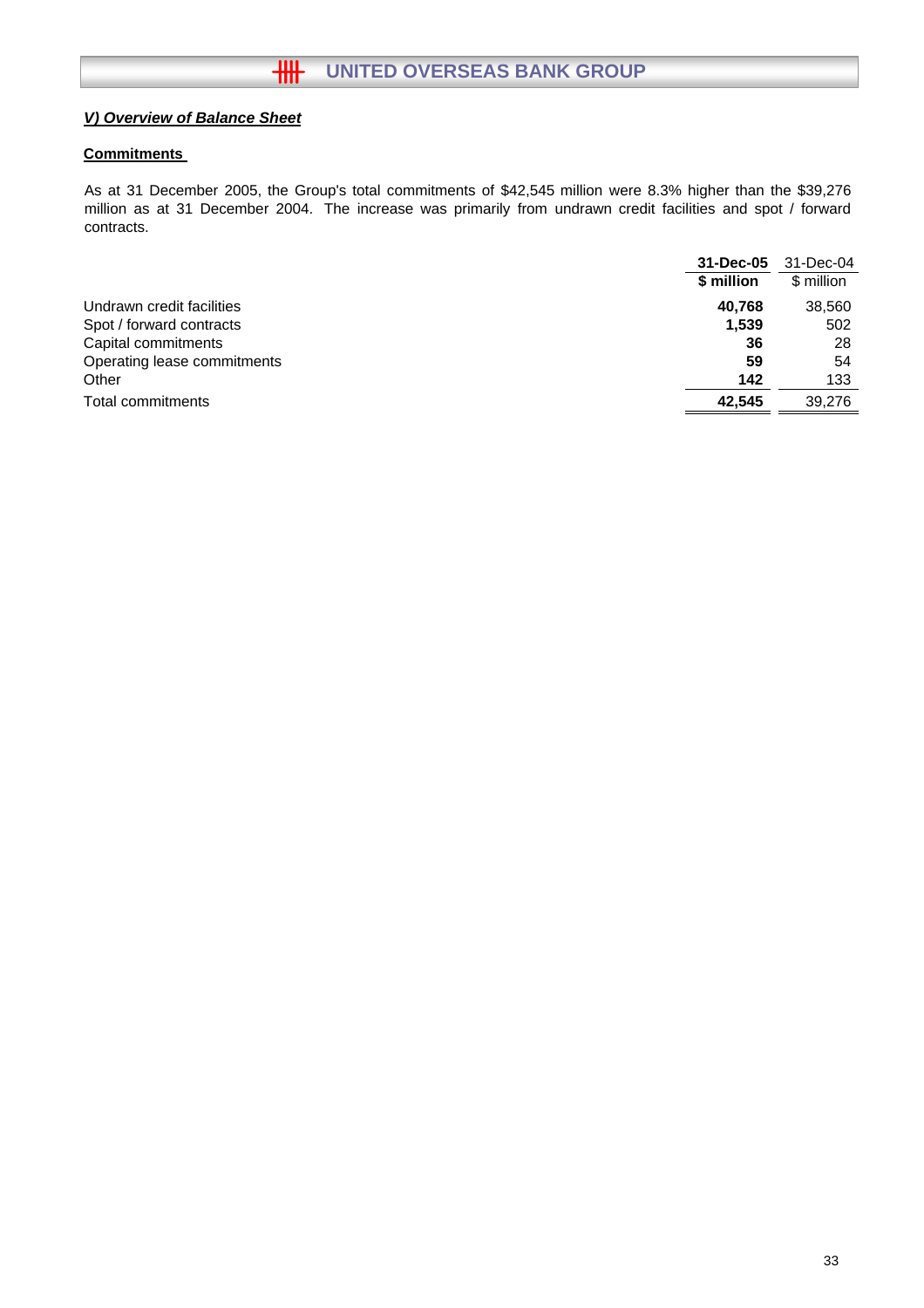## *V) Overview of Balance Sheet*

### Commitments

As at 31 December 2005, the Group's total commitments of $42,545 million were 8.3% higher than the $39,276 million as at 31 December 2004. The increase was primarily from undrawn credit facilities and spot / forward contracts.

| | **31-Dec-05** | 31-Dec-04 |
|---|---|---|
| | **$ million** | $ million |
| Undrawn credit facilities | **40,768** | 38,560 |
| Spot / forward contracts | **1,539** | 502 |
| Capital commitments | **36** | 28 |
| Operating lease commitments | **59** | 54 |
| Other | **142** | 133 |
| Total commitments | **42,545** | 39,276 |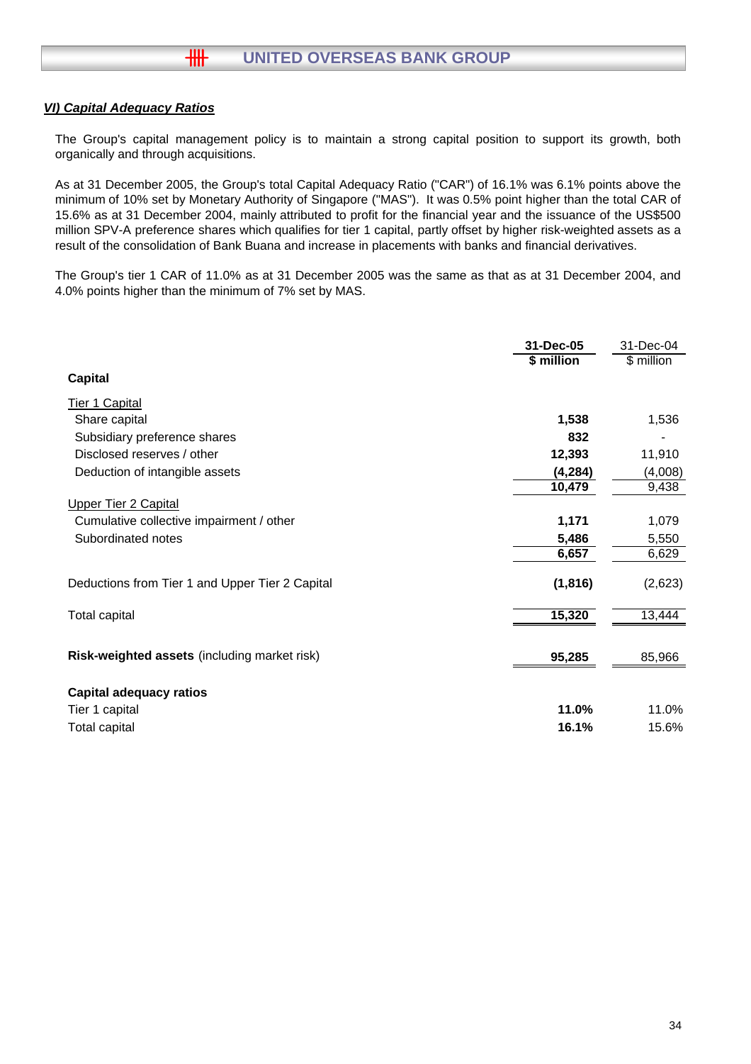### *VI) Capital Adequacy Ratios*

The Group's capital management policy is to maintain a strong capital position to support its growth, both organically and through acquisitions.

As at 31 December 2005, the Group's total Capital Adequacy Ratio ("CAR") of 16.1% was 6.1% points above the minimum of 10% set by Monetary Authority of Singapore ("MAS"). It was 0.5% point higher than the total CAR of 15.6% as at 31 December 2004, mainly attributed to profit for the financial year and the issuance of the US$500 million SPV-A preference shares which qualifies for tier 1 capital, partly offset by higher risk-weighted assets as a result of the consolidation of Bank Buana and increase in placements with banks and financial derivatives.

The Group's tier 1 CAR of 11.0% as at 31 December 2005 was the same as that as at 31 December 2004, and 4.0% points higher than the minimum of 7% set by MAS.

| | **31-Dec-05** | 31-Dec-04 |
|---|---|---|
| | **$ million** | $ million |
| **Capital** | | |
| Tier 1 Capital | | |
| Share capital | **1,538** | 1,536 |
| Subsidiary preference shares | **832** | - |
| Disclosed reserves / other | **12,393** | 11,910 |
| Deduction of intangible assets | **(4,284)** | (4,008) |
| | **10,479** | 9,438 |
| Upper Tier 2 Capital | | |
| Cumulative collective impairment / other | **1,171** | 1,079 |
| Subordinated notes | **5,486** | 5,550 |
| | **6,657** | 6,629 |
| Deductions from Tier 1 and Upper Tier 2 Capital | **(1,816)** | (2,623) |
| Total capital | **15,320** | 13,444 |
| **Risk-weighted assets** (including market risk) | **95,285** | 85,966 |
| **Capital adequacy ratios** | | |
| Tier 1 capital | **11.0%** | 11.0% |
| Total capital | **16.1%** | 15.6% |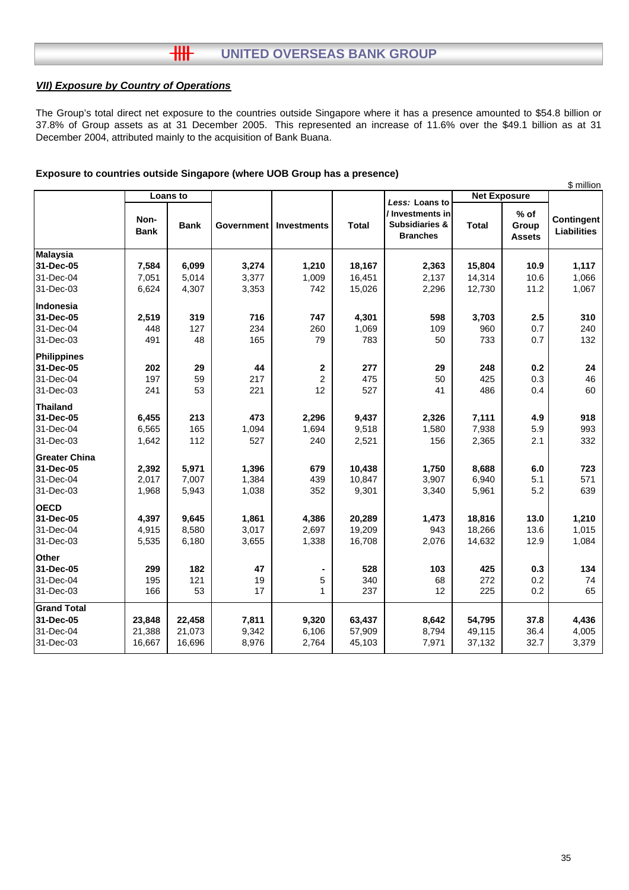### *VII) Exposure by Country of Operations*

The Group's total direct net exposure to the countries outside Singapore where it has a presence amounted to $54.8 billion or 37.8% of Group assets as at 31 December 2005. This represented an increase of 11.6% over the $49.1 billion as at 31 December 2004, attributed mainly to the acquisition of Bank Buana.

**Exposure to countries outside Singapore (where UOB Group has a presence)**

$ million

| | Loans to | | Government | Investments | Total | *Less:* Loans to / Investments in Subsidiaries & Branches | Net Exposure | | Contingent Liabilities |
|---|---|---|---|---|---|---|---|---|---|
| | Non-Bank | Bank | | | | | Total | % of Group Assets | |
| **Malaysia** | | | | | | | | | |
| **31-Dec-05** | **7,584** | **6,099** | **3,274** | **1,210** | **18,167** | **2,363** | **15,804** | **10.9** | **1,117** |
| 31-Dec-04 | 7,051 | 5,014 | 3,377 | 1,009 | 16,451 | 2,137 | 14,314 | 10.6 | 1,066 |
| 31-Dec-03 | 6,624 | 4,307 | 3,353 | 742 | 15,026 | 2,296 | 12,730 | 11.2 | 1,067 |
| **Indonesia** | | | | | | | | | |
| **31-Dec-05** | **2,519** | **319** | **716** | **747** | **4,301** | **598** | **3,703** | **2.5** | **310** |
| 31-Dec-04 | 448 | 127 | 234 | 260 | 1,069 | 109 | 960 | 0.7 | 240 |
| 31-Dec-03 | 491 | 48 | 165 | 79 | 783 | 50 | 733 | 0.7 | 132 |
| **Philippines** | | | | | | | | | |
| **31-Dec-05** | **202** | **29** | **44** | **2** | **277** | **29** | **248** | **0.2** | **24** |
| 31-Dec-04 | 197 | 59 | 217 | 2 | 475 | 50 | 425 | 0.3 | 46 |
| 31-Dec-03 | 241 | 53 | 221 | 12 | 527 | 41 | 486 | 0.4 | 60 |
| **Thailand** | | | | | | | | | |
| **31-Dec-05** | **6,455** | **213** | **473** | **2,296** | **9,437** | **2,326** | **7,111** | **4.9** | **918** |
| 31-Dec-04 | 6,565 | 165 | 1,094 | 1,694 | 9,518 | 1,580 | 7,938 | 5.9 | 993 |
| 31-Dec-03 | 1,642 | 112 | 527 | 240 | 2,521 | 156 | 2,365 | 2.1 | 332 |
| **Greater China** | | | | | | | | | |
| **31-Dec-05** | **2,392** | **5,971** | **1,396** | **679** | **10,438** | **1,750** | **8,688** | **6.0** | **723** |
| 31-Dec-04 | 2,017 | 7,007 | 1,384 | 439 | 10,847 | 3,907 | 6,940 | 5.1 | 571 |
| 31-Dec-03 | 1,968 | 5,943 | 1,038 | 352 | 9,301 | 3,340 | 5,961 | 5.2 | 639 |
| **OECD** | | | | | | | | | |
| **31-Dec-05** | **4,397** | **9,645** | **1,861** | **4,386** | **20,289** | **1,473** | **18,816** | **13.0** | **1,210** |
| 31-Dec-04 | 4,915 | 8,580 | 3,017 | 2,697 | 19,209 | 943 | 18,266 | 13.6 | 1,015 |
| 31-Dec-03 | 5,535 | 6,180 | 3,655 | 1,338 | 16,708 | 2,076 | 14,632 | 12.9 | 1,084 |
| **Other** | | | | | | | | | |
| **31-Dec-05** | **299** | **182** | **47** | **-** | **528** | **103** | **425** | **0.3** | **134** |
| 31-Dec-04 | 195 | 121 | 19 | 5 | 340 | 68 | 272 | 0.2 | 74 |
| 31-Dec-03 | 166 | 53 | 17 | 1 | 237 | 12 | 225 | 0.2 | 65 |
| **Grand Total** | | | | | | | | | |
| **31-Dec-05** | **23,848** | **22,458** | **7,811** | **9,320** | **63,437** | **8,642** | **54,795** | **37.8** | **4,436** |
| 31-Dec-04 | 21,388 | 21,073 | 9,342 | 6,106 | 57,909 | 8,794 | 49,115 | 36.4 | 4,005 |
| 31-Dec-03 | 16,667 | 16,696 | 8,976 | 2,764 | 45,103 | 7,971 | 37,132 | 32.7 | 3,379 |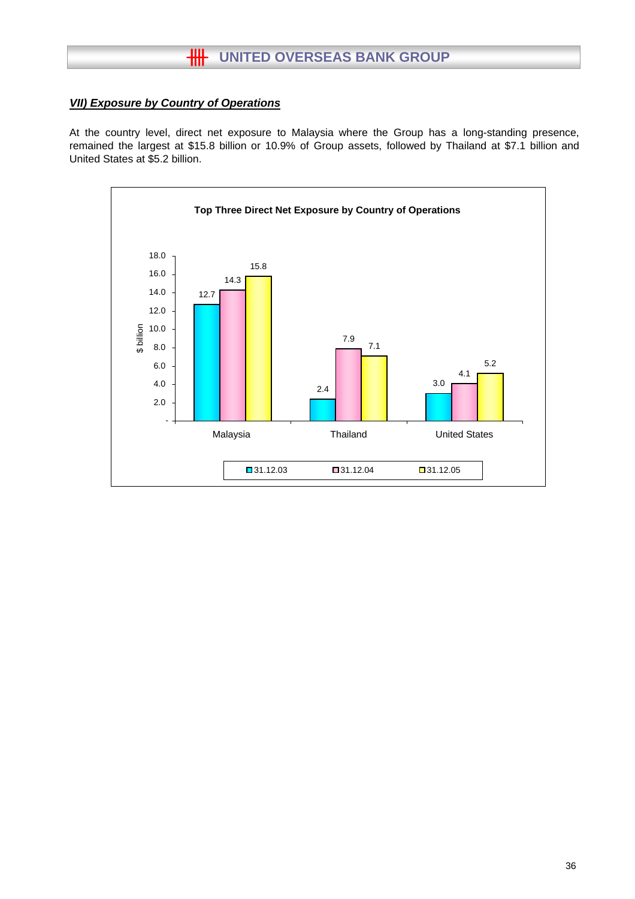## *VII) Exposure by Country of Operations*

At the country level, direct net exposure to Malaysia where the Group has a long-standing presence, remained the largest at $15.8 billion or 10.9% of Group assets, followed by Thailand at $7.1 billion and United States at $5.2 billion.

**Top Three Direct Net Exposure by Country of Operations**

| $ billion | 31.12.03 | 31.12.04 | 31.12.05 |
|---|---|---|---|
| Malaysia | 12.7 | 14.3 | 15.8 |
| Thailand | 2.4 | 7.9 | 7.1 |
| United States | 3.0 | 4.1 | 5.2 |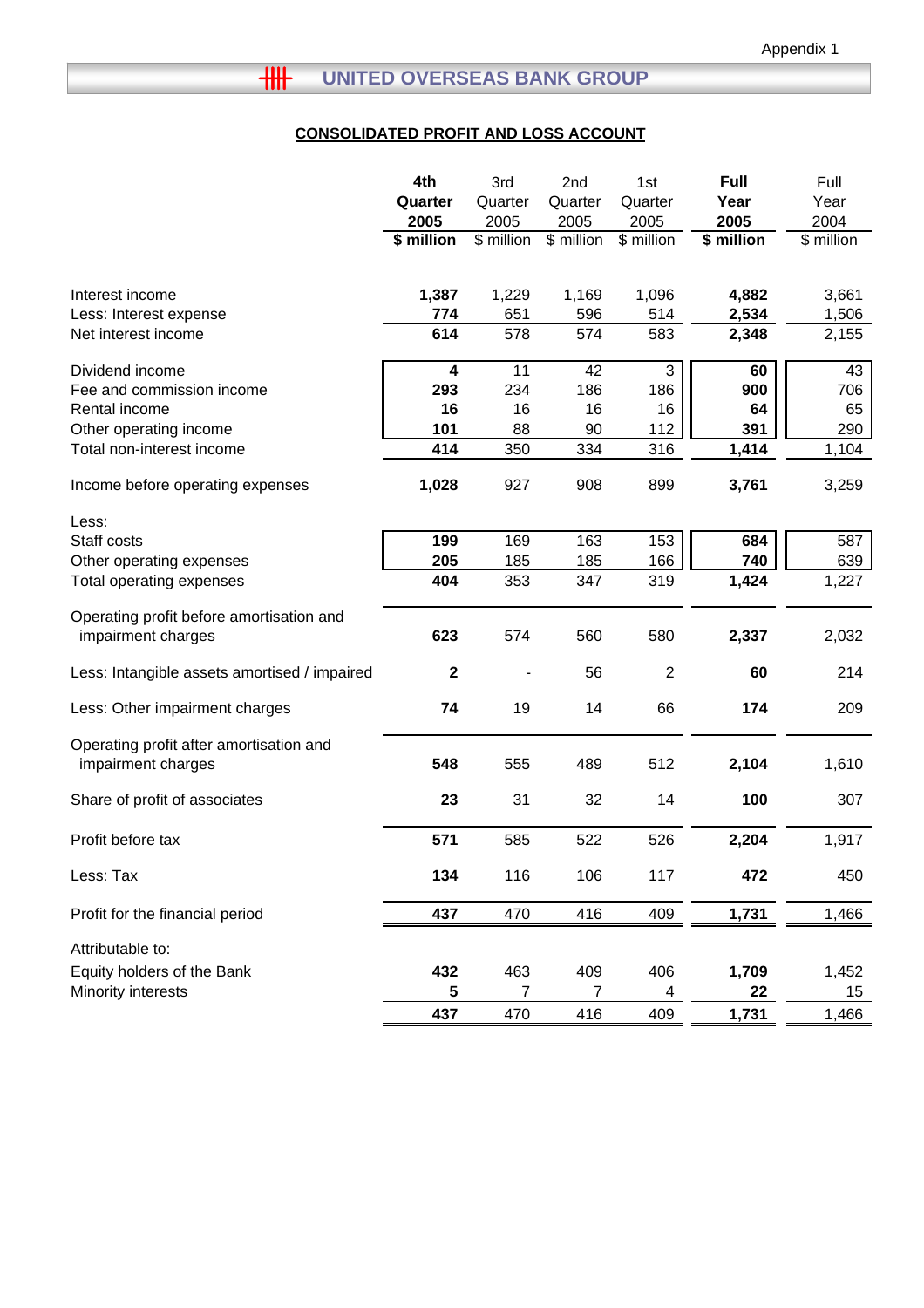Appendix 1

# UNITED OVERSEAS BANK GROUP

## CONSOLIDATED PROFIT AND LOSS ACCOUNT

| | **4th Quarter 2005 $ million** | 3rd Quarter 2005 $ million | 2nd Quarter 2005 $ million | 1st Quarter 2005 $ million | **Full Year 2005 $ million** | Full Year 2004 $ million |
|---|---|---|---|---|---|---|
| Interest income | **1,387** | 1,229 | 1,169 | 1,096 | **4,882** | 3,661 |
| Less: Interest expense | **774** | 651 | 596 | 514 | **2,534** | 1,506 |
| Net interest income | **614** | 578 | 574 | 583 | **2,348** | 2,155 |
| Dividend income | **4** | 11 | 42 | 3 | **60** | 43 |
| Fee and commission income | **293** | 234 | 186 | 186 | **900** | 706 |
| Rental income | **16** | 16 | 16 | 16 | **64** | 65 |
| Other operating income | **101** | 88 | 90 | 112 | **391** | 290 |
| Total non-interest income | **414** | 350 | 334 | 316 | **1,414** | 1,104 |
| Income before operating expenses | **1,028** | 927 | 908 | 899 | **3,761** | 3,259 |
| Less: | | | | | | |
| Staff costs | **199** | 169 | 163 | 153 | **684** | 587 |
| Other operating expenses | **205** | 185 | 185 | 166 | **740** | 639 |
| Total operating expenses | **404** | 353 | 347 | 319 | **1,424** | 1,227 |
| Operating profit before amortisation and impairment charges | **623** | 574 | 560 | 580 | **2,337** | 2,032 |
| Less: Intangible assets amortised / impaired | **2** | - | 56 | 2 | **60** | 214 |
| Less: Other impairment charges | **74** | 19 | 14 | 66 | **174** | 209 |
| Operating profit after amortisation and impairment charges | **548** | 555 | 489 | 512 | **2,104** | 1,610 |
| Share of profit of associates | **23** | 31 | 32 | 14 | **100** | 307 |
| Profit before tax | **571** | 585 | 522 | 526 | **2,204** | 1,917 |
| Less: Tax | **134** | 116 | 106 | 117 | **472** | 450 |
| Profit for the financial period | **437** | 470 | 416 | 409 | **1,731** | 1,466 |
| Attributable to: | | | | | | |
| Equity holders of the Bank | **432** | 463 | 409 | 406 | **1,709** | 1,452 |
| Minority interests | **5** | 7 | 7 | 4 | **22** | 15 |
| | **437** | 470 | 416 | 409 | **1,731** | 1,466 |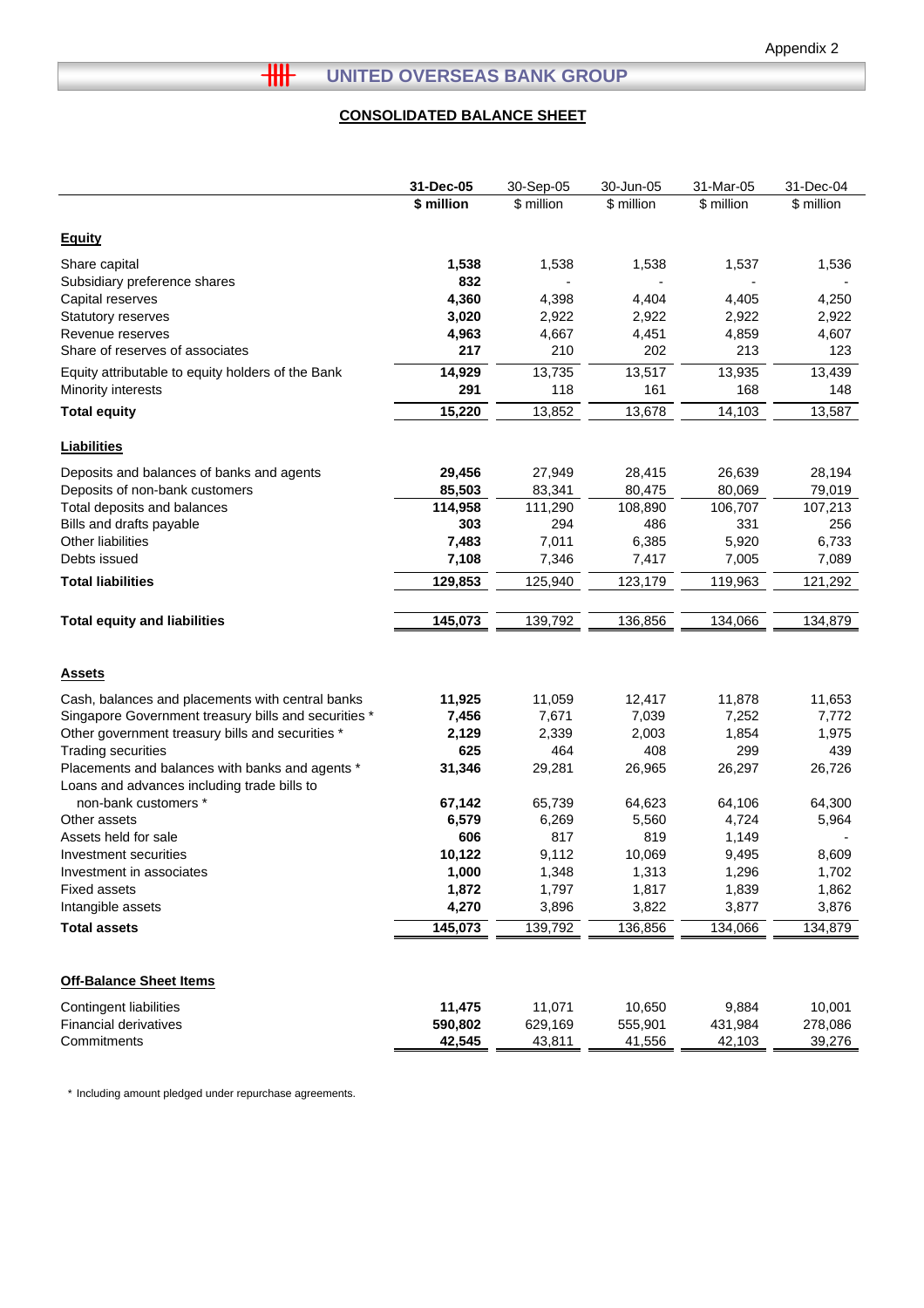Appendix 2

# UNITED OVERSEAS BANK GROUP

## CONSOLIDATED BALANCE SHEET

| | 31-Dec-05 | 30-Sep-05 | 30-Jun-05 | 31-Mar-05 | 31-Dec-04 |
|---|---|---|---|---|---|
| | **$ million** | $ million | $ million | $ million | $ million |
| **Equity** | | | | | |
| Share capital | **1,538** | 1,538 | 1,538 | 1,537 | 1,536 |
| Subsidiary preference shares | **832** | - | - | - | - |
| Capital reserves | **4,360** | 4,398 | 4,404 | 4,405 | 4,250 |
| Statutory reserves | **3,020** | 2,922 | 2,922 | 2,922 | 2,922 |
| Revenue reserves | **4,963** | 4,667 | 4,451 | 4,859 | 4,607 |
| Share of reserves of associates | **217** | 210 | 202 | 213 | 123 |
| Equity attributable to equity holders of the Bank | **14,929** | 13,735 | 13,517 | 13,935 | 13,439 |
| Minority interests | **291** | 118 | 161 | 168 | 148 |
| **Total equity** | **15,220** | 13,852 | 13,678 | 14,103 | 13,587 |
| **Liabilities** | | | | | |
| Deposits and balances of banks and agents | **29,456** | 27,949 | 28,415 | 26,639 | 28,194 |
| Deposits of non-bank customers | **85,503** | 83,341 | 80,475 | 80,069 | 79,019 |
| Total deposits and balances | **114,958** | 111,290 | 108,890 | 106,707 | 107,213 |
| Bills and drafts payable | **303** | 294 | 486 | 331 | 256 |
| Other liabilities | **7,483** | 7,011 | 6,385 | 5,920 | 6,733 |
| Debts issued | **7,108** | 7,346 | 7,417 | 7,005 | 7,089 |
| **Total liabilities** | **129,853** | 125,940 | 123,179 | 119,963 | 121,292 |
| **Total equity and liabilities** | **145,073** | 139,792 | 136,856 | 134,066 | 134,879 |
| **Assets** | | | | | |
| Cash, balances and placements with central banks | **11,925** | 11,059 | 12,417 | 11,878 | 11,653 |
| Singapore Government treasury bills and securities * | **7,456** | 7,671 | 7,039 | 7,252 | 7,772 |
| Other government treasury bills and securities * | **2,129** | 2,339 | 2,003 | 1,854 | 1,975 |
| Trading securities | **625** | 464 | 408 | 299 | 439 |
| Placements and balances with banks and agents * | **31,346** | 29,281 | 26,965 | 26,297 | 26,726 |
| Loans and advances including trade bills to non-bank customers * | **67,142** | 65,739 | 64,623 | 64,106 | 64,300 |
| Other assets | **6,579** | 6,269 | 5,560 | 4,724 | 5,964 |
| Assets held for sale | **606** | 817 | 819 | 1,149 | - |
| Investment securities | **10,122** | 9,112 | 10,069 | 9,495 | 8,609 |
| Investment in associates | **1,000** | 1,348 | 1,313 | 1,296 | 1,702 |
| Fixed assets | **1,872** | 1,797 | 1,817 | 1,839 | 1,862 |
| Intangible assets | **4,270** | 3,896 | 3,822 | 3,877 | 3,876 |
| **Total assets** | **145,073** | 139,792 | 136,856 | 134,066 | 134,879 |
| **Off-Balance Sheet Items** | | | | | |
| Contingent liabilities | **11,475** | 11,071 | 10,650 | 9,884 | 10,001 |
| Financial derivatives | **590,802** | 629,169 | 555,901 | 431,984 | 278,086 |
| Commitments | **42,545** | 43,811 | 41,556 | 42,103 | 39,276 |

\* Including amount pledged under repurchase agreements.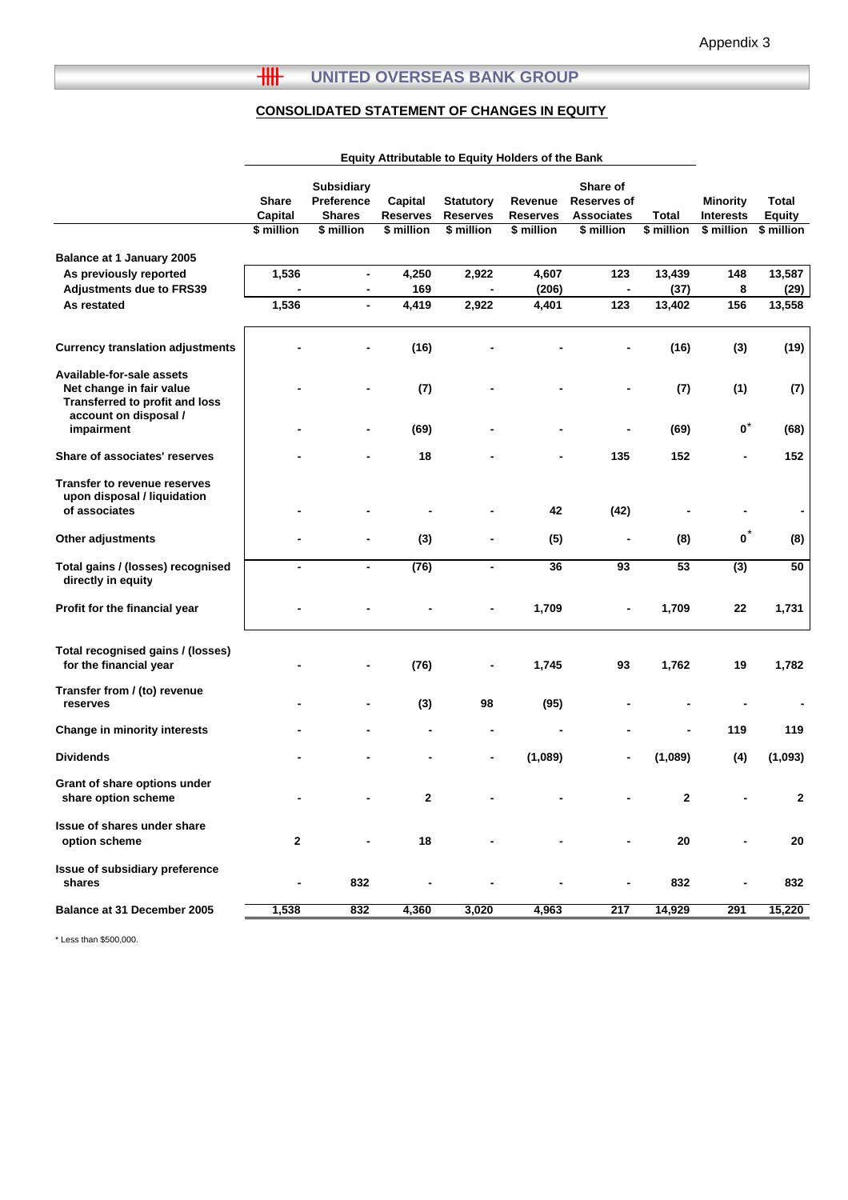Appendix 3

# UNITED OVERSEAS BANK GROUP

## CONSOLIDATED STATEMENT OF CHANGES IN EQUITY

| | Equity Attributable to Equity Holders of the Bank | | | | | | | | |
|---|---|---|---|---|---|---|---|---|---|
| | Share Capital | Subsidiary Preference Shares | Capital Reserves | Statutory Reserves | Revenue Reserves | Share of Reserves of Associates | Total | Minority Interests | Total Equity |
| | $ million | $ million | $ million | $ million | $ million | $ million | $ million | $ million | $ million |
| **Balance at 1 January 2005** | | | | | | | | | |
| As previously reported | 1,536 | - | 4,250 | 2,922 | 4,607 | 123 | 13,439 | 148 | 13,587 |
| Adjustments due to FRS39 | - | - | 169 | - | (206) | - | (37) | 8 | (29) |
| As restated | 1,536 | - | 4,419 | 2,922 | 4,401 | 123 | 13,402 | 156 | 13,558 |
| **Currency translation adjustments** | - | - | (16) | - | - | - | (16) | (3) | (19) |
| **Available-for-sale assets** | | | | | | | | | |
| Net change in fair value | - | - | (7) | - | - | - | (7) | (1) | (7) |
| Transferred to profit and loss account on disposal / impairment | - | - | (69) | - | - | - | (69) | 0* | (68) |
| **Share of associates' reserves** | - | - | 18 | - | - | 135 | 152 | - | 152 |
| **Transfer to revenue reserves upon disposal / liquidation of associates** | - | - | - | - | 42 | (42) | - | - | - |
| **Other adjustments** | - | - | (3) | - | (5) | - | (8) | 0* | (8) |
| **Total gains / (losses) recognised directly in equity** | - | - | (76) | - | 36 | 93 | 53 | (3) | 50 |
| **Profit for the financial year** | - | - | - | - | 1,709 | - | 1,709 | 22 | 1,731 |
| **Total recognised gains / (losses) for the financial year** | - | - | (76) | - | 1,745 | 93 | 1,762 | 19 | 1,782 |
| **Transfer from / (to) revenue reserves** | - | - | (3) | 98 | (95) | - | - | - | - |
| **Change in minority interests** | - | - | - | - | - | - | - | 119 | 119 |
| **Dividends** | - | - | - | - | (1,089) | - | (1,089) | (4) | (1,093) |
| **Grant of share options under share option scheme** | - | - | 2 | - | - | - | 2 | - | 2 |
| **Issue of shares under share option scheme** | 2 | - | 18 | - | - | - | 20 | - | 20 |
| **Issue of subsidiary preference shares** | - | 832 | - | - | - | - | 832 | - | 832 |
| **Balance at 31 December 2005** | 1,538 | 832 | 4,360 | 3,020 | 4,963 | 217 | 14,929 | 291 | 15,220 |

* Less than $500,000.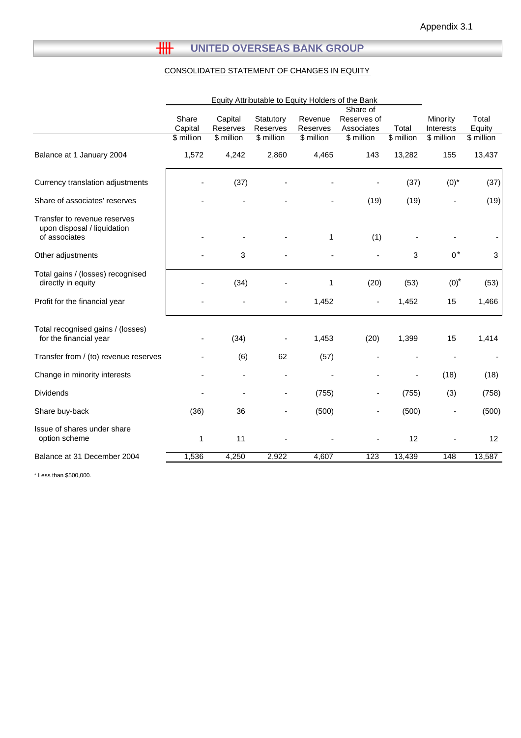Appendix 3.1

# UNITED OVERSEAS BANK GROUP

## CONSOLIDATED STATEMENT OF CHANGES IN EQUITY

| | Equity Attributable to Equity Holders of the Bank | | | | | | | |
|---|---|---|---|---|---|---|---|---|
| | Share Capital | Capital Reserves | Statutory Reserves | Revenue Reserves | Share of Reserves of Associates | Total | Minority Interests | Total Equity |
| | $ million | $ million | $ million | $ million | $ million | $ million | $ million | $ million |
| Balance at 1 January 2004 | 1,572 | 4,242 | 2,860 | 4,465 | 143 | 13,282 | 155 | 13,437 |
| Currency translation adjustments | - | (37) | - | - | - | (37) | (0)* | (37) |
| Share of associates' reserves | - | - | - | - | (19) | (19) | - | (19) |
| Transfer to revenue reserves upon disposal / liquidation of associates | - | - | - | 1 | (1) | - | - | - |
| Other adjustments | - | 3 | - | - | - | 3 | 0* | 3 |
| Total gains / (losses) recognised directly in equity | - | (34) | - | 1 | (20) | (53) | (0)* | (53) |
| Profit for the financial year | - | - | - | 1,452 | - | 1,452 | 15 | 1,466 |
| Total recognised gains / (losses) for the financial year | - | (34) | - | 1,453 | (20) | 1,399 | 15 | 1,414 |
| Transfer from / (to) revenue reserves | - | (6) | 62 | (57) | - | - | - | - |
| Change in minority interests | - | - | - | - | - | - | (18) | (18) |
| Dividends | - | - | - | (755) | - | (755) | (3) | (758) |
| Share buy-back | (36) | 36 | - | (500) | - | (500) | - | (500) |
| Issue of shares under share option scheme | 1 | 11 | - | - | - | 12 | - | 12 |
| Balance at 31 December 2004 | 1,536 | 4,250 | 2,922 | 4,607 | 123 | 13,439 | 148 | 13,587 |

* Less than $500,000.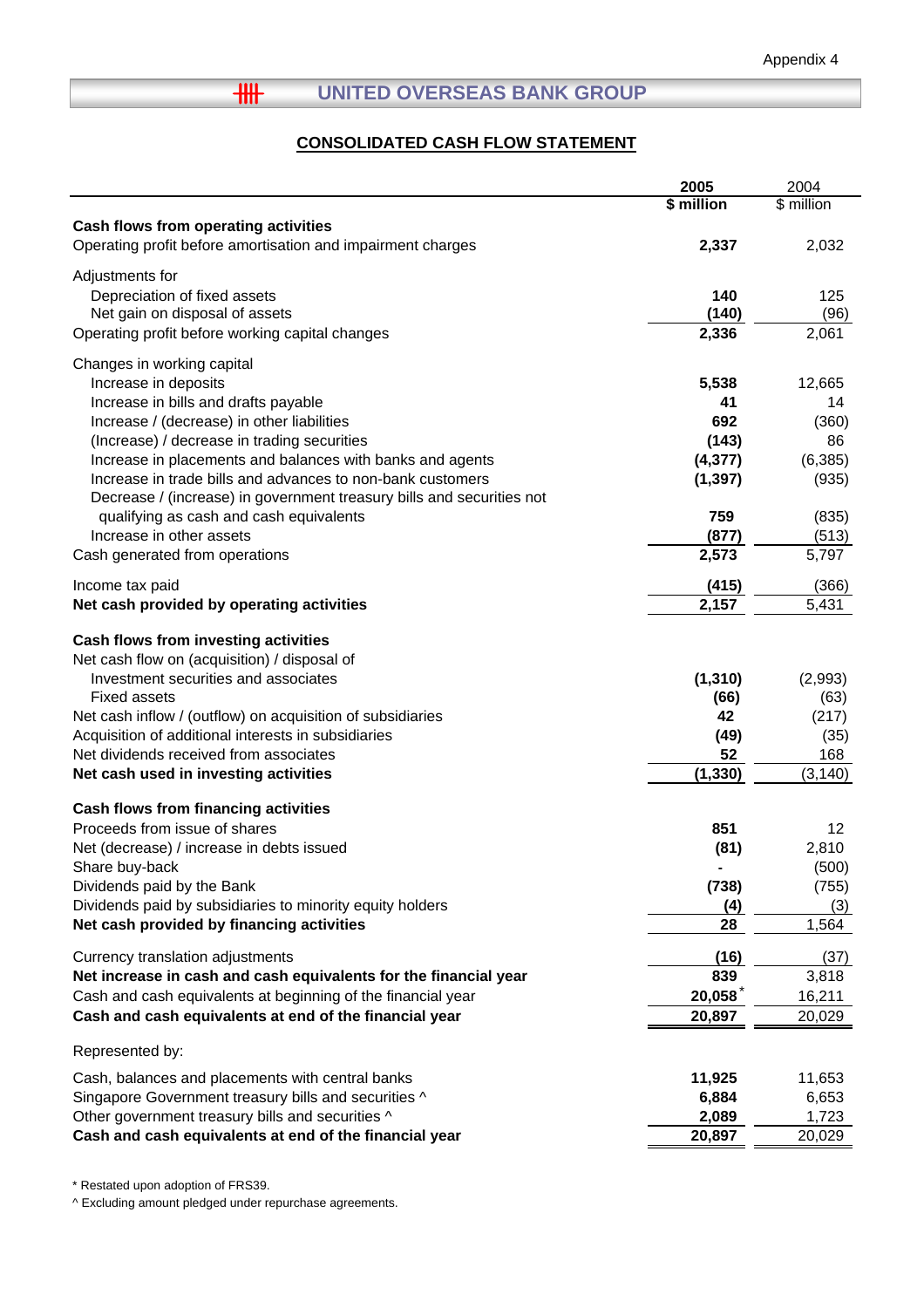Appendix 4

## UNITED OVERSEAS BANK GROUP

### CONSOLIDATED CASH FLOW STATEMENT

| | 2005<br>$ million | 2004<br>$ million |
|---|---|---|
| **Cash flows from operating activities** | | |
| Operating profit before amortisation and impairment charges | **2,337** | 2,032 |
| Adjustments for | | |
| Depreciation of fixed assets | **140** | 125 |
| Net gain on disposal of assets | **(140)** | (96) |
| Operating profit before working capital changes | **2,336** | 2,061 |
| Changes in working capital | | |
| Increase in deposits | **5,538** | 12,665 |
| Increase in bills and drafts payable | **41** | 14 |
| Increase / (decrease) in other liabilities | **692** | (360) |
| (Increase) / decrease in trading securities | **(143)** | 86 |
| Increase in placements and balances with banks and agents | **(4,377)** | (6,385) |
| Increase in trade bills and advances to non-bank customers | **(1,397)** | (935) |
| Decrease / (increase) in government treasury bills and securities not qualifying as cash and cash equivalents | **759** | (835) |
| Increase in other assets | **(877)** | (513) |
| Cash generated from operations | **2,573** | 5,797 |
| Income tax paid | **(415)** | (366) |
| **Net cash provided by operating activities** | **2,157** | 5,431 |
| **Cash flows from investing activities** | | |
| Net cash flow on (acquisition) / disposal of | | |
| Investment securities and associates | **(1,310)** | (2,993) |
| Fixed assets | **(66)** | (63) |
| Net cash inflow / (outflow) on acquisition of subsidiaries | **42** | (217) |
| Acquisition of additional interests in subsidiaries | **(49)** | (35) |
| Net dividends received from associates | **52** | 168 |
| **Net cash used in investing activities** | **(1,330)** | (3,140) |
| **Cash flows from financing activities** | | |
| Proceeds from issue of shares | **851** | 12 |
| Net (decrease) / increase in debts issued | **(81)** | 2,810 |
| Share buy-back | **-** | (500) |
| Dividends paid by the Bank | **(738)** | (755) |
| Dividends paid by subsidiaries to minority equity holders | **(4)** | (3) |
| **Net cash provided by financing activities** | **28** | 1,564 |
| Currency translation adjustments | **(16)** | (37) |
| **Net increase in cash and cash equivalents for the financial year** | **839** | 3,818 |
| Cash and cash equivalents at beginning of the financial year | **20,058** * | 16,211 |
| **Cash and cash equivalents at end of the financial year** | **20,897** | 20,029 |
| Represented by: | | |
| Cash, balances and placements with central banks | **11,925** | 11,653 |
| Singapore Government treasury bills and securities ^ | **6,884** | 6,653 |
| Other government treasury bills and securities ^ | **2,089** | 1,723 |
| **Cash and cash equivalents at end of the financial year** | **20,897** | 20,029 |

\* Restated upon adoption of FRS39.

^ Excluding amount pledged under repurchase agreements.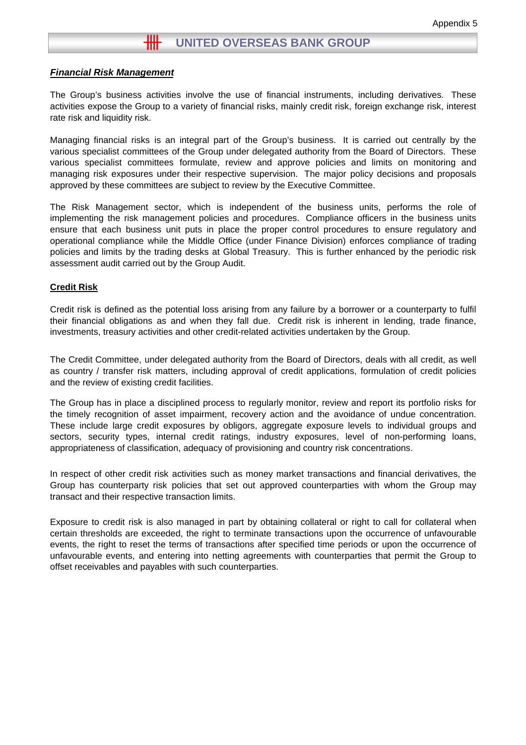Appendix 5

# UNITED OVERSEAS BANK GROUP

## ***Financial Risk Management***

The Group's business activities involve the use of financial instruments, including derivatives. These activities expose the Group to a variety of financial risks, mainly credit risk, foreign exchange risk, interest rate risk and liquidity risk.

Managing financial risks is an integral part of the Group's business. It is carried out centrally by the various specialist committees of the Group under delegated authority from the Board of Directors. These various specialist committees formulate, review and approve policies and limits on monitoring and managing risk exposures under their respective supervision. The major policy decisions and proposals approved by these committees are subject to review by the Executive Committee.

The Risk Management sector, which is independent of the business units, performs the role of implementing the risk management policies and procedures. Compliance officers in the business units ensure that each business unit puts in place the proper control procedures to ensure regulatory and operational compliance while the Middle Office (under Finance Division) enforces compliance of trading policies and limits by the trading desks at Global Treasury. This is further enhanced by the periodic risk assessment audit carried out by the Group Audit.

### **Credit Risk**

Credit risk is defined as the potential loss arising from any failure by a borrower or a counterparty to fulfil their financial obligations as and when they fall due. Credit risk is inherent in lending, trade finance, investments, treasury activities and other credit-related activities undertaken by the Group.

The Credit Committee, under delegated authority from the Board of Directors, deals with all credit, as well as country / transfer risk matters, including approval of credit applications, formulation of credit policies and the review of existing credit facilities.

The Group has in place a disciplined process to regularly monitor, review and report its portfolio risks for the timely recognition of asset impairment, recovery action and the avoidance of undue concentration. These include large credit exposures by obligors, aggregate exposure levels to individual groups and sectors, security types, internal credit ratings, industry exposures, level of non-performing loans, appropriateness of classification, adequacy of provisioning and country risk concentrations.

In respect of other credit risk activities such as money market transactions and financial derivatives, the Group has counterparty risk policies that set out approved counterparties with whom the Group may transact and their respective transaction limits.

Exposure to credit risk is also managed in part by obtaining collateral or right to call for collateral when certain thresholds are exceeded, the right to terminate transactions upon the occurrence of unfavourable events, the right to reset the terms of transactions after specified time periods or upon the occurrence of unfavourable events, and entering into netting agreements with counterparties that permit the Group to offset receivables and payables with such counterparties.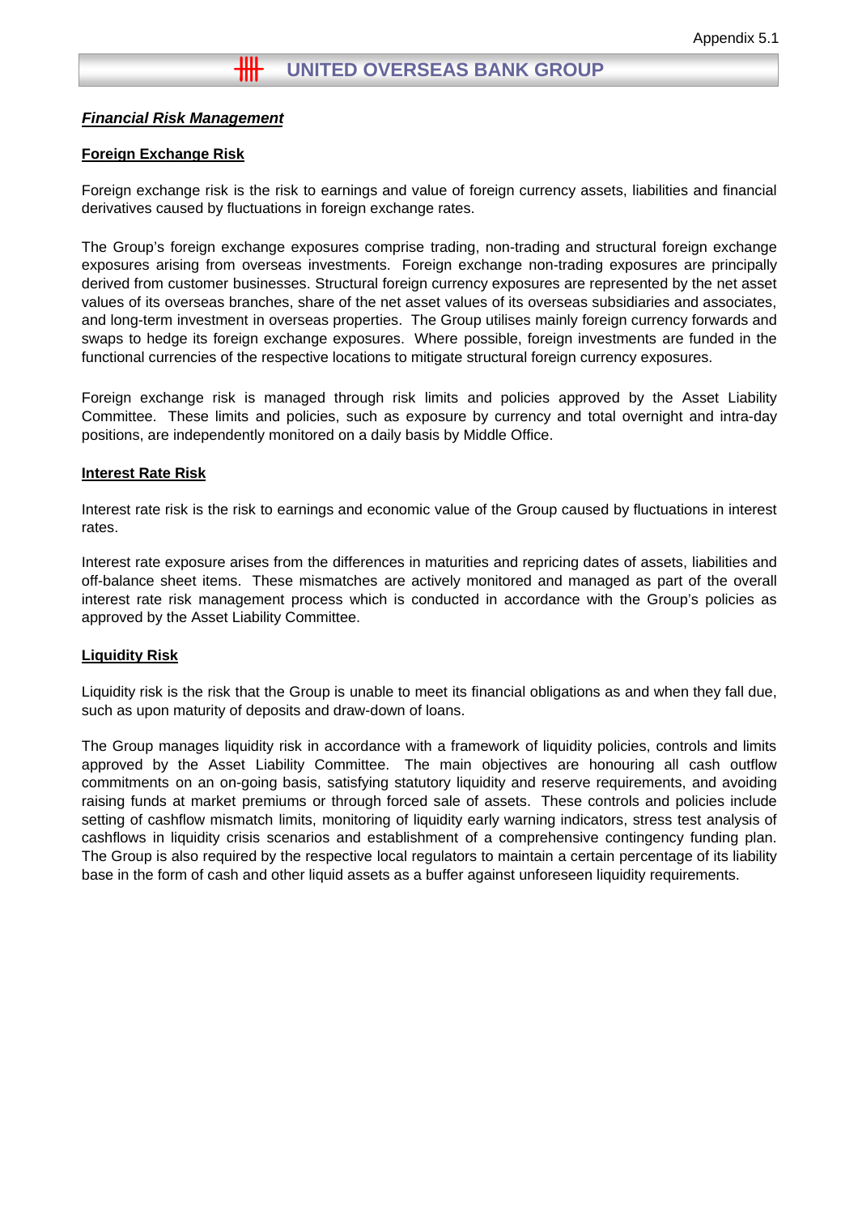Appendix 5.1

# UNITED OVERSEAS BANK GROUP

## ***Financial Risk Management***

### **Foreign Exchange Risk**

Foreign exchange risk is the risk to earnings and value of foreign currency assets, liabilities and financial derivatives caused by fluctuations in foreign exchange rates.

The Group's foreign exchange exposures comprise trading, non-trading and structural foreign exchange exposures arising from overseas investments. Foreign exchange non-trading exposures are principally derived from customer businesses. Structural foreign currency exposures are represented by the net asset values of its overseas branches, share of the net asset values of its overseas subsidiaries and associates, and long-term investment in overseas properties. The Group utilises mainly foreign currency forwards and swaps to hedge its foreign exchange exposures. Where possible, foreign investments are funded in the functional currencies of the respective locations to mitigate structural foreign currency exposures.

Foreign exchange risk is managed through risk limits and policies approved by the Asset Liability Committee. These limits and policies, such as exposure by currency and total overnight and intra-day positions, are independently monitored on a daily basis by Middle Office.

### **Interest Rate Risk**

Interest rate risk is the risk to earnings and economic value of the Group caused by fluctuations in interest rates.

Interest rate exposure arises from the differences in maturities and repricing dates of assets, liabilities and off-balance sheet items. These mismatches are actively monitored and managed as part of the overall interest rate risk management process which is conducted in accordance with the Group's policies as approved by the Asset Liability Committee.

### **Liquidity Risk**

Liquidity risk is the risk that the Group is unable to meet its financial obligations as and when they fall due, such as upon maturity of deposits and draw-down of loans.

The Group manages liquidity risk in accordance with a framework of liquidity policies, controls and limits approved by the Asset Liability Committee. The main objectives are honouring all cash outflow commitments on an on-going basis, satisfying statutory liquidity and reserve requirements, and avoiding raising funds at market premiums or through forced sale of assets. These controls and policies include setting of cashflow mismatch limits, monitoring of liquidity early warning indicators, stress test analysis of cashflows in liquidity crisis scenarios and establishment of a comprehensive contingency funding plan. The Group is also required by the respective local regulators to maintain a certain percentage of its liability base in the form of cash and other liquid assets as a buffer against unforeseen liquidity requirements.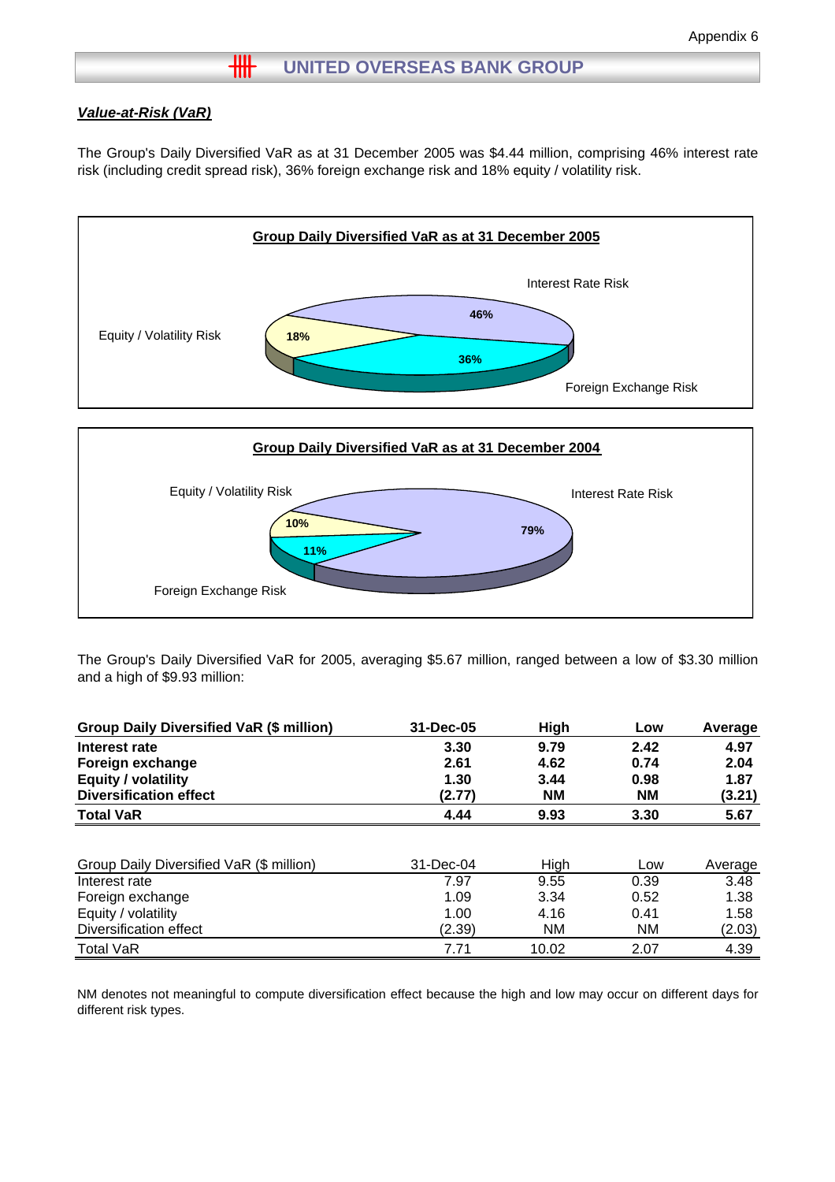# UNITED OVERSEAS BANK GROUP

Appendix 6

***Value-at-Risk (VaR)***

The Group's Daily Diversified VaR as at 31 December 2005 was $4.44 million, comprising 46% interest rate risk (including credit spread risk), 36% foreign exchange risk and 18% equity / volatility risk.

**Group Daily Diversified VaR as at 31 December 2005**

- Interest Rate Risk: 46%
- Foreign Exchange Risk: 36%
- Equity / Volatility Risk: 18%

**Group Daily Diversified VaR as at 31 December 2004**

- Interest Rate Risk: 79%
- Foreign Exchange Risk: 11%
- Equity / Volatility Risk: 10%

The Group's Daily Diversified VaR for 2005, averaging $5.67 million, ranged between a low of $3.30 million and a high of $9.93 million:

| **Group Daily Diversified VaR ($ million)** | **31-Dec-05** | **High** | **Low** | **Average** |
|---|---|---|---|---|
| **Interest rate** | **3.30** | **9.79** | **2.42** | **4.97** |
| **Foreign exchange** | **2.61** | **4.62** | **0.74** | **2.04** |
| **Equity / volatility** | **1.30** | **3.44** | **0.98** | **1.87** |
| **Diversification effect** | **(2.77)** | **NM** | **NM** | **(3.21)** |
| **Total VaR** | **4.44** | **9.93** | **3.30** | **5.67** |

| Group Daily Diversified VaR ($ million) | 31-Dec-04 | High | Low | Average |
|---|---|---|---|---|
| Interest rate | 7.97 | 9.55 | 0.39 | 3.48 |
| Foreign exchange | 1.09 | 3.34 | 0.52 | 1.38 |
| Equity / volatility | 1.00 | 4.16 | 0.41 | 1.58 |
| Diversification effect | (2.39) | NM | NM | (2.03) |
| Total VaR | 7.71 | 10.02 | 2.07 | 4.39 |

NM denotes not meaningful to compute diversification effect because the high and low may occur on different days for different risk types.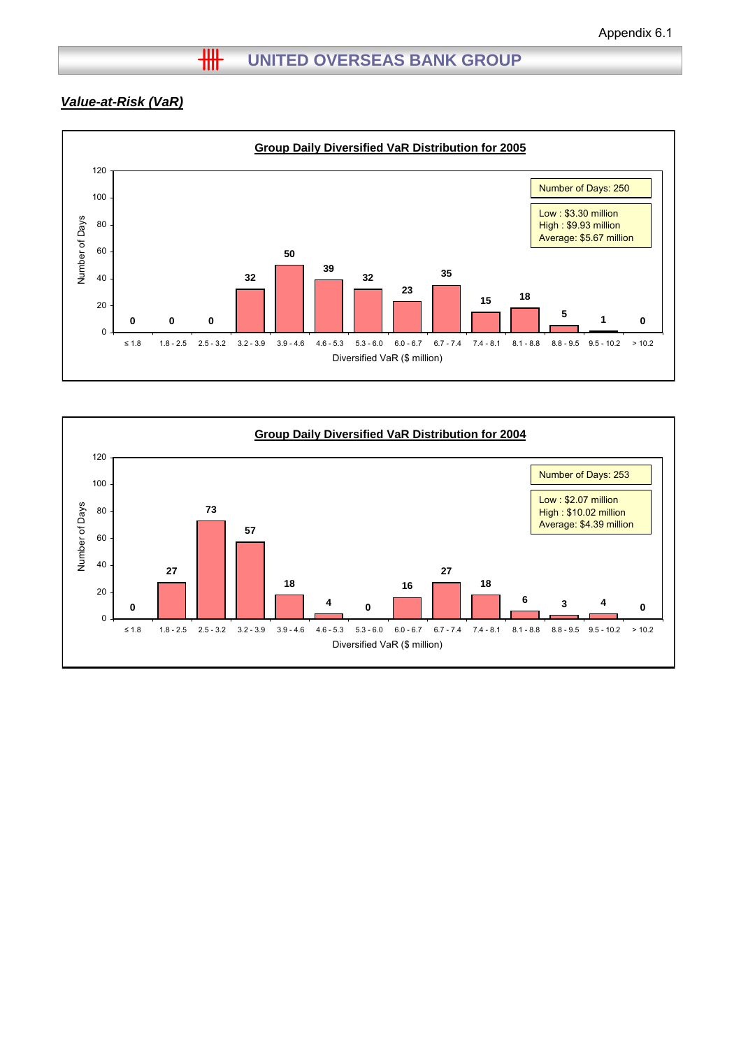Appendix 6.1

# UNITED OVERSEAS BANK GROUP

## *Value-at-Risk (VaR)*

### Group Daily Diversified VaR Distribution for 2005

Number of Days: 250

Low : $3.30 million
High : $9.93 million
Average: $5.67 million

| Diversified VaR ($ million) | Number of Days |
|---|---|
| ≤ 1.8 | 0 |
| 1.8 - 2.5 | 0 |
| 2.5 - 3.2 | 0 |
| 3.2 - 3.9 | 32 |
| 3.9 - 4.6 | 50 |
| 4.6 - 5.3 | 39 |
| 5.3 - 6.0 | 32 |
| 6.0 - 6.7 | 23 |
| 6.7 - 7.4 | 35 |
| 7.4 - 8.1 | 15 |
| 8.1 - 8.8 | 18 |
| 8.8 - 9.5 | 5 |
| 9.5 - 10.2 | 1 |
| > 10.2 | 0 |

### Group Daily Diversified VaR Distribution for 2004

Number of Days: 253

Low : $2.07 million
High : $10.02 million
Average: $4.39 million

| Diversified VaR ($ million) | Number of Days |
|---|---|
| ≤ 1.8 | 0 |
| 1.8 - 2.5 | 27 |
| 2.5 - 3.2 | 73 |
| 3.2 - 3.9 | 57 |
| 3.9 - 4.6 | 18 |
| 4.6 - 5.3 | 4 |
| 5.3 - 6.0 | 0 |
| 6.0 - 6.7 | 16 |
| 6.7 - 7.4 | 27 |
| 7.4 - 8.1 | 18 |
| 8.1 - 8.8 | 6 |
| 8.8 - 9.5 | 3 |
| 9.5 - 10.2 | 4 |
| > 10.2 | 0 |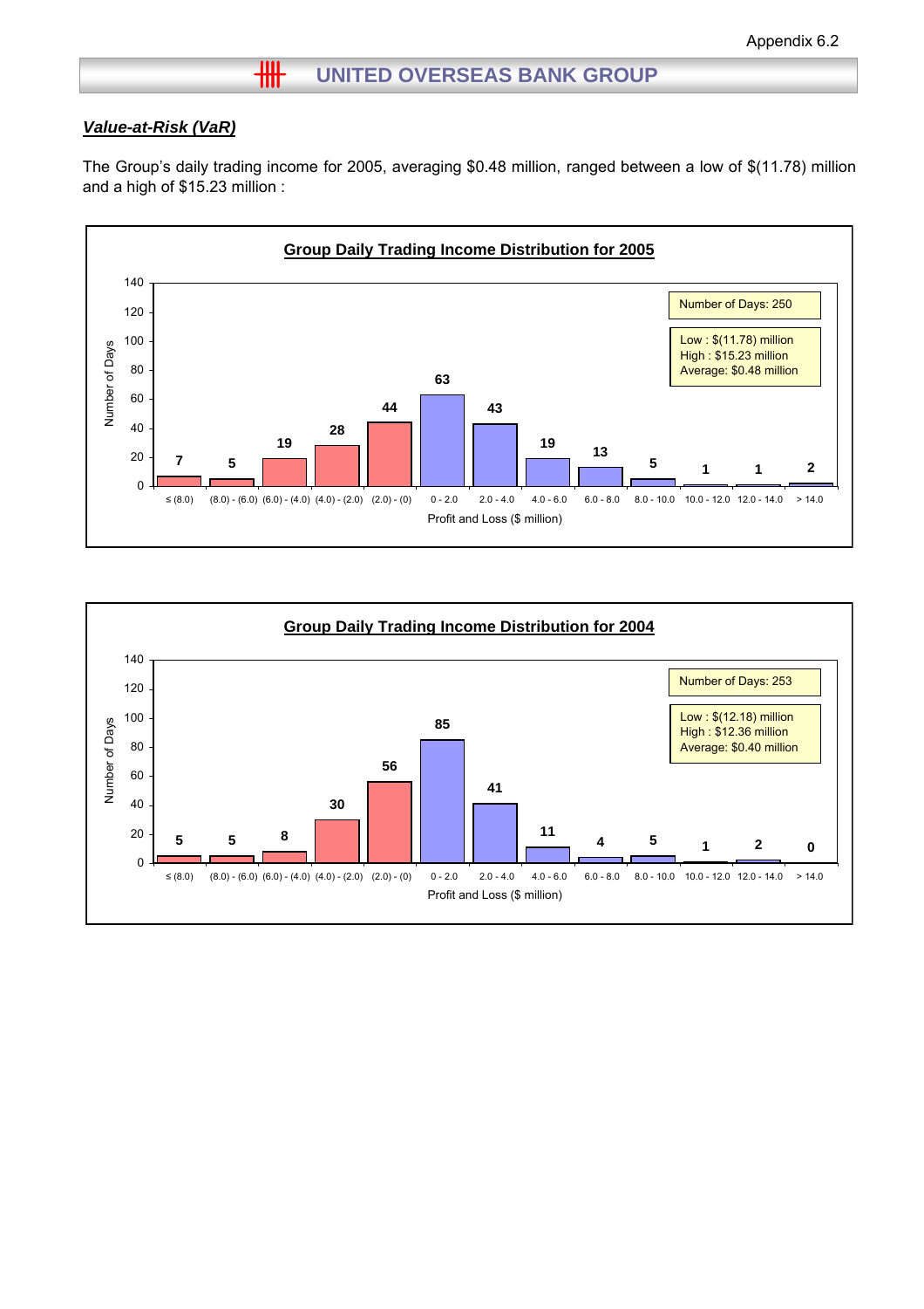Appendix 6.2

# UNITED OVERSEAS BANK GROUP

***Value-at-Risk (VaR)***

The Group's daily trading income for 2005, averaging $0.48 million, ranged between a low of $(11.78) million and a high of $15.23 million :

**Group Daily Trading Income Distribution for 2005**

Number of Days: 250

Low : $(11.78) million
High : $15.23 million
Average: $0.48 million

Number of Days

Profit and Loss ($ million)

≤ (8.0): 7
(8.0) - (6.0): 5
(6.0) - (4.0): 19
(4.0) - (2.0): 28
(2.0) - (0): 44
0 - 2.0: 63
2.0 - 4.0: 43
4.0 - 6.0: 19
6.0 - 8.0: 13
8.0 - 10.0: 5
10.0 - 12.0: 1
12.0 - 14.0: 1
> 14.0: 2

**Group Daily Trading Income Distribution for 2004**

Number of Days: 253

Low : $(12.18) million
High : $12.36 million
Average: $0.40 million

Number of Days

Profit and Loss ($ million)

≤ (8.0): 5
(8.0) - (6.0): 5
(6.0) - (4.0): 8
(4.0) - (2.0): 30
(2.0) - (0): 56
0 - 2.0: 85
2.0 - 4.0: 41
4.0 - 6.0: 11
6.0 - 8.0: 4
8.0 - 10.0: 5
10.0 - 12.0: 1
12.0 - 14.0: 2
> 14.0: 0